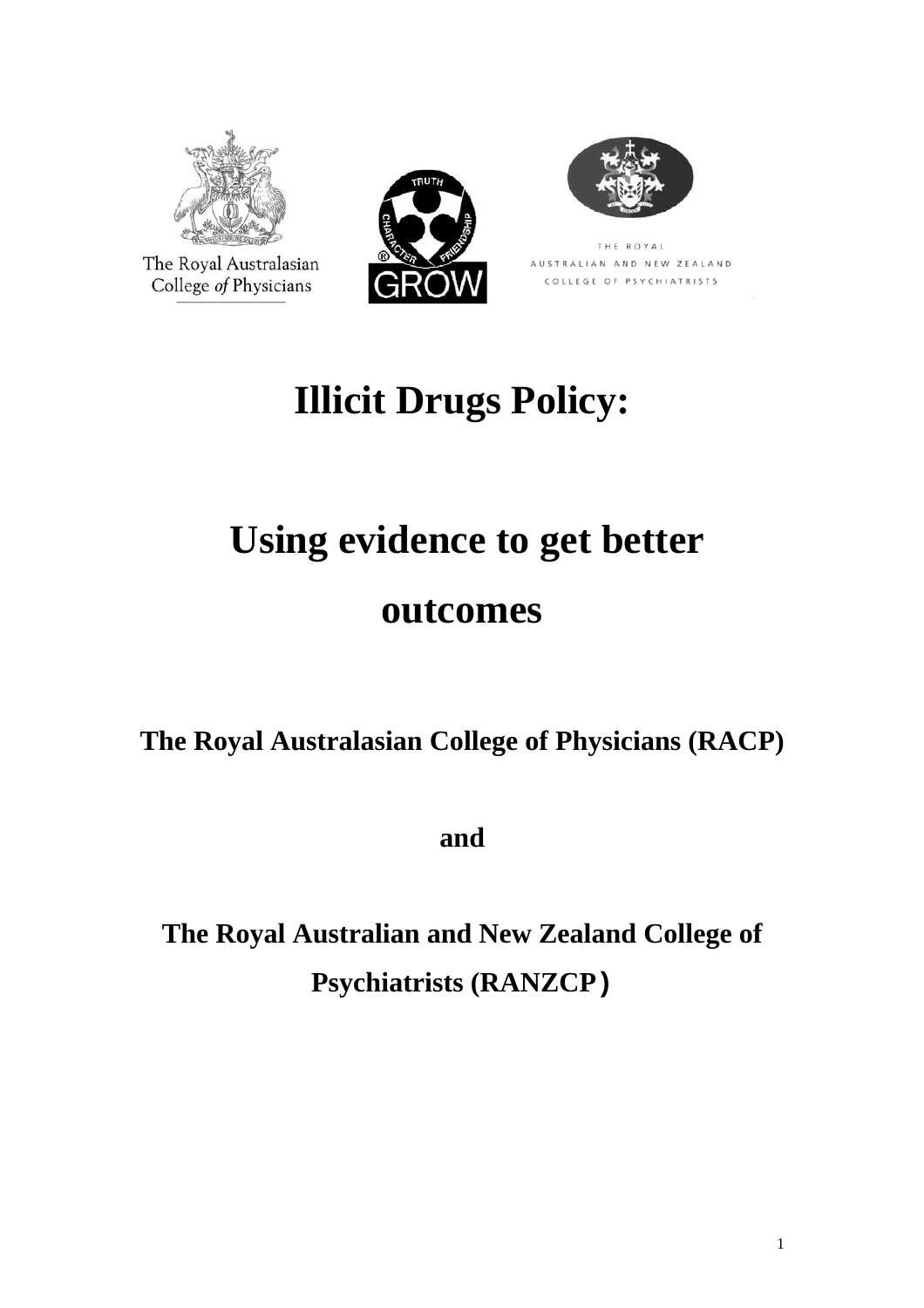The Royal Australasian College *of* Physicians

TRUTH CHARACTER FRIENDSHIP GROW

THE ROYAL AUSTRALIAN AND NEW ZEALAND COLLEGE OF PSYCHIATRISTS

# Illicit Drugs Policy:

# Using evidence to get better outcomes

**The Royal Australasian College of Physicians (RACP)**

**and**

**The Royal Australian and New Zealand College of Psychiatrists (RANZCP)**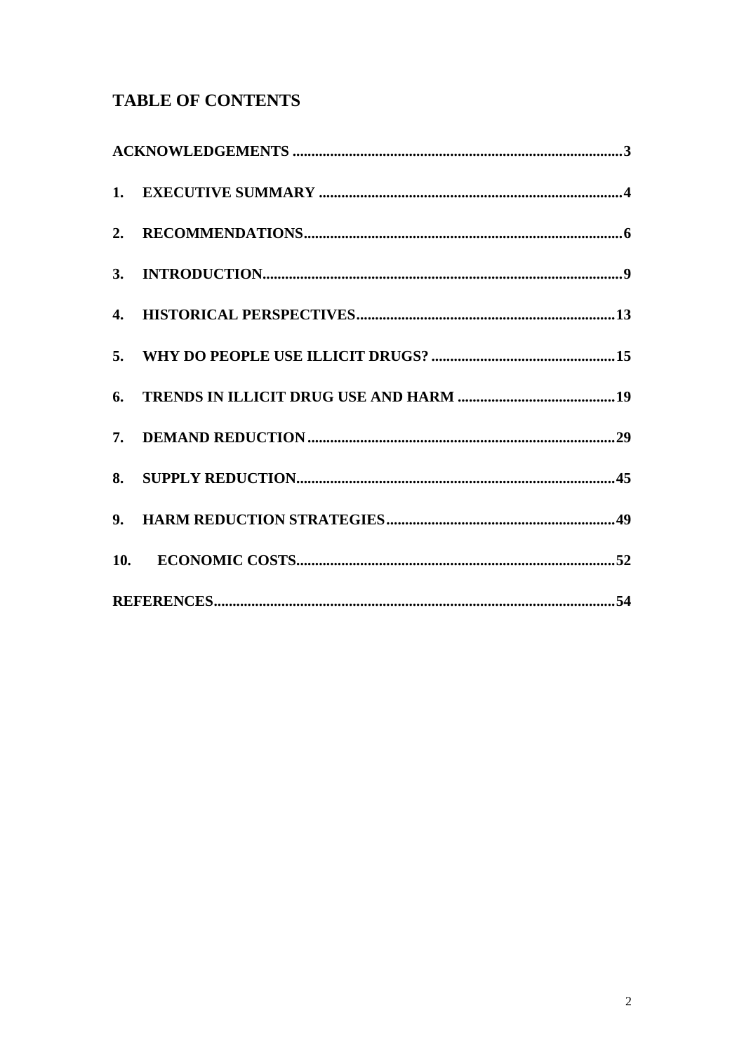## TABLE OF CONTENTS

**ACKNOWLEDGEMENTS .......................................................................................3**

**1. EXECUTIVE SUMMARY ................................................................................4**

**2. RECOMMENDATIONS....................................................................................6**

**3. INTRODUCTION...............................................................................................9**

**4. HISTORICAL PERSPECTIVES....................................................................13**

**5. WHY DO PEOPLE USE ILLICIT DRUGS? ................................................15**

**6. TRENDS IN ILLICIT DRUG USE AND HARM ..........................................19**

**7. DEMAND REDUCTION .................................................................................29**

**8. SUPPLY REDUCTION....................................................................................45**

**9. HARM REDUCTION STRATEGIES............................................................49**

**10. ECONOMIC COSTS...................................................................................52**

**REFERENCES.........................................................................................................54**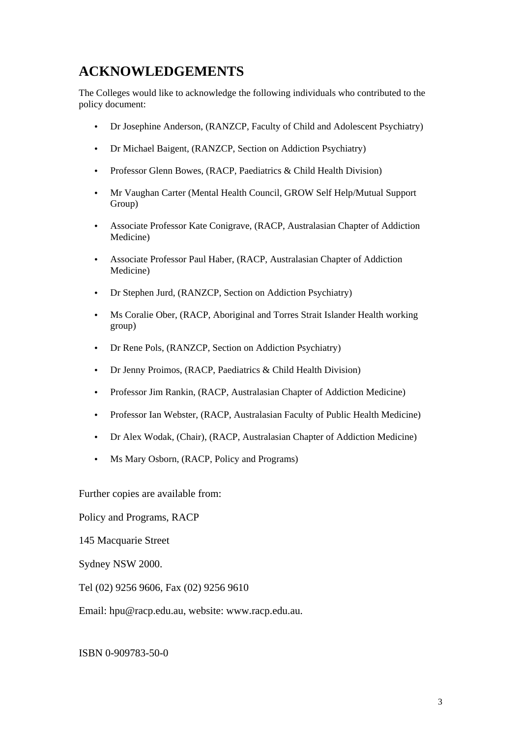# ACKNOWLEDGEMENTS

The Colleges would like to acknowledge the following individuals who contributed to the policy document:

- Dr Josephine Anderson, (RANZCP, Faculty of Child and Adolescent Psychiatry)
- Dr Michael Baigent, (RANZCP, Section on Addiction Psychiatry)
- Professor Glenn Bowes, (RACP, Paediatrics & Child Health Division)
- Mr Vaughan Carter (Mental Health Council, GROW Self Help/Mutual Support Group)
- Associate Professor Kate Conigrave, (RACP, Australasian Chapter of Addiction Medicine)
- Associate Professor Paul Haber, (RACP, Australasian Chapter of Addiction Medicine)
- Dr Stephen Jurd, (RANZCP, Section on Addiction Psychiatry)
- Ms Coralie Ober, (RACP, Aboriginal and Torres Strait Islander Health working group)
- Dr Rene Pols, (RANZCP, Section on Addiction Psychiatry)
- Dr Jenny Proimos, (RACP, Paediatrics & Child Health Division)
- Professor Jim Rankin, (RACP, Australasian Chapter of Addiction Medicine)
- Professor Ian Webster, (RACP, Australasian Faculty of Public Health Medicine)
- Dr Alex Wodak, (Chair), (RACP, Australasian Chapter of Addiction Medicine)
- Ms Mary Osborn, (RACP, Policy and Programs)

Further copies are available from:

Policy and Programs, RACP

145 Macquarie Street

Sydney NSW 2000.

Tel (02) 9256 9606, Fax (02) 9256 9610

Email: hpu@racp.edu.au, website: www.racp.edu.au.

ISBN 0-909783-50-0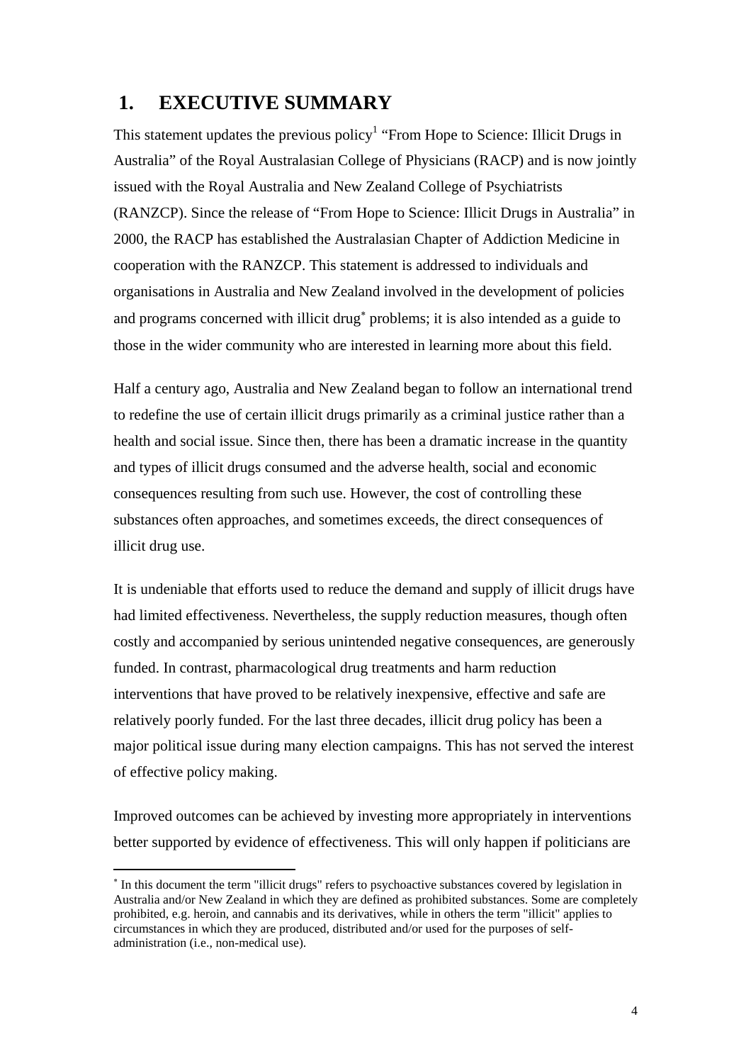# 1. EXECUTIVE SUMMARY

This statement updates the previous policy[1] "From Hope to Science: Illicit Drugs in Australia" of the Royal Australasian College of Physicians (RACP) and is now jointly issued with the Royal Australia and New Zealand College of Psychiatrists (RANZCP). Since the release of "From Hope to Science: Illicit Drugs in Australia" in 2000, the RACP has established the Australasian Chapter of Addiction Medicine in cooperation with the RANZCP. This statement is addressed to individuals and organisations in Australia and New Zealand involved in the development of policies and programs concerned with illicit drug[*] problems; it is also intended as a guide to those in the wider community who are interested in learning more about this field.

Half a century ago, Australia and New Zealand began to follow an international trend to redefine the use of certain illicit drugs primarily as a criminal justice rather than a health and social issue. Since then, there has been a dramatic increase in the quantity and types of illicit drugs consumed and the adverse health, social and economic consequences resulting from such use. However, the cost of controlling these substances often approaches, and sometimes exceeds, the direct consequences of illicit drug use.

It is undeniable that efforts used to reduce the demand and supply of illicit drugs have had limited effectiveness. Nevertheless, the supply reduction measures, though often costly and accompanied by serious unintended negative consequences, are generously funded. In contrast, pharmacological drug treatments and harm reduction interventions that have proved to be relatively inexpensive, effective and safe are relatively poorly funded. For the last three decades, illicit drug policy has been a major political issue during many election campaigns. This has not served the interest of effective policy making.

Improved outcomes can be achieved by investing more appropriately in interventions better supported by evidence of effectiveness. This will only happen if politicians are

---

[*] In this document the term "illicit drugs" refers to psychoactive substances covered by legislation in Australia and/or New Zealand in which they are defined as prohibited substances. Some are completely prohibited, e.g. heroin, and cannabis and its derivatives, while in others the term "illicit" applies to circumstances in which they are produced, distributed and/or used for the purposes of self-administration (i.e., non-medical use).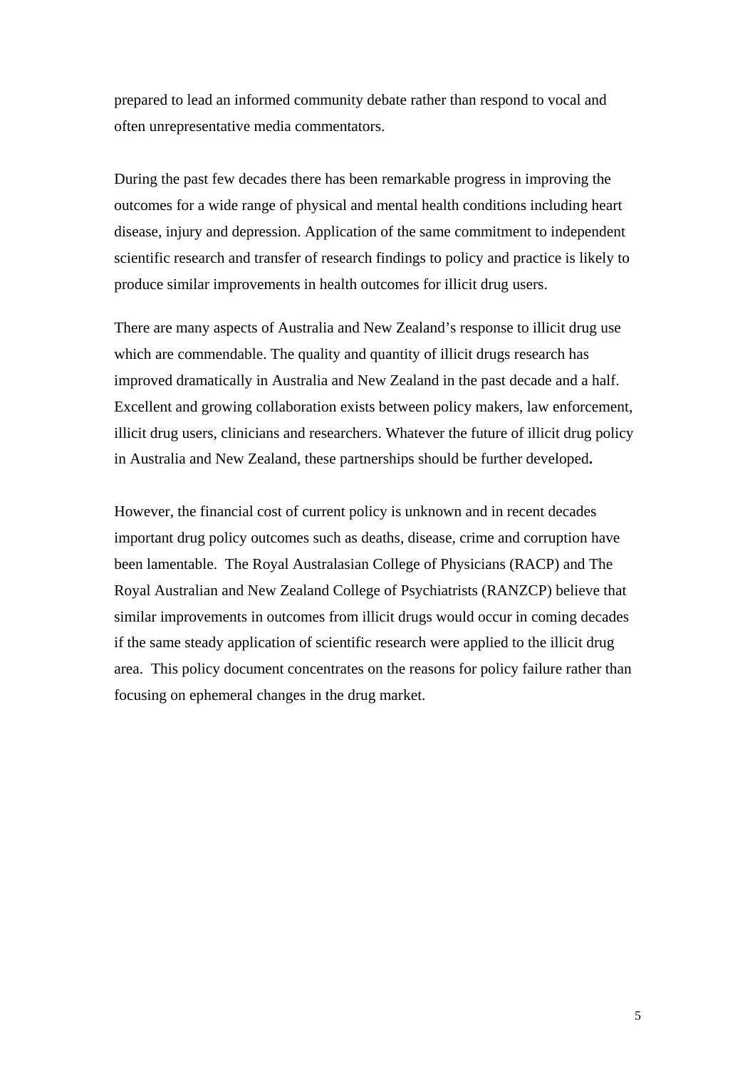prepared to lead an informed community debate rather than respond to vocal and often unrepresentative media commentators.

During the past few decades there has been remarkable progress in improving the outcomes for a wide range of physical and mental health conditions including heart disease, injury and depression. Application of the same commitment to independent scientific research and transfer of research findings to policy and practice is likely to produce similar improvements in health outcomes for illicit drug users.

There are many aspects of Australia and New Zealand's response to illicit drug use which are commendable. The quality and quantity of illicit drugs research has improved dramatically in Australia and New Zealand in the past decade and a half. Excellent and growing collaboration exists between policy makers, law enforcement, illicit drug users, clinicians and researchers. Whatever the future of illicit drug policy in Australia and New Zealand, these partnerships should be further developed.

However, the financial cost of current policy is unknown and in recent decades important drug policy outcomes such as deaths, disease, crime and corruption have been lamentable. The Royal Australasian College of Physicians (RACP) and The Royal Australian and New Zealand College of Psychiatrists (RANZCP) believe that similar improvements in outcomes from illicit drugs would occur in coming decades if the same steady application of scientific research were applied to the illicit drug area. This policy document concentrates on the reasons for policy failure rather than focusing on ephemeral changes in the drug market.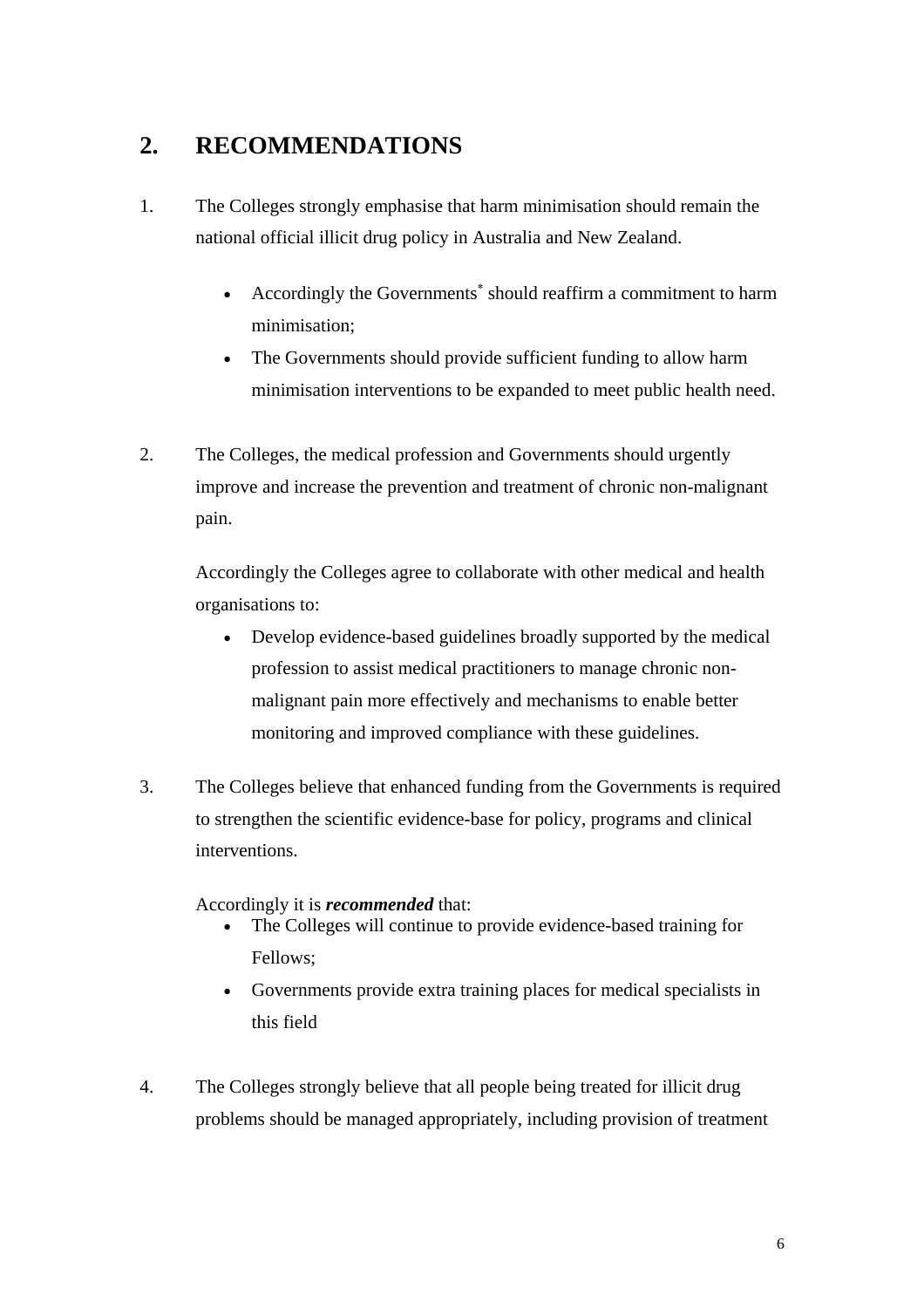## 2. RECOMMENDATIONS

1. The Colleges strongly emphasise that harm minimisation should remain the national official illicit drug policy in Australia and New Zealand.

   - Accordingly the Governments* should reaffirm a commitment to harm minimisation;
   - The Governments should provide sufficient funding to allow harm minimisation interventions to be expanded to meet public health need.

2. The Colleges, the medical profession and Governments should urgently improve and increase the prevention and treatment of chronic non-malignant pain.

   Accordingly the Colleges agree to collaborate with other medical and health organisations to:

   - Develop evidence-based guidelines broadly supported by the medical profession to assist medical practitioners to manage chronic non-malignant pain more effectively and mechanisms to enable better monitoring and improved compliance with these guidelines.

3. The Colleges believe that enhanced funding from the Governments is required to strengthen the scientific evidence-base for policy, programs and clinical interventions.

   Accordingly it is ***recommended*** that:

   - The Colleges will continue to provide evidence-based training for Fellows;
   - Governments provide extra training places for medical specialists in this field

4. The Colleges strongly believe that all people being treated for illicit drug problems should be managed appropriately, including provision of treatment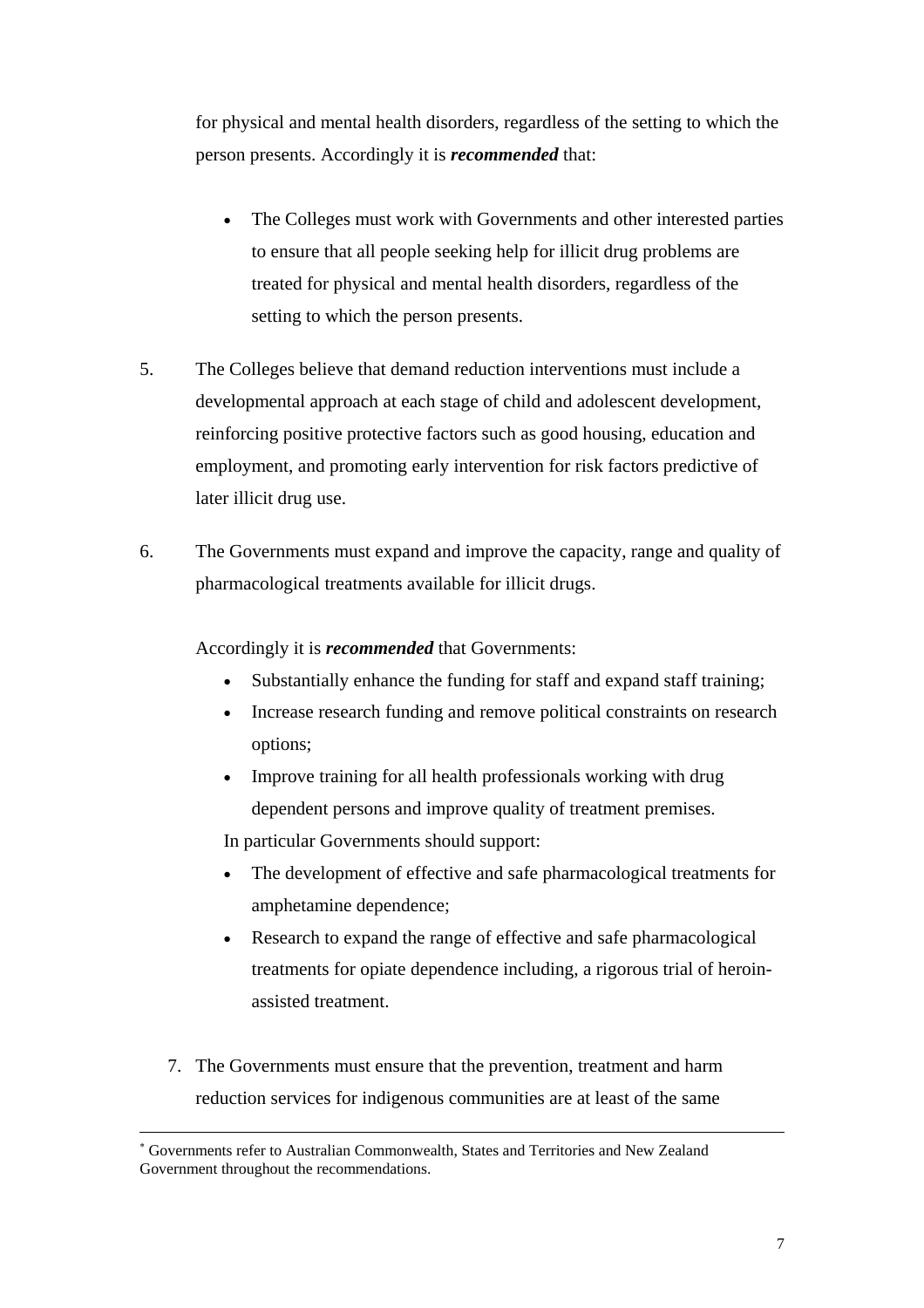for physical and mental health disorders, regardless of the setting to which the person presents. Accordingly it is ***recommended*** that:

- The Colleges must work with Governments and other interested parties to ensure that all people seeking help for illicit drug problems are treated for physical and mental health disorders, regardless of the setting to which the person presents.

5. The Colleges believe that demand reduction interventions must include a developmental approach at each stage of child and adolescent development, reinforcing positive protective factors such as good housing, education and employment, and promoting early intervention for risk factors predictive of later illicit drug use.

6. The Governments must expand and improve the capacity, range and quality of pharmacological treatments available for illicit drugs.

   Accordingly it is ***recommended*** that Governments:

   - Substantially enhance the funding for staff and expand staff training;
   - Increase research funding and remove political constraints on research options;
   - Improve training for all health professionals working with drug dependent persons and improve quality of treatment premises.

   In particular Governments should support:

   - The development of effective and safe pharmacological treatments for amphetamine dependence;
   - Research to expand the range of effective and safe pharmacological treatments for opiate dependence including, a rigorous trial of heroin-assisted treatment.

7. The Governments must ensure that the prevention, treatment and harm reduction services for indigenous communities are at least of the same

---

[*] Governments refer to Australian Commonwealth, States and Territories and New Zealand Government throughout the recommendations.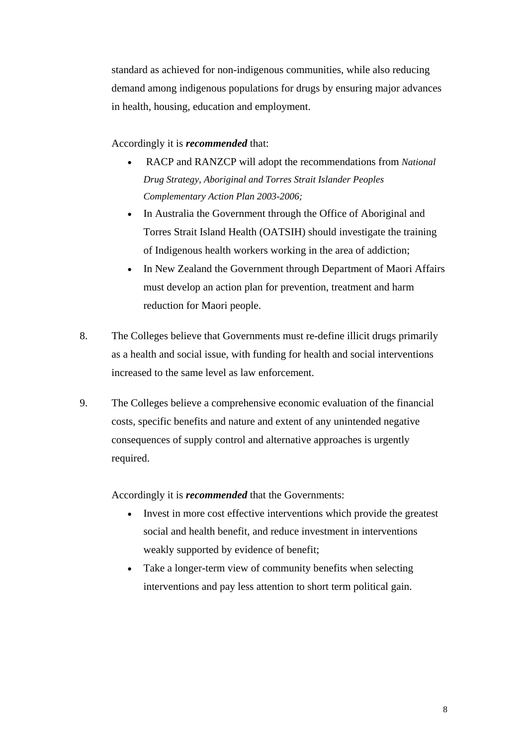standard as achieved for non-indigenous communities, while also reducing demand among indigenous populations for drugs by ensuring major advances in health, housing, education and employment.

Accordingly it is ***recommended*** that:

- RACP and RANZCP will adopt the recommendations from *National Drug Strategy, Aboriginal and Torres Strait Islander Peoples Complementary Action Plan 2003-2006;*
- In Australia the Government through the Office of Aboriginal and Torres Strait Island Health (OATSIH) should investigate the training of Indigenous health workers working in the area of addiction;
- In New Zealand the Government through Department of Maori Affairs must develop an action plan for prevention, treatment and harm reduction for Maori people.

8. The Colleges believe that Governments must re-define illicit drugs primarily as a health and social issue, with funding for health and social interventions increased to the same level as law enforcement.

9. The Colleges believe a comprehensive economic evaluation of the financial costs, specific benefits and nature and extent of any unintended negative consequences of supply control and alternative approaches is urgently required.

   Accordingly it is ***recommended*** that the Governments:

   - Invest in more cost effective interventions which provide the greatest social and health benefit, and reduce investment in interventions weakly supported by evidence of benefit;
   - Take a longer-term view of community benefits when selecting interventions and pay less attention to short term political gain.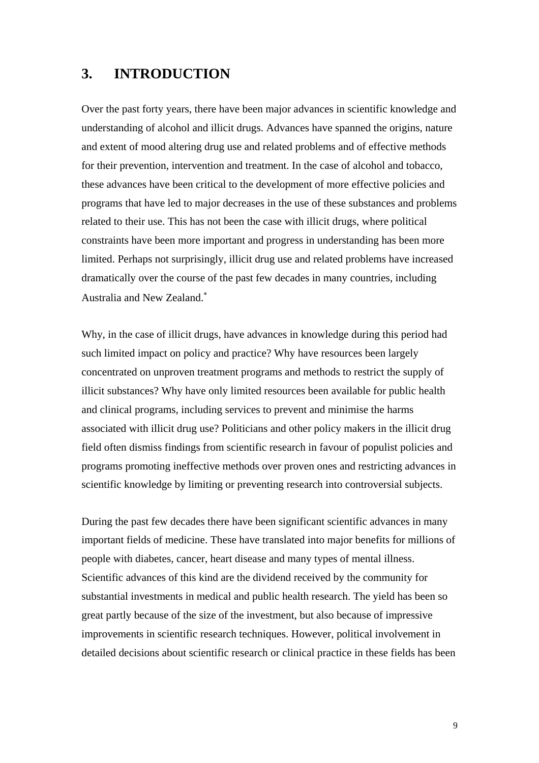# 3. INTRODUCTION

Over the past forty years, there have been major advances in scientific knowledge and understanding of alcohol and illicit drugs. Advances have spanned the origins, nature and extent of mood altering drug use and related problems and of effective methods for their prevention, intervention and treatment. In the case of alcohol and tobacco, these advances have been critical to the development of more effective policies and programs that have led to major decreases in the use of these substances and problems related to their use. This has not been the case with illicit drugs, where political constraints have been more important and progress in understanding has been more limited. Perhaps not surprisingly, illicit drug use and related problems have increased dramatically over the course of the past few decades in many countries, including Australia and New Zealand.[*]

Why, in the case of illicit drugs, have advances in knowledge during this period had such limited impact on policy and practice? Why have resources been largely concentrated on unproven treatment programs and methods to restrict the supply of illicit substances? Why have only limited resources been available for public health and clinical programs, including services to prevent and minimise the harms associated with illicit drug use? Politicians and other policy makers in the illicit drug field often dismiss findings from scientific research in favour of populist policies and programs promoting ineffective methods over proven ones and restricting advances in scientific knowledge by limiting or preventing research into controversial subjects.

During the past few decades there have been significant scientific advances in many important fields of medicine. These have translated into major benefits for millions of people with diabetes, cancer, heart disease and many types of mental illness. Scientific advances of this kind are the dividend received by the community for substantial investments in medical and public health research. The yield has been so great partly because of the size of the investment, but also because of impressive improvements in scientific research techniques. However, political involvement in detailed decisions about scientific research or clinical practice in these fields has been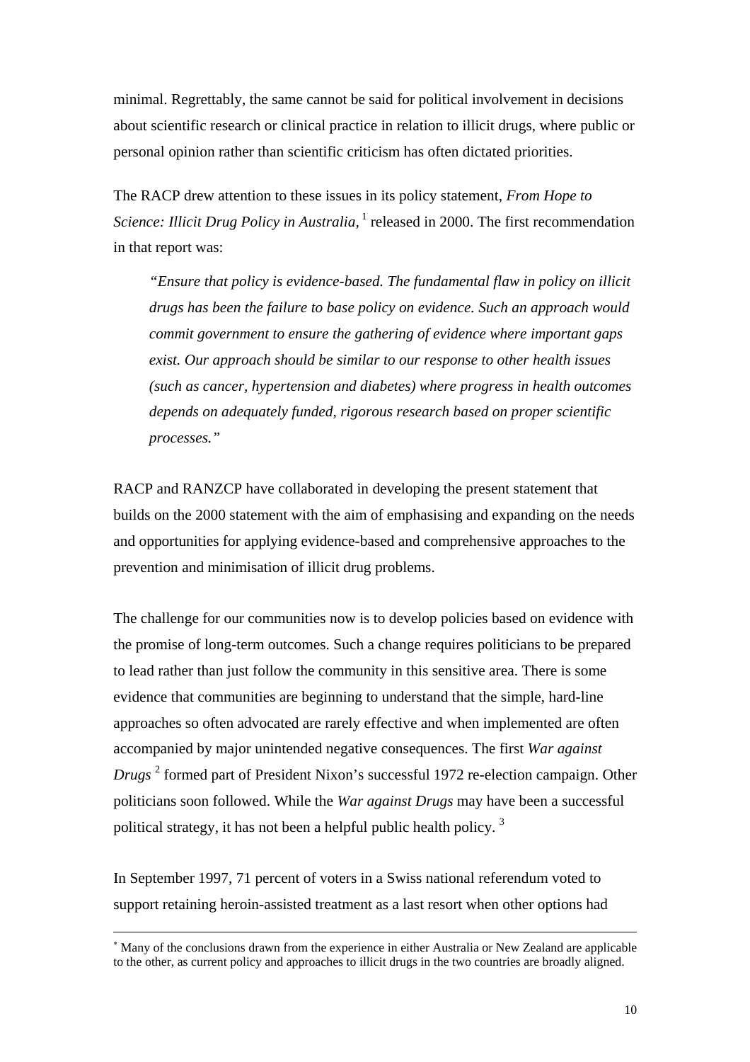minimal. Regrettably, the same cannot be said for political involvement in decisions about scientific research or clinical practice in relation to illicit drugs, where public or personal opinion rather than scientific criticism has often dictated priorities.

The RACP drew attention to these issues in its policy statement, *From Hope to Science: Illicit Drug Policy in Australia*, [1] released in 2000. The first recommendation in that report was:

> *"Ensure that policy is evidence-based. The fundamental flaw in policy on illicit drugs has been the failure to base policy on evidence. Such an approach would commit government to ensure the gathering of evidence where important gaps exist. Our approach should be similar to our response to other health issues (such as cancer, hypertension and diabetes) where progress in health outcomes depends on adequately funded, rigorous research based on proper scientific processes."*

RACP and RANZCP have collaborated in developing the present statement that builds on the 2000 statement with the aim of emphasising and expanding on the needs and opportunities for applying evidence-based and comprehensive approaches to the prevention and minimisation of illicit drug problems.

The challenge for our communities now is to develop policies based on evidence with the promise of long-term outcomes. Such a change requires politicians to be prepared to lead rather than just follow the community in this sensitive area. There is some evidence that communities are beginning to understand that the simple, hard-line approaches so often advocated are rarely effective and when implemented are often accompanied by major unintended negative consequences. The first *War against Drugs* [2] formed part of President Nixon's successful 1972 re-election campaign. Other politicians soon followed. While the *War against Drugs* may have been a successful political strategy, it has not been a helpful public health policy. [3]

In September 1997, 71 percent of voters in a Swiss national referendum voted to support retaining heroin-assisted treatment as a last resort when other options had

---

[*] Many of the conclusions drawn from the experience in either Australia or New Zealand are applicable to the other, as current policy and approaches to illicit drugs in the two countries are broadly aligned.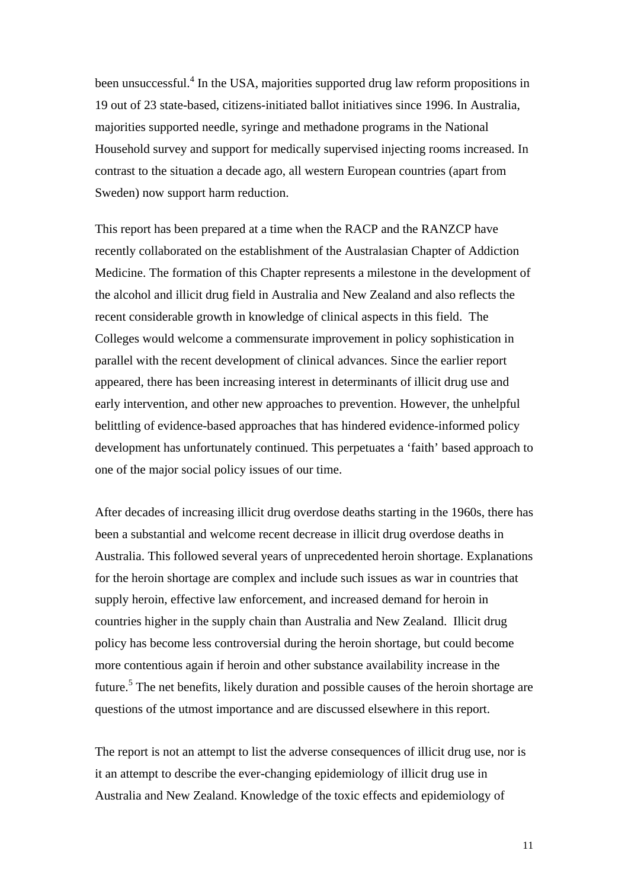been unsuccessful.[4] In the USA, majorities supported drug law reform propositions in 19 out of 23 state-based, citizens-initiated ballot initiatives since 1996. In Australia, majorities supported needle, syringe and methadone programs in the National Household survey and support for medically supervised injecting rooms increased. In contrast to the situation a decade ago, all western European countries (apart from Sweden) now support harm reduction.

This report has been prepared at a time when the RACP and the RANZCP have recently collaborated on the establishment of the Australasian Chapter of Addiction Medicine. The formation of this Chapter represents a milestone in the development of the alcohol and illicit drug field in Australia and New Zealand and also reflects the recent considerable growth in knowledge of clinical aspects in this field. The Colleges would welcome a commensurate improvement in policy sophistication in parallel with the recent development of clinical advances. Since the earlier report appeared, there has been increasing interest in determinants of illicit drug use and early intervention, and other new approaches to prevention. However, the unhelpful belittling of evidence-based approaches that has hindered evidence-informed policy development has unfortunately continued. This perpetuates a 'faith' based approach to one of the major social policy issues of our time.

After decades of increasing illicit drug overdose deaths starting in the 1960s, there has been a substantial and welcome recent decrease in illicit drug overdose deaths in Australia. This followed several years of unprecedented heroin shortage. Explanations for the heroin shortage are complex and include such issues as war in countries that supply heroin, effective law enforcement, and increased demand for heroin in countries higher in the supply chain than Australia and New Zealand. Illicit drug policy has become less controversial during the heroin shortage, but could become more contentious again if heroin and other substance availability increase in the future.[5] The net benefits, likely duration and possible causes of the heroin shortage are questions of the utmost importance and are discussed elsewhere in this report.

The report is not an attempt to list the adverse consequences of illicit drug use, nor is it an attempt to describe the ever-changing epidemiology of illicit drug use in Australia and New Zealand. Knowledge of the toxic effects and epidemiology of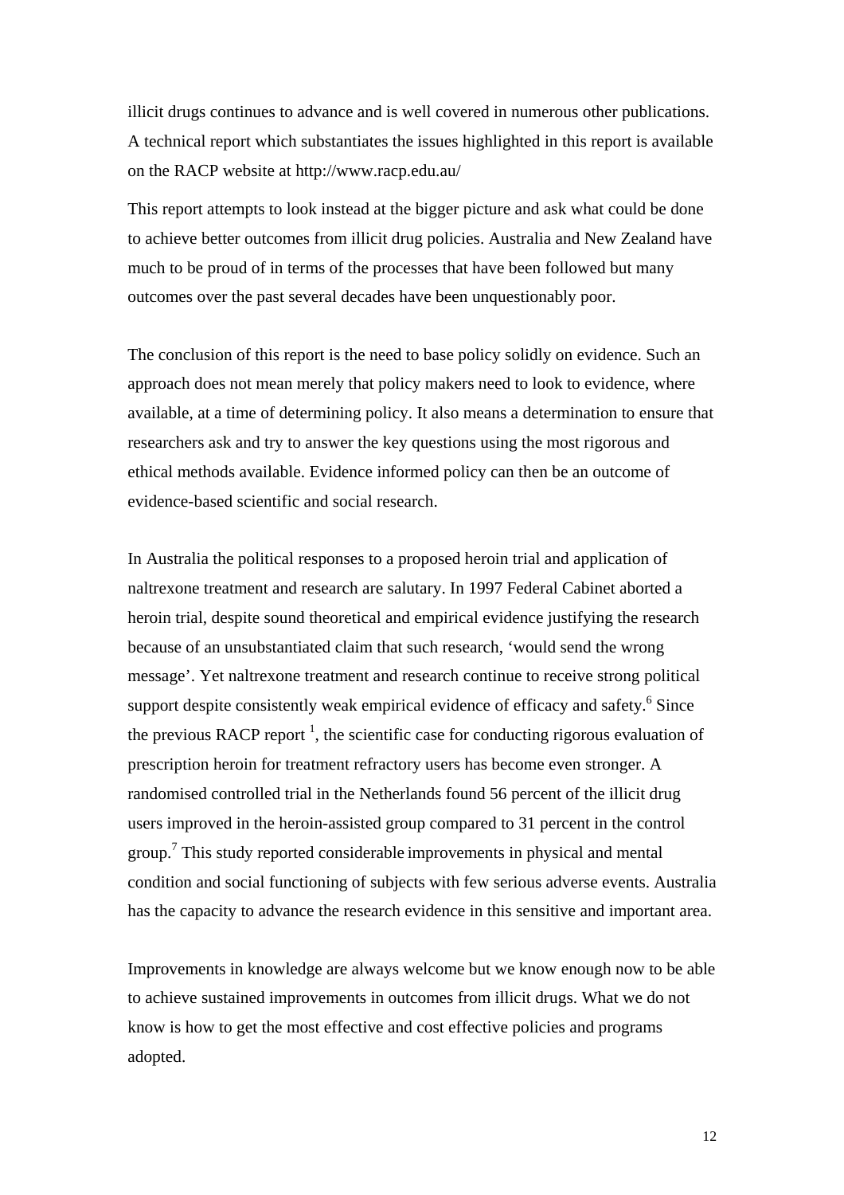illicit drugs continues to advance and is well covered in numerous other publications. A technical report which substantiates the issues highlighted in this report is available on the RACP website at http://www.racp.edu.au/

This report attempts to look instead at the bigger picture and ask what could be done to achieve better outcomes from illicit drug policies. Australia and New Zealand have much to be proud of in terms of the processes that have been followed but many outcomes over the past several decades have been unquestionably poor.

The conclusion of this report is the need to base policy solidly on evidence. Such an approach does not mean merely that policy makers need to look to evidence, where available, at a time of determining policy. It also means a determination to ensure that researchers ask and try to answer the key questions using the most rigorous and ethical methods available. Evidence informed policy can then be an outcome of evidence-based scientific and social research.

In Australia the political responses to a proposed heroin trial and application of naltrexone treatment and research are salutary. In 1997 Federal Cabinet aborted a heroin trial, despite sound theoretical and empirical evidence justifying the research because of an unsubstantiated claim that such research, 'would send the wrong message'. Yet naltrexone treatment and research continue to receive strong political support despite consistently weak empirical evidence of efficacy and safety.[6] Since the previous RACP report [1], the scientific case for conducting rigorous evaluation of prescription heroin for treatment refractory users has become even stronger. A randomised controlled trial in the Netherlands found 56 percent of the illicit drug users improved in the heroin-assisted group compared to 31 percent in the control group.[7] This study reported considerable improvements in physical and mental condition and social functioning of subjects with few serious adverse events. Australia has the capacity to advance the research evidence in this sensitive and important area.

Improvements in knowledge are always welcome but we know enough now to be able to achieve sustained improvements in outcomes from illicit drugs. What we do not know is how to get the most effective and cost effective policies and programs adopted.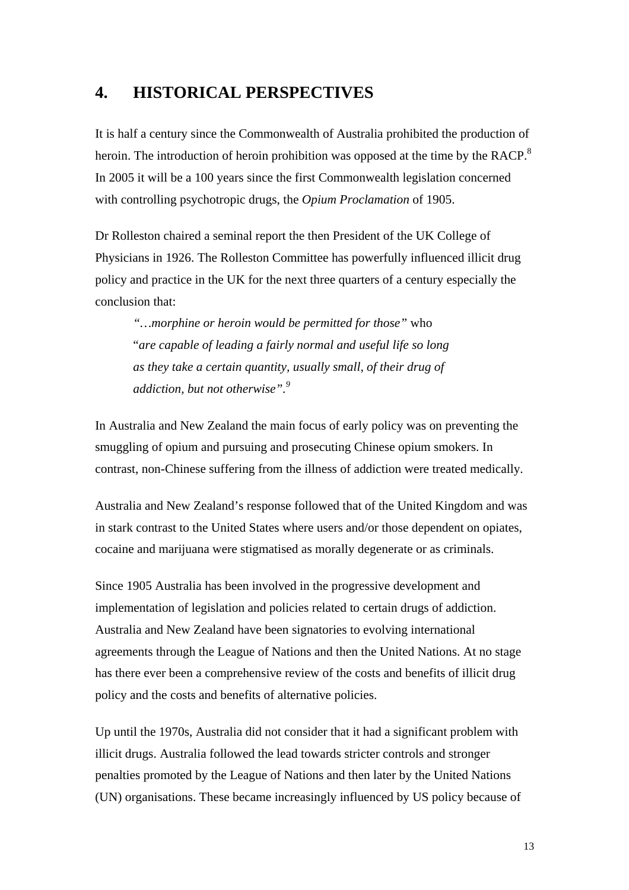# 4. HISTORICAL PERSPECTIVES

It is half a century since the Commonwealth of Australia prohibited the production of heroin. The introduction of heroin prohibition was opposed at the time by the RACP.[8] In 2005 it will be a 100 years since the first Commonwealth legislation concerned with controlling psychotropic drugs, the *Opium Proclamation* of 1905.

Dr Rolleston chaired a seminal report the then President of the UK College of Physicians in 1926. The Rolleston Committee has powerfully influenced illicit drug policy and practice in the UK for the next three quarters of a century especially the conclusion that:

> *"…morphine or heroin would be permitted for those"* who "*are capable of leading a fairly normal and useful life so long as they take a certain quantity, usually small, of their drug of addiction, but not otherwise".*[9]

In Australia and New Zealand the main focus of early policy was on preventing the smuggling of opium and pursuing and prosecuting Chinese opium smokers. In contrast, non-Chinese suffering from the illness of addiction were treated medically.

Australia and New Zealand's response followed that of the United Kingdom and was in stark contrast to the United States where users and/or those dependent on opiates, cocaine and marijuana were stigmatised as morally degenerate or as criminals.

Since 1905 Australia has been involved in the progressive development and implementation of legislation and policies related to certain drugs of addiction. Australia and New Zealand have been signatories to evolving international agreements through the League of Nations and then the United Nations. At no stage has there ever been a comprehensive review of the costs and benefits of illicit drug policy and the costs and benefits of alternative policies.

Up until the 1970s, Australia did not consider that it had a significant problem with illicit drugs. Australia followed the lead towards stricter controls and stronger penalties promoted by the League of Nations and then later by the United Nations (UN) organisations. These became increasingly influenced by US policy because of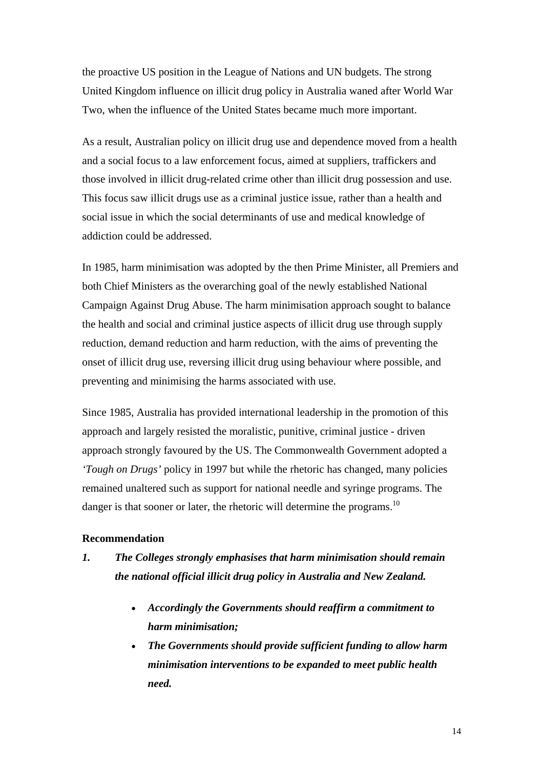the proactive US position in the League of Nations and UN budgets. The strong United Kingdom influence on illicit drug policy in Australia waned after World War Two, when the influence of the United States became much more important.

As a result, Australian policy on illicit drug use and dependence moved from a health and a social focus to a law enforcement focus, aimed at suppliers, traffickers and those involved in illicit drug-related crime other than illicit drug possession and use. This focus saw illicit drugs use as a criminal justice issue, rather than a health and social issue in which the social determinants of use and medical knowledge of addiction could be addressed.

In 1985, harm minimisation was adopted by the then Prime Minister, all Premiers and both Chief Ministers as the overarching goal of the newly established National Campaign Against Drug Abuse. The harm minimisation approach sought to balance the health and social and criminal justice aspects of illicit drug use through supply reduction, demand reduction and harm reduction, with the aims of preventing the onset of illicit drug use, reversing illicit drug using behaviour where possible, and preventing and minimising the harms associated with use.

Since 1985, Australia has provided international leadership in the promotion of this approach and largely resisted the moralistic, punitive, criminal justice - driven approach strongly favoured by the US. The Commonwealth Government adopted a *'Tough on Drugs'* policy in 1997 but while the rhetoric has changed, many policies remained unaltered such as support for national needle and syringe programs. The danger is that sooner or later, the rhetoric will determine the programs.[10]

**Recommendation**

***1. The Colleges strongly emphasises that harm minimisation should remain the national official illicit drug policy in Australia and New Zealand.***

- ***Accordingly the Governments should reaffirm a commitment to harm minimisation;***
- ***The Governments should provide sufficient funding to allow harm minimisation interventions to be expanded to meet public health need.***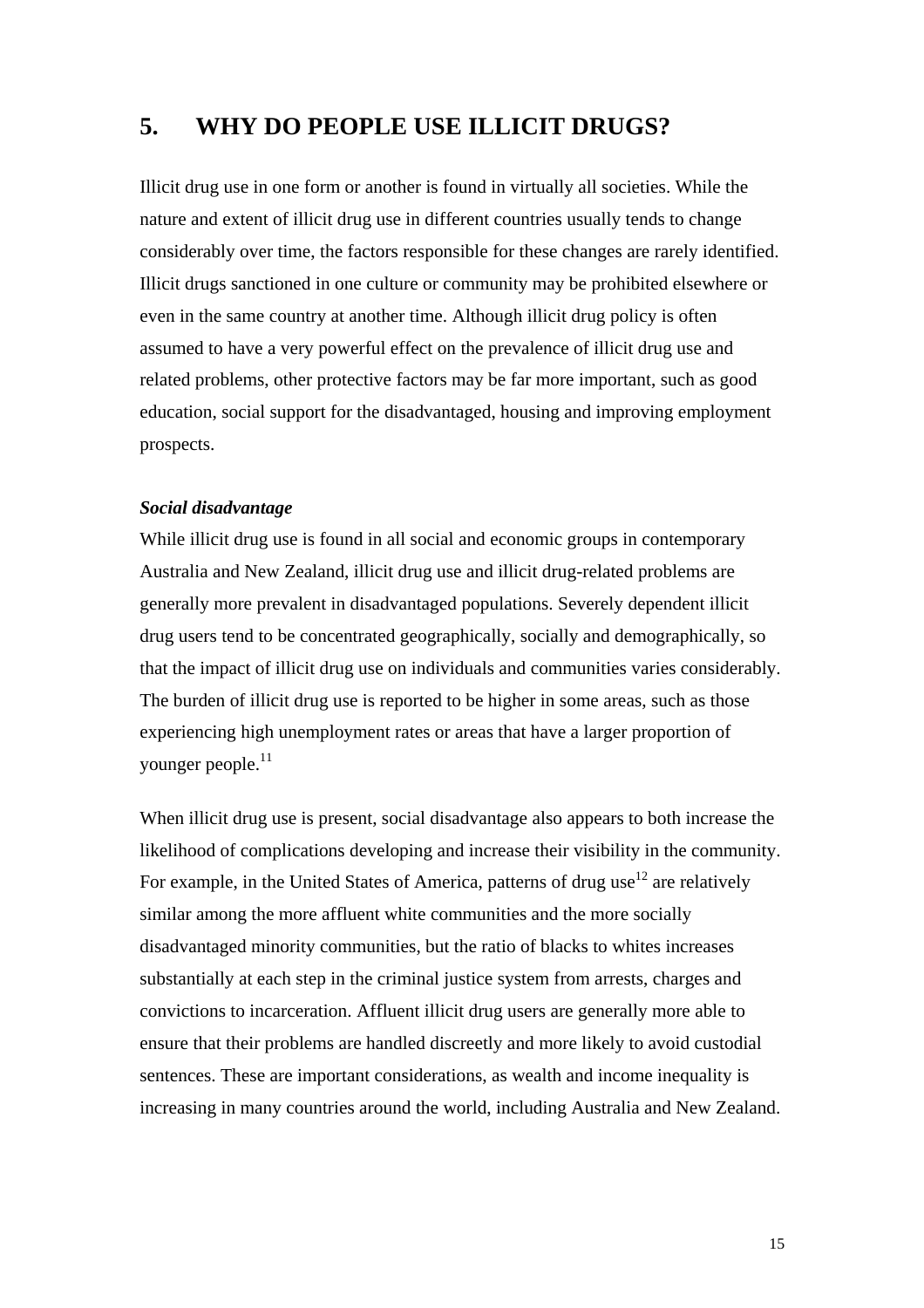# 5. WHY DO PEOPLE USE ILLICIT DRUGS?

Illicit drug use in one form or another is found in virtually all societies. While the nature and extent of illicit drug use in different countries usually tends to change considerably over time, the factors responsible for these changes are rarely identified. Illicit drugs sanctioned in one culture or community may be prohibited elsewhere or even in the same country at another time. Although illicit drug policy is often assumed to have a very powerful effect on the prevalence of illicit drug use and related problems, other protective factors may be far more important, such as good education, social support for the disadvantaged, housing and improving employment prospects.

***Social disadvantage***

While illicit drug use is found in all social and economic groups in contemporary Australia and New Zealand, illicit drug use and illicit drug-related problems are generally more prevalent in disadvantaged populations. Severely dependent illicit drug users tend to be concentrated geographically, socially and demographically, so that the impact of illicit drug use on individuals and communities varies considerably. The burden of illicit drug use is reported to be higher in some areas, such as those experiencing high unemployment rates or areas that have a larger proportion of younger people.[11]

When illicit drug use is present, social disadvantage also appears to both increase the likelihood of complications developing and increase their visibility in the community. For example, in the United States of America, patterns of drug use[12] are relatively similar among the more affluent white communities and the more socially disadvantaged minority communities, but the ratio of blacks to whites increases substantially at each step in the criminal justice system from arrests, charges and convictions to incarceration. Affluent illicit drug users are generally more able to ensure that their problems are handled discreetly and more likely to avoid custodial sentences. These are important considerations, as wealth and income inequality is increasing in many countries around the world, including Australia and New Zealand.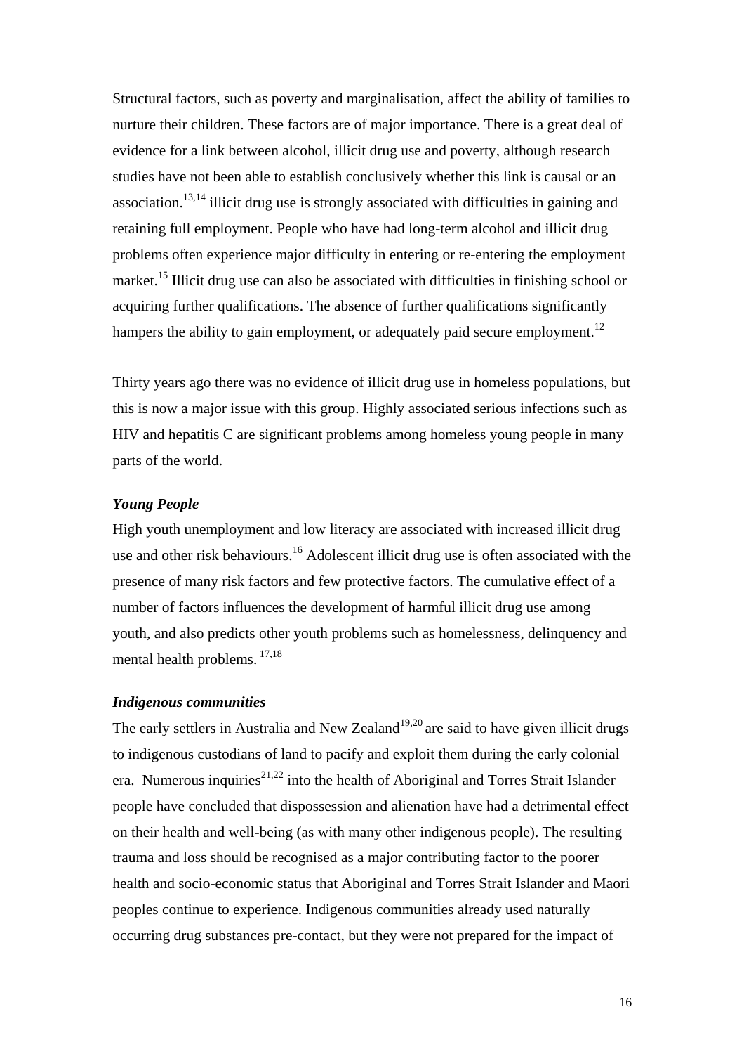Structural factors, such as poverty and marginalisation, affect the ability of families to nurture their children. These factors are of major importance. There is a great deal of evidence for a link between alcohol, illicit drug use and poverty, although research studies have not been able to establish conclusively whether this link is causal or an association.[13,14] illicit drug use is strongly associated with difficulties in gaining and retaining full employment. People who have had long-term alcohol and illicit drug problems often experience major difficulty in entering or re-entering the employment market.[15] Illicit drug use can also be associated with difficulties in finishing school or acquiring further qualifications. The absence of further qualifications significantly hampers the ability to gain employment, or adequately paid secure employment.[12]

Thirty years ago there was no evidence of illicit drug use in homeless populations, but this is now a major issue with this group. Highly associated serious infections such as HIV and hepatitis C are significant problems among homeless young people in many parts of the world.

***Young People***

High youth unemployment and low literacy are associated with increased illicit drug use and other risk behaviours.[16] Adolescent illicit drug use is often associated with the presence of many risk factors and few protective factors. The cumulative effect of a number of factors influences the development of harmful illicit drug use among youth, and also predicts other youth problems such as homelessness, delinquency and mental health problems. [17,18]

***Indigenous communities***

The early settlers in Australia and New Zealand[19,20] are said to have given illicit drugs to indigenous custodians of land to pacify and exploit them during the early colonial era. Numerous inquiries[21,22] into the health of Aboriginal and Torres Strait Islander people have concluded that dispossession and alienation have had a detrimental effect on their health and well-being (as with many other indigenous people). The resulting trauma and loss should be recognised as a major contributing factor to the poorer health and socio-economic status that Aboriginal and Torres Strait Islander and Maori peoples continue to experience. Indigenous communities already used naturally occurring drug substances pre-contact, but they were not prepared for the impact of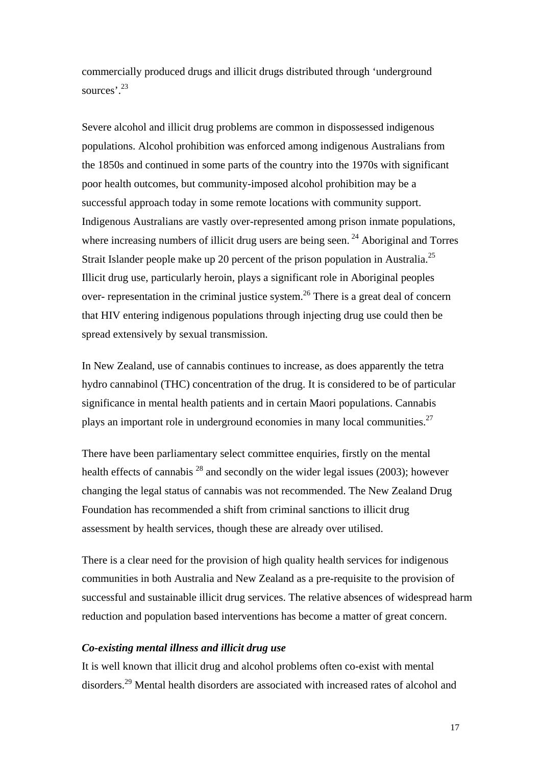commercially produced drugs and illicit drugs distributed through 'underground sources'.[23]

Severe alcohol and illicit drug problems are common in dispossessed indigenous populations. Alcohol prohibition was enforced among indigenous Australians from the 1850s and continued in some parts of the country into the 1970s with significant poor health outcomes, but community-imposed alcohol prohibition may be a successful approach today in some remote locations with community support. Indigenous Australians are vastly over-represented among prison inmate populations, where increasing numbers of illicit drug users are being seen. [24] Aboriginal and Torres Strait Islander people make up 20 percent of the prison population in Australia.[25] Illicit drug use, particularly heroin, plays a significant role in Aboriginal peoples over- representation in the criminal justice system.[26] There is a great deal of concern that HIV entering indigenous populations through injecting drug use could then be spread extensively by sexual transmission.

In New Zealand, use of cannabis continues to increase, as does apparently the tetra hydro cannabinol (THC) concentration of the drug. It is considered to be of particular significance in mental health patients and in certain Maori populations. Cannabis plays an important role in underground economies in many local communities.[27]

There have been parliamentary select committee enquiries, firstly on the mental health effects of cannabis [28] and secondly on the wider legal issues (2003); however changing the legal status of cannabis was not recommended. The New Zealand Drug Foundation has recommended a shift from criminal sanctions to illicit drug assessment by health services, though these are already over utilised.

There is a clear need for the provision of high quality health services for indigenous communities in both Australia and New Zealand as a pre-requisite to the provision of successful and sustainable illicit drug services. The relative absences of widespread harm reduction and population based interventions has become a matter of great concern.

### *Co-existing mental illness and illicit drug use*

It is well known that illicit drug and alcohol problems often co-exist with mental disorders.[29] Mental health disorders are associated with increased rates of alcohol and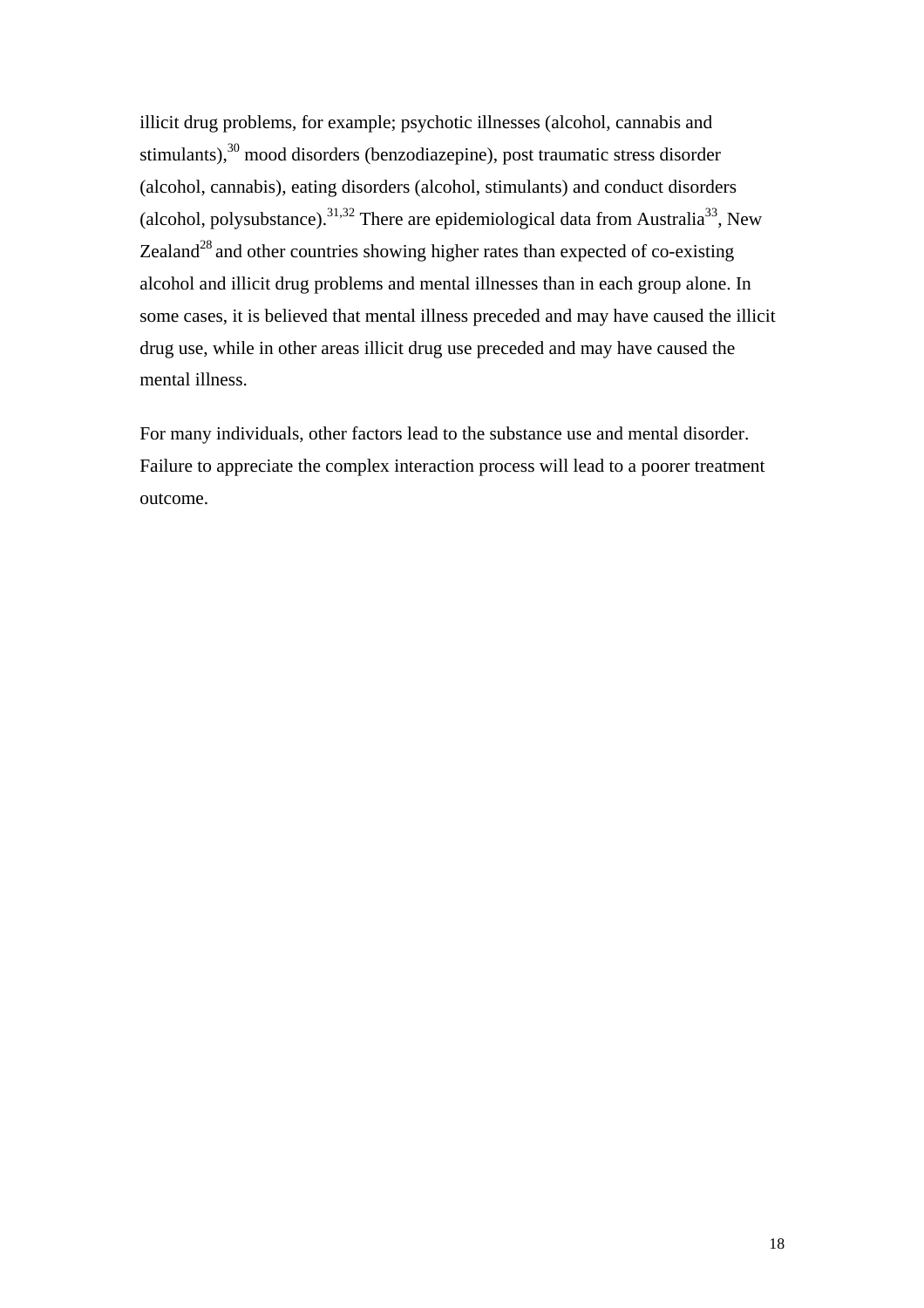illicit drug problems, for example; psychotic illnesses (alcohol, cannabis and stimulants),[30] mood disorders (benzodiazepine), post traumatic stress disorder (alcohol, cannabis), eating disorders (alcohol, stimulants) and conduct disorders (alcohol, polysubstance).[31,32] There are epidemiological data from Australia[33], New Zealand[28] and other countries showing higher rates than expected of co-existing alcohol and illicit drug problems and mental illnesses than in each group alone. In some cases, it is believed that mental illness preceded and may have caused the illicit drug use, while in other areas illicit drug use preceded and may have caused the mental illness.

For many individuals, other factors lead to the substance use and mental disorder. Failure to appreciate the complex interaction process will lead to a poorer treatment outcome.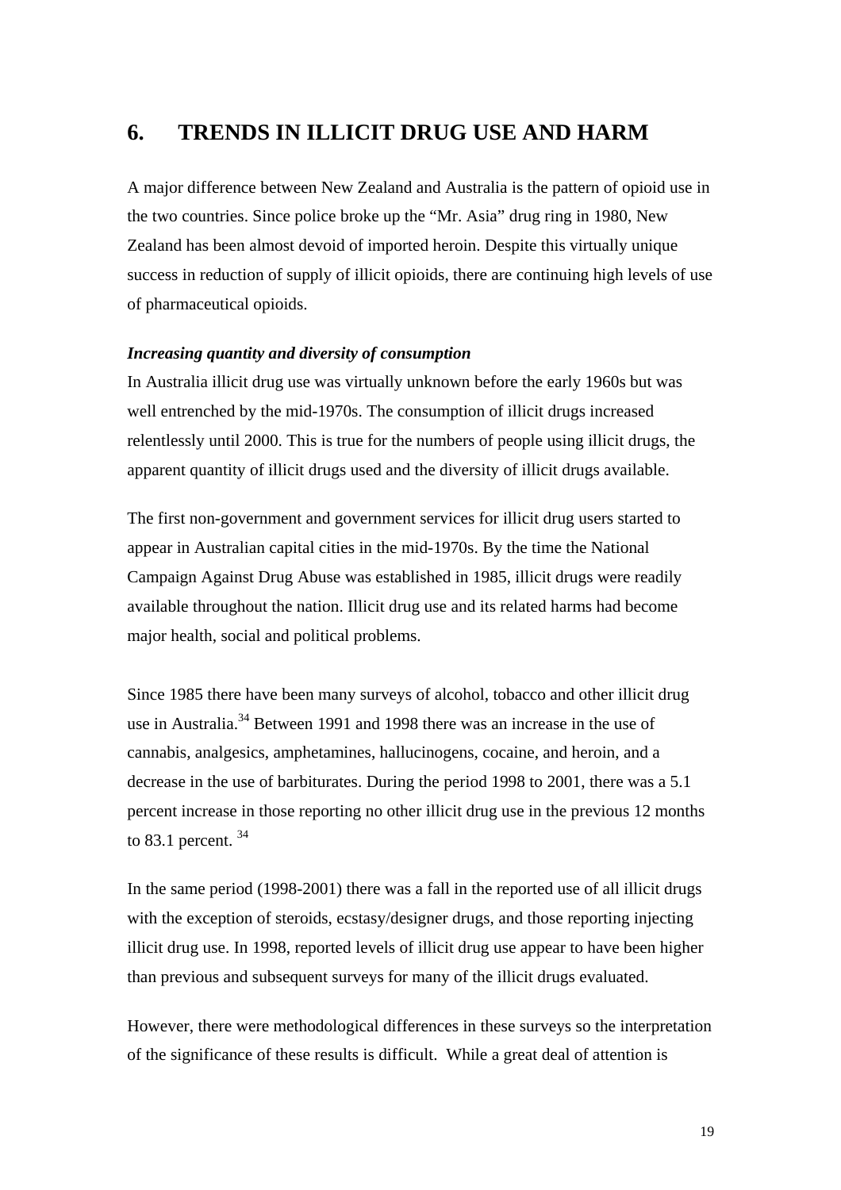# 6. TRENDS IN ILLICIT DRUG USE AND HARM

A major difference between New Zealand and Australia is the pattern of opioid use in the two countries. Since police broke up the "Mr. Asia" drug ring in 1980, New Zealand has been almost devoid of imported heroin. Despite this virtually unique success in reduction of supply of illicit opioids, there are continuing high levels of use of pharmaceutical opioids.

***Increasing quantity and diversity of consumption***

In Australia illicit drug use was virtually unknown before the early 1960s but was well entrenched by the mid-1970s. The consumption of illicit drugs increased relentlessly until 2000. This is true for the numbers of people using illicit drugs, the apparent quantity of illicit drugs used and the diversity of illicit drugs available.

The first non-government and government services for illicit drug users started to appear in Australian capital cities in the mid-1970s. By the time the National Campaign Against Drug Abuse was established in 1985, illicit drugs were readily available throughout the nation. Illicit drug use and its related harms had become major health, social and political problems.

Since 1985 there have been many surveys of alcohol, tobacco and other illicit drug use in Australia.[34] Between 1991 and 1998 there was an increase in the use of cannabis, analgesics, amphetamines, hallucinogens, cocaine, and heroin, and a decrease in the use of barbiturates. During the period 1998 to 2001, there was a 5.1 percent increase in those reporting no other illicit drug use in the previous 12 months to 83.1 percent. [34]

In the same period (1998-2001) there was a fall in the reported use of all illicit drugs with the exception of steroids, ecstasy/designer drugs, and those reporting injecting illicit drug use. In 1998, reported levels of illicit drug use appear to have been higher than previous and subsequent surveys for many of the illicit drugs evaluated.

However, there were methodological differences in these surveys so the interpretation of the significance of these results is difficult. While a great deal of attention is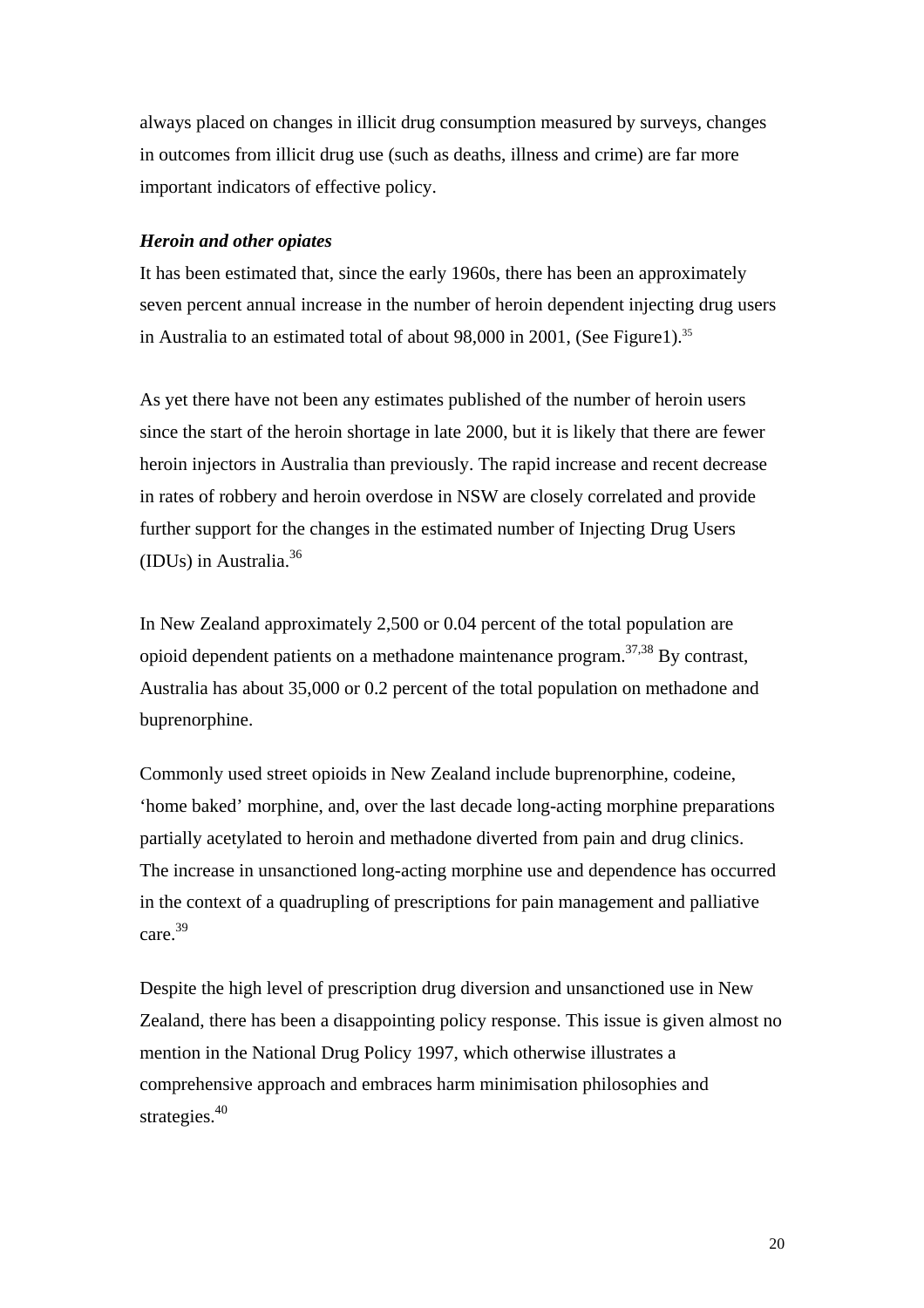always placed on changes in illicit drug consumption measured by surveys, changes in outcomes from illicit drug use (such as deaths, illness and crime) are far more important indicators of effective policy.

### *Heroin and other opiates*

It has been estimated that, since the early 1960s, there has been an approximately seven percent annual increase in the number of heroin dependent injecting drug users in Australia to an estimated total of about 98,000 in 2001, (See Figure1).[35]

As yet there have not been any estimates published of the number of heroin users since the start of the heroin shortage in late 2000, but it is likely that there are fewer heroin injectors in Australia than previously. The rapid increase and recent decrease in rates of robbery and heroin overdose in NSW are closely correlated and provide further support for the changes in the estimated number of Injecting Drug Users (IDUs) in Australia.[36]

In New Zealand approximately 2,500 or 0.04 percent of the total population are opioid dependent patients on a methadone maintenance program.[37,38] By contrast, Australia has about 35,000 or 0.2 percent of the total population on methadone and buprenorphine.

Commonly used street opioids in New Zealand include buprenorphine, codeine, 'home baked' morphine, and, over the last decade long-acting morphine preparations partially acetylated to heroin and methadone diverted from pain and drug clinics. The increase in unsanctioned long-acting morphine use and dependence has occurred in the context of a quadrupling of prescriptions for pain management and palliative care.[39]

Despite the high level of prescription drug diversion and unsanctioned use in New Zealand, there has been a disappointing policy response. This issue is given almost no mention in the National Drug Policy 1997, which otherwise illustrates a comprehensive approach and embraces harm minimisation philosophies and strategies.[40]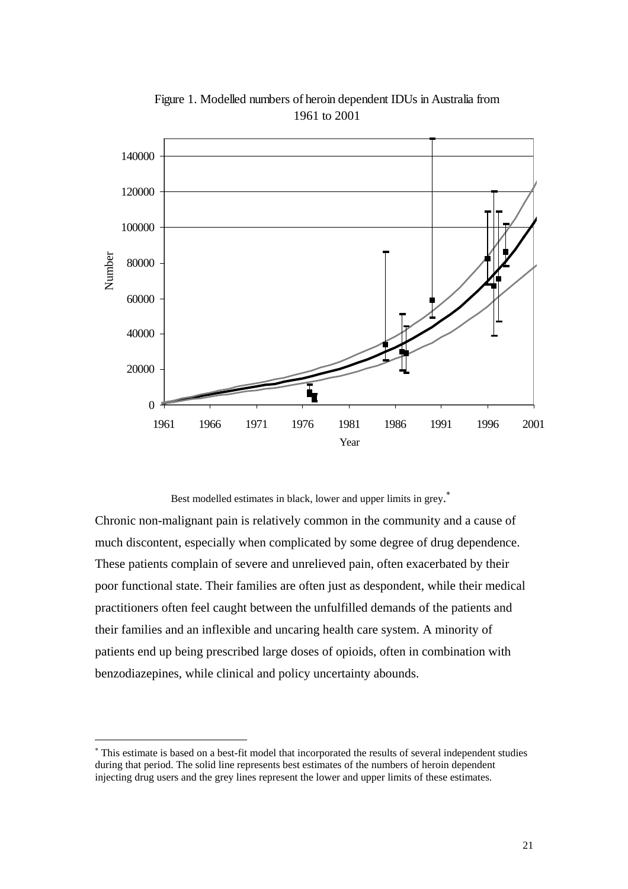Figure 1. Modelled numbers of heroin dependent IDUs in Australia from 1961 to 2001

Best modelled estimates in black, lower and upper limits in grey.[*]

Chronic non-malignant pain is relatively common in the community and a cause of much discontent, especially when complicated by some degree of drug dependence. These patients complain of severe and unrelieved pain, often exacerbated by their poor functional state. Their families are often just as despondent, while their medical practitioners often feel caught between the unfulfilled demands of the patients and their families and an inflexible and uncaring health care system. A minority of patients end up being prescribed large doses of opioids, often in combination with benzodiazepines, while clinical and policy uncertainty abounds.

---

[*] This estimate is based on a best-fit model that incorporated the results of several independent studies during that period. The solid line represents best estimates of the numbers of heroin dependent injecting drug users and the grey lines represent the lower and upper limits of these estimates.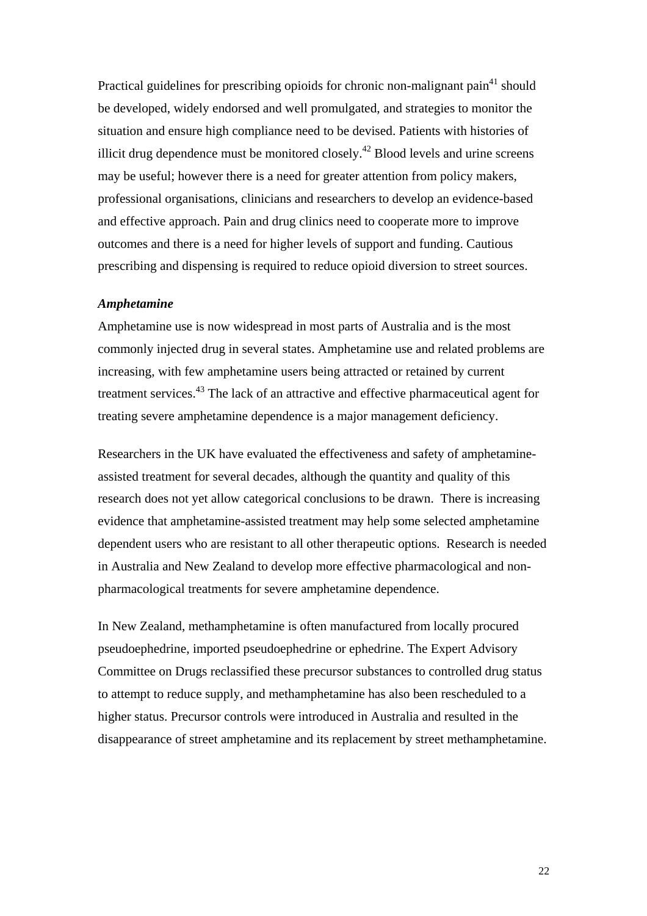Practical guidelines for prescribing opioids for chronic non-malignant pain[41] should be developed, widely endorsed and well promulgated, and strategies to monitor the situation and ensure high compliance need to be devised. Patients with histories of illicit drug dependence must be monitored closely.[42] Blood levels and urine screens may be useful; however there is a need for greater attention from policy makers, professional organisations, clinicians and researchers to develop an evidence-based and effective approach. Pain and drug clinics need to cooperate more to improve outcomes and there is a need for higher levels of support and funding. Cautious prescribing and dispensing is required to reduce opioid diversion to street sources.

***Amphetamine***

Amphetamine use is now widespread in most parts of Australia and is the most commonly injected drug in several states. Amphetamine use and related problems are increasing, with few amphetamine users being attracted or retained by current treatment services.[43] The lack of an attractive and effective pharmaceutical agent for treating severe amphetamine dependence is a major management deficiency.

Researchers in the UK have evaluated the effectiveness and safety of amphetamine-assisted treatment for several decades, although the quantity and quality of this research does not yet allow categorical conclusions to be drawn. There is increasing evidence that amphetamine-assisted treatment may help some selected amphetamine dependent users who are resistant to all other therapeutic options. Research is needed in Australia and New Zealand to develop more effective pharmacological and non-pharmacological treatments for severe amphetamine dependence.

In New Zealand, methamphetamine is often manufactured from locally procured pseudoephedrine, imported pseudoephedrine or ephedrine. The Expert Advisory Committee on Drugs reclassified these precursor substances to controlled drug status to attempt to reduce supply, and methamphetamine has also been rescheduled to a higher status. Precursor controls were introduced in Australia and resulted in the disappearance of street amphetamine and its replacement by street methamphetamine.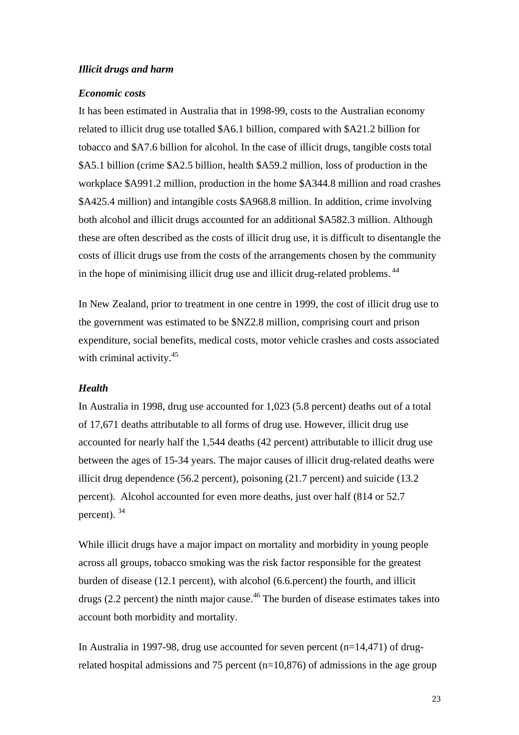### *Illicit drugs and harm*

#### *Economic costs*

It has been estimated in Australia that in 1998-99, costs to the Australian economy related to illicit drug use totalled $A6.1 billion, compared with $A21.2 billion for tobacco and $A7.6 billion for alcohol. In the case of illicit drugs, tangible costs total $A5.1 billion (crime $A2.5 billion, health $A59.2 million, loss of production in the workplace $A991.2 million, production in the home $A344.8 million and road crashes $A425.4 million) and intangible costs $A968.8 million. In addition, crime involving both alcohol and illicit drugs accounted for an additional $A582.3 million. Although these are often described as the costs of illicit drug use, it is difficult to disentangle the costs of illicit drugs use from the costs of the arrangements chosen by the community in the hope of minimising illicit drug use and illicit drug-related problems. [44]

In New Zealand, prior to treatment in one centre in 1999, the cost of illicit drug use to the government was estimated to be $NZ2.8 million, comprising court and prison expenditure, social benefits, medical costs, motor vehicle crashes and costs associated with criminal activity.[45]

#### *Health*

In Australia in 1998, drug use accounted for 1,023 (5.8 percent) deaths out of a total of 17,671 deaths attributable to all forms of drug use. However, illicit drug use accounted for nearly half the 1,544 deaths (42 percent) attributable to illicit drug use between the ages of 15-34 years. The major causes of illicit drug-related deaths were illicit drug dependence (56.2 percent), poisoning (21.7 percent) and suicide (13.2 percent). Alcohol accounted for even more deaths, just over half (814 or 52.7 percent). [34]

While illicit drugs have a major impact on mortality and morbidity in young people across all groups, tobacco smoking was the risk factor responsible for the greatest burden of disease (12.1 percent), with alcohol (6.6.percent) the fourth, and illicit drugs (2.2 percent) the ninth major cause.[46] The burden of disease estimates takes into account both morbidity and mortality.

In Australia in 1997-98, drug use accounted for seven percent (n=14,471) of drug-related hospital admissions and 75 percent (n=10,876) of admissions in the age group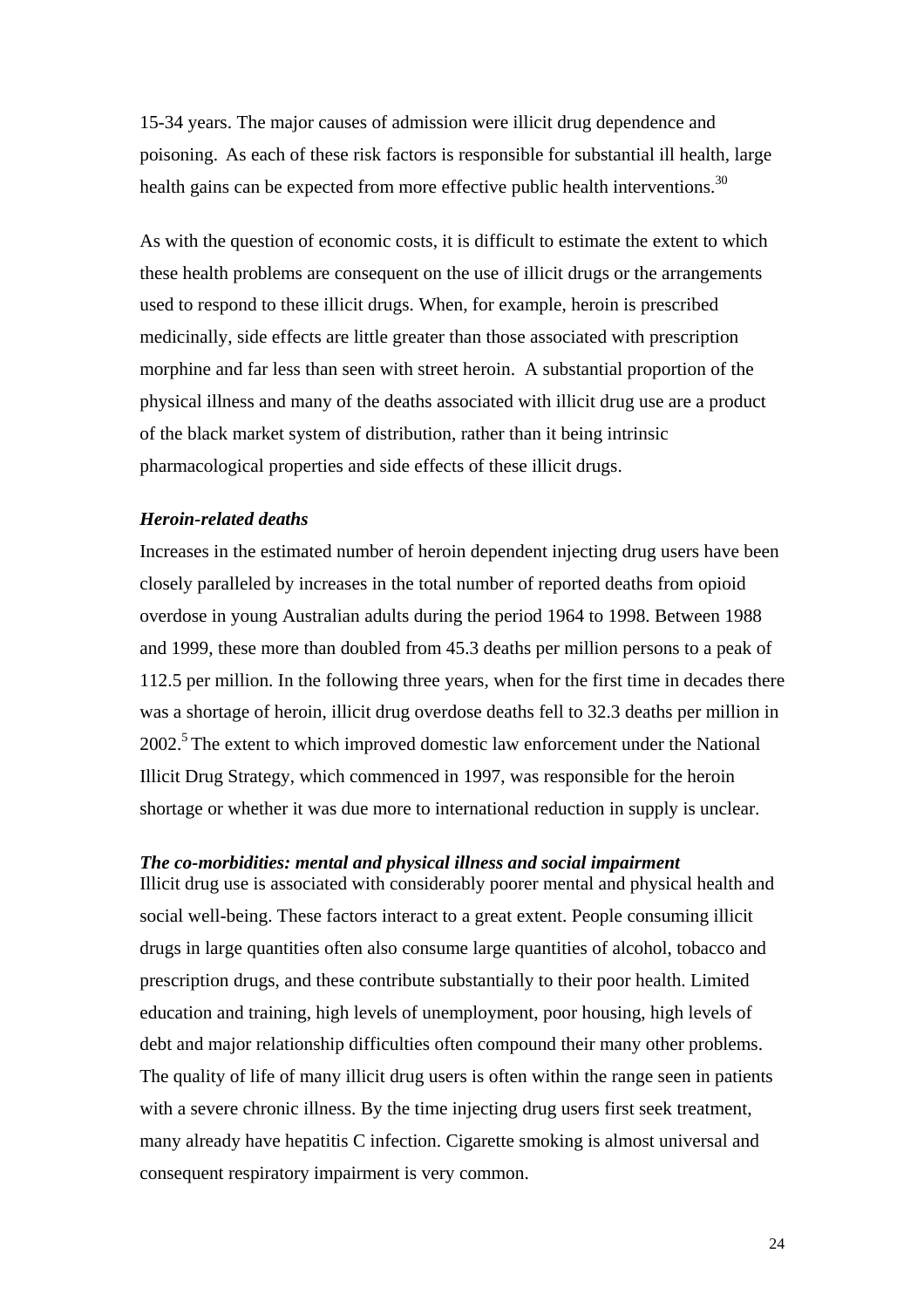15-34 years. The major causes of admission were illicit drug dependence and poisoning. As each of these risk factors is responsible for substantial ill health, large health gains can be expected from more effective public health interventions.[30]

As with the question of economic costs, it is difficult to estimate the extent to which these health problems are consequent on the use of illicit drugs or the arrangements used to respond to these illicit drugs. When, for example, heroin is prescribed medicinally, side effects are little greater than those associated with prescription morphine and far less than seen with street heroin. A substantial proportion of the physical illness and many of the deaths associated with illicit drug use are a product of the black market system of distribution, rather than it being intrinsic pharmacological properties and side effects of these illicit drugs.

***Heroin-related deaths***

Increases in the estimated number of heroin dependent injecting drug users have been closely paralleled by increases in the total number of reported deaths from opioid overdose in young Australian adults during the period 1964 to 1998. Between 1988 and 1999, these more than doubled from 45.3 deaths per million persons to a peak of 112.5 per million. In the following three years, when for the first time in decades there was a shortage of heroin, illicit drug overdose deaths fell to 32.3 deaths per million in 2002.[5] The extent to which improved domestic law enforcement under the National Illicit Drug Strategy, which commenced in 1997, was responsible for the heroin shortage or whether it was due more to international reduction in supply is unclear.

***The co-morbidities: mental and physical illness and social impairment***

Illicit drug use is associated with considerably poorer mental and physical health and social well-being. These factors interact to a great extent. People consuming illicit drugs in large quantities often also consume large quantities of alcohol, tobacco and prescription drugs, and these contribute substantially to their poor health. Limited education and training, high levels of unemployment, poor housing, high levels of debt and major relationship difficulties often compound their many other problems. The quality of life of many illicit drug users is often within the range seen in patients with a severe chronic illness. By the time injecting drug users first seek treatment, many already have hepatitis C infection. Cigarette smoking is almost universal and consequent respiratory impairment is very common.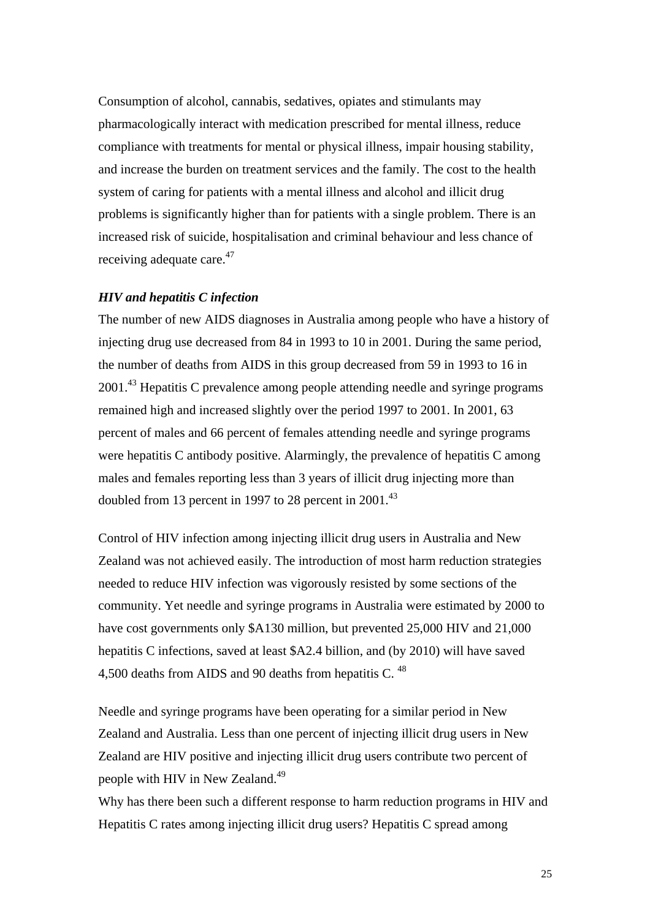Consumption of alcohol, cannabis, sedatives, opiates and stimulants may pharmacologically interact with medication prescribed for mental illness, reduce compliance with treatments for mental or physical illness, impair housing stability, and increase the burden on treatment services and the family. The cost to the health system of caring for patients with a mental illness and alcohol and illicit drug problems is significantly higher than for patients with a single problem. There is an increased risk of suicide, hospitalisation and criminal behaviour and less chance of receiving adequate care.[47]

***HIV and hepatitis C infection***

The number of new AIDS diagnoses in Australia among people who have a history of injecting drug use decreased from 84 in 1993 to 10 in 2001. During the same period, the number of deaths from AIDS in this group decreased from 59 in 1993 to 16 in 2001.[43] Hepatitis C prevalence among people attending needle and syringe programs remained high and increased slightly over the period 1997 to 2001. In 2001, 63 percent of males and 66 percent of females attending needle and syringe programs were hepatitis C antibody positive. Alarmingly, the prevalence of hepatitis C among males and females reporting less than 3 years of illicit drug injecting more than doubled from 13 percent in 1997 to 28 percent in 2001.[43]

Control of HIV infection among injecting illicit drug users in Australia and New Zealand was not achieved easily. The introduction of most harm reduction strategies needed to reduce HIV infection was vigorously resisted by some sections of the community. Yet needle and syringe programs in Australia were estimated by 2000 to have cost governments only \$A130 million, but prevented 25,000 HIV and 21,000 hepatitis C infections, saved at least \$A2.4 billion, and (by 2010) will have saved 4,500 deaths from AIDS and 90 deaths from hepatitis C.[48]

Needle and syringe programs have been operating for a similar period in New Zealand and Australia. Less than one percent of injecting illicit drug users in New Zealand are HIV positive and injecting illicit drug users contribute two percent of people with HIV in New Zealand.[49]

Why has there been such a different response to harm reduction programs in HIV and Hepatitis C rates among injecting illicit drug users? Hepatitis C spread among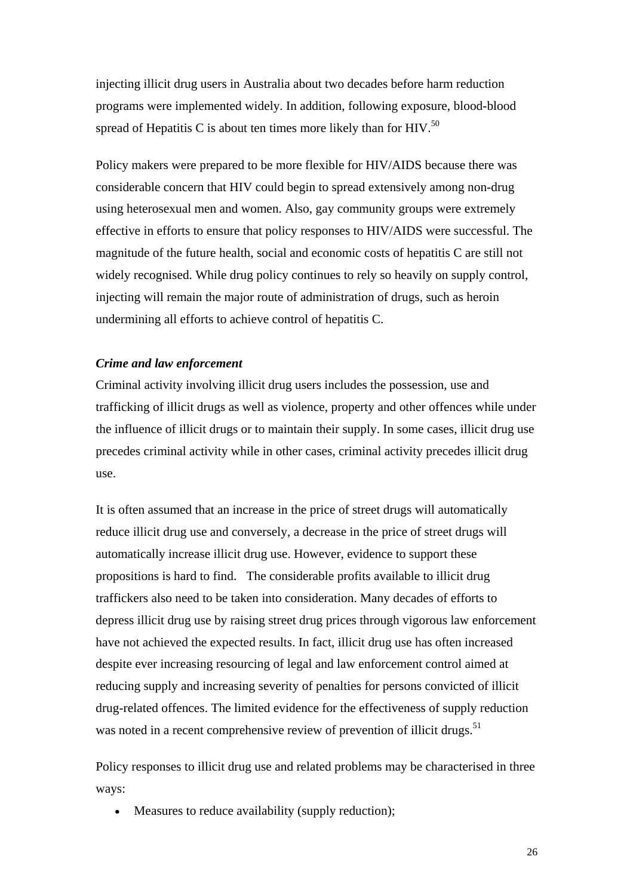injecting illicit drug users in Australia about two decades before harm reduction programs were implemented widely. In addition, following exposure, blood-blood spread of Hepatitis C is about ten times more likely than for HIV.[50]

Policy makers were prepared to be more flexible for HIV/AIDS because there was considerable concern that HIV could begin to spread extensively among non-drug using heterosexual men and women. Also, gay community groups were extremely effective in efforts to ensure that policy responses to HIV/AIDS were successful. The magnitude of the future health, social and economic costs of hepatitis C are still not widely recognised. While drug policy continues to rely so heavily on supply control, injecting will remain the major route of administration of drugs, such as heroin undermining all efforts to achieve control of hepatitis C.

***Crime and law enforcement***

Criminal activity involving illicit drug users includes the possession, use and trafficking of illicit drugs as well as violence, property and other offences while under the influence of illicit drugs or to maintain their supply. In some cases, illicit drug use precedes criminal activity while in other cases, criminal activity precedes illicit drug use.

It is often assumed that an increase in the price of street drugs will automatically reduce illicit drug use and conversely, a decrease in the price of street drugs will automatically increase illicit drug use. However, evidence to support these propositions is hard to find. The considerable profits available to illicit drug traffickers also need to be taken into consideration. Many decades of efforts to depress illicit drug use by raising street drug prices through vigorous law enforcement have not achieved the expected results. In fact, illicit drug use has often increased despite ever increasing resourcing of legal and law enforcement control aimed at reducing supply and increasing severity of penalties for persons convicted of illicit drug-related offences. The limited evidence for the effectiveness of supply reduction was noted in a recent comprehensive review of prevention of illicit drugs.[51]

Policy responses to illicit drug use and related problems may be characterised in three ways:

- Measures to reduce availability (supply reduction);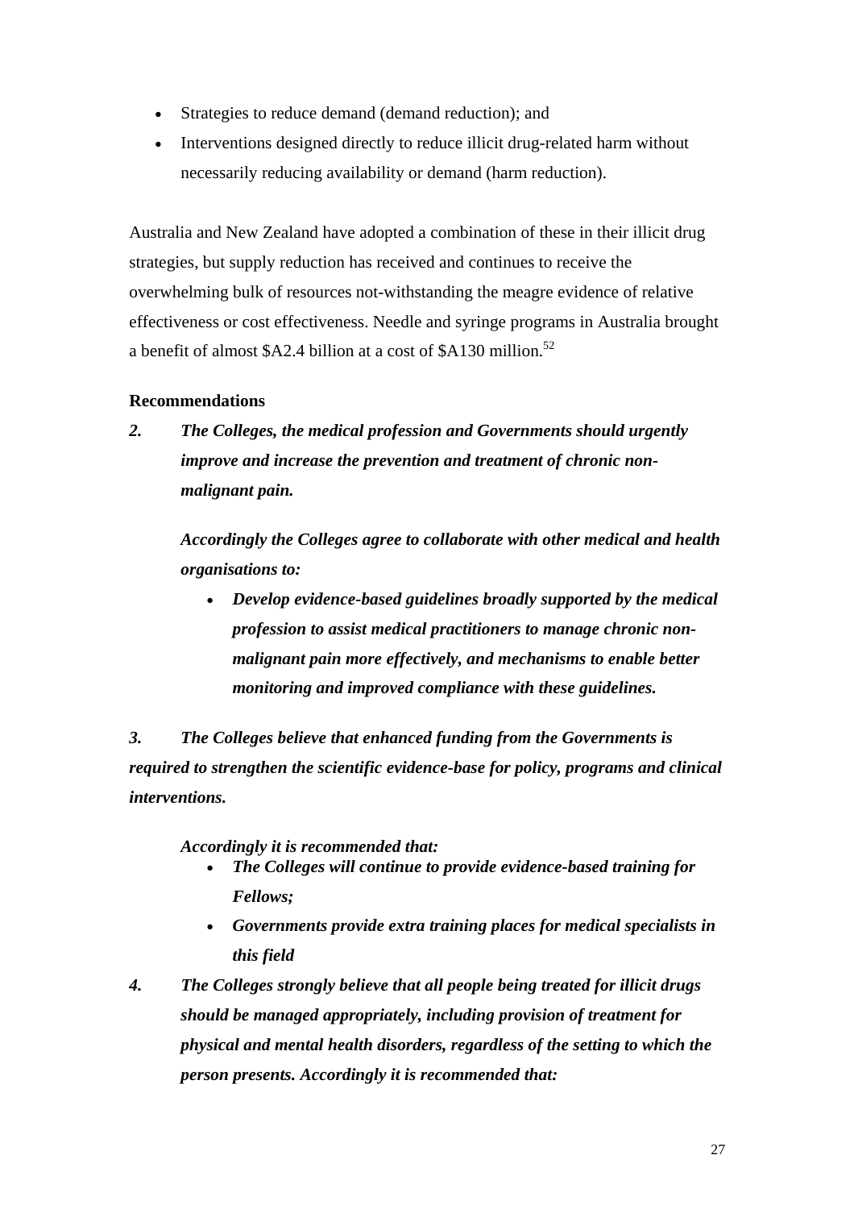- Strategies to reduce demand (demand reduction); and
- Interventions designed directly to reduce illicit drug-related harm without necessarily reducing availability or demand (harm reduction).

Australia and New Zealand have adopted a combination of these in their illicit drug strategies, but supply reduction has received and continues to receive the overwhelming bulk of resources not-withstanding the meagre evidence of relative effectiveness or cost effectiveness. Needle and syringe programs in Australia brought a benefit of almost $A2.4 billion at a cost of $A130 million.[52]

**Recommendations**

***2. The Colleges, the medical profession and Governments should urgently improve and increase the prevention and treatment of chronic non-malignant pain.***

***Accordingly the Colleges agree to collaborate with other medical and health organisations to:***

- ***Develop evidence-based guidelines broadly supported by the medical profession to assist medical practitioners to manage chronic non-malignant pain more effectively, and mechanisms to enable better monitoring and improved compliance with these guidelines.***

***3. The Colleges believe that enhanced funding from the Governments is required to strengthen the scientific evidence-base for policy, programs and clinical interventions.***

***Accordingly it is recommended that:***

- ***The Colleges will continue to provide evidence-based training for Fellows;***
- ***Governments provide extra training places for medical specialists in this field***

***4. The Colleges strongly believe that all people being treated for illicit drugs should be managed appropriately, including provision of treatment for physical and mental health disorders, regardless of the setting to which the person presents. Accordingly it is recommended that:***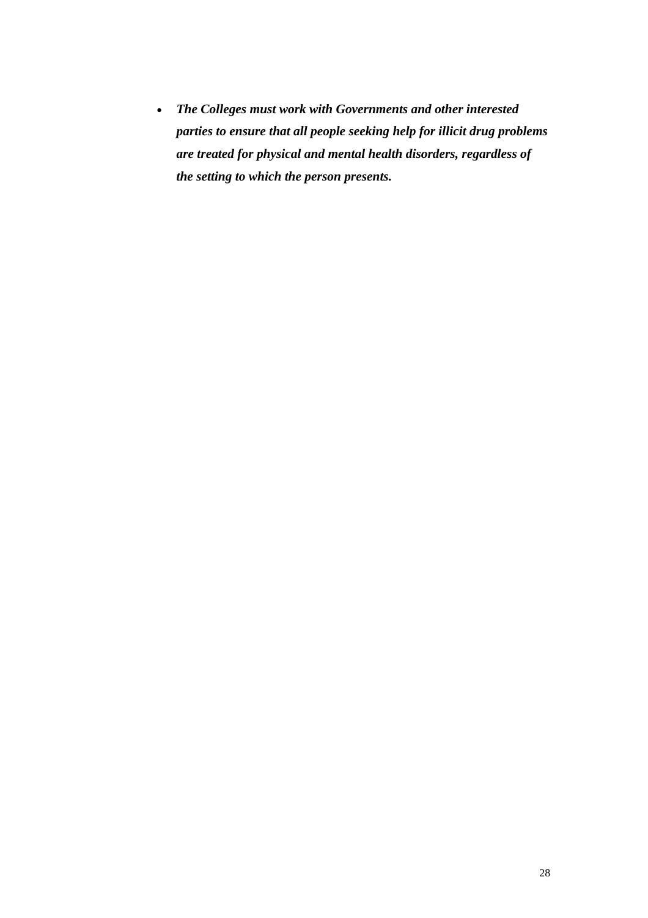- ***The Colleges must work with Governments and other interested parties to ensure that all people seeking help for illicit drug problems are treated for physical and mental health disorders, regardless of the setting to which the person presents.***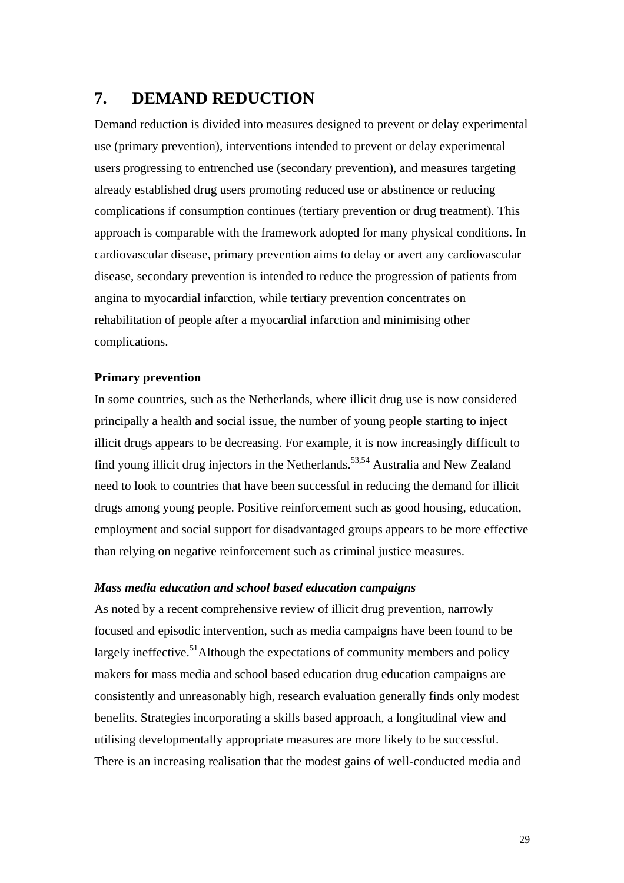## 7. DEMAND REDUCTION

Demand reduction is divided into measures designed to prevent or delay experimental use (primary prevention), interventions intended to prevent or delay experimental users progressing to entrenched use (secondary prevention), and measures targeting already established drug users promoting reduced use or abstinence or reducing complications if consumption continues (tertiary prevention or drug treatment). This approach is comparable with the framework adopted for many physical conditions. In cardiovascular disease, primary prevention aims to delay or avert any cardiovascular disease, secondary prevention is intended to reduce the progression of patients from angina to myocardial infarction, while tertiary prevention concentrates on rehabilitation of people after a myocardial infarction and minimising other complications.

**Primary prevention**

In some countries, such as the Netherlands, where illicit drug use is now considered principally a health and social issue, the number of young people starting to inject illicit drugs appears to be decreasing. For example, it is now increasingly difficult to find young illicit drug injectors in the Netherlands.[53,54] Australia and New Zealand need to look to countries that have been successful in reducing the demand for illicit drugs among young people. Positive reinforcement such as good housing, education, employment and social support for disadvantaged groups appears to be more effective than relying on negative reinforcement such as criminal justice measures.

***Mass media education and school based education campaigns***

As noted by a recent comprehensive review of illicit drug prevention, narrowly focused and episodic intervention, such as media campaigns have been found to be largely ineffective.[51]Although the expectations of community members and policy makers for mass media and school based education drug education campaigns are consistently and unreasonably high, research evaluation generally finds only modest benefits. Strategies incorporating a skills based approach, a longitudinal view and utilising developmentally appropriate measures are more likely to be successful. There is an increasing realisation that the modest gains of well-conducted media and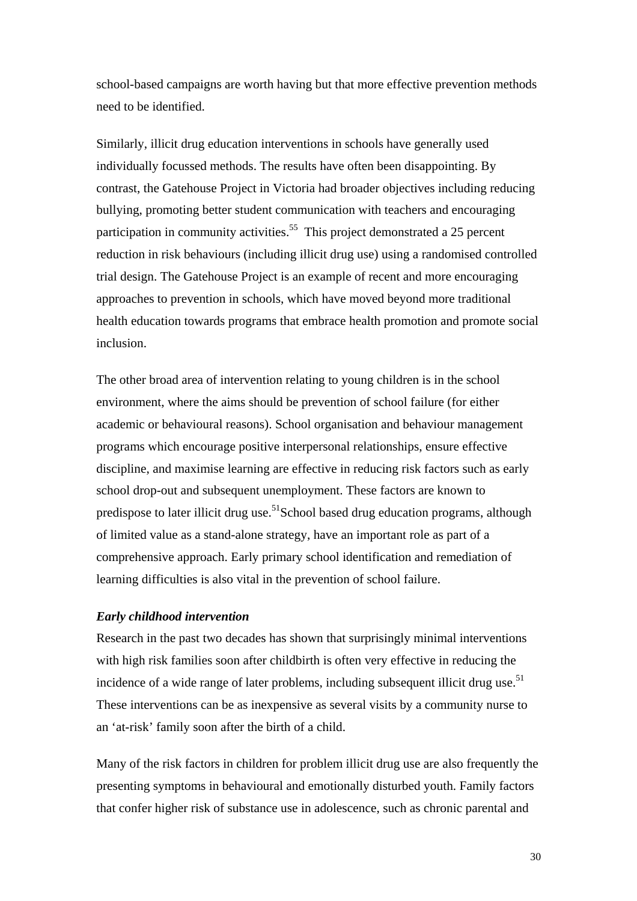school-based campaigns are worth having but that more effective prevention methods need to be identified.

Similarly, illicit drug education interventions in schools have generally used individually focussed methods. The results have often been disappointing. By contrast, the Gatehouse Project in Victoria had broader objectives including reducing bullying, promoting better student communication with teachers and encouraging participation in community activities.[55] This project demonstrated a 25 percent reduction in risk behaviours (including illicit drug use) using a randomised controlled trial design. The Gatehouse Project is an example of recent and more encouraging approaches to prevention in schools, which have moved beyond more traditional health education towards programs that embrace health promotion and promote social inclusion.

The other broad area of intervention relating to young children is in the school environment, where the aims should be prevention of school failure (for either academic or behavioural reasons). School organisation and behaviour management programs which encourage positive interpersonal relationships, ensure effective discipline, and maximise learning are effective in reducing risk factors such as early school drop-out and subsequent unemployment. These factors are known to predispose to later illicit drug use.[51]School based drug education programs, although of limited value as a stand-alone strategy, have an important role as part of a comprehensive approach. Early primary school identification and remediation of learning difficulties is also vital in the prevention of school failure.

***Early childhood intervention***

Research in the past two decades has shown that surprisingly minimal interventions with high risk families soon after childbirth is often very effective in reducing the incidence of a wide range of later problems, including subsequent illicit drug use.[51] These interventions can be as inexpensive as several visits by a community nurse to an 'at-risk' family soon after the birth of a child.

Many of the risk factors in children for problem illicit drug use are also frequently the presenting symptoms in behavioural and emotionally disturbed youth. Family factors that confer higher risk of substance use in adolescence, such as chronic parental and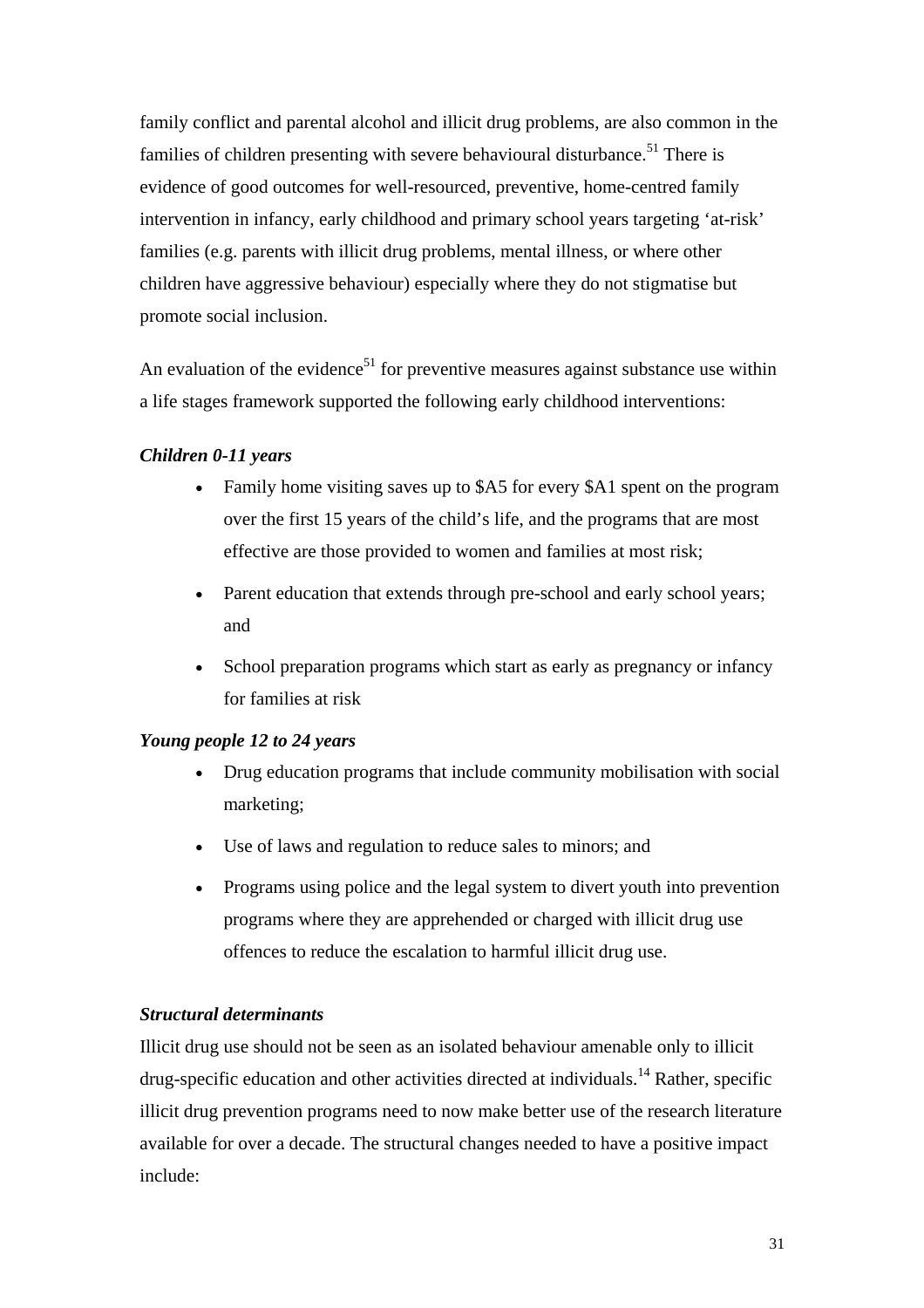family conflict and parental alcohol and illicit drug problems, are also common in the families of children presenting with severe behavioural disturbance.[51] There is evidence of good outcomes for well-resourced, preventive, home-centred family intervention in infancy, early childhood and primary school years targeting 'at-risk' families (e.g. parents with illicit drug problems, mental illness, or where other children have aggressive behaviour) especially where they do not stigmatise but promote social inclusion.

An evaluation of the evidence[51] for preventive measures against substance use within a life stages framework supported the following early childhood interventions:

***Children 0-11 years***

- Family home visiting saves up to $A5 for every $A1 spent on the program over the first 15 years of the child's life, and the programs that are most effective are those provided to women and families at most risk;
- Parent education that extends through pre-school and early school years; and
- School preparation programs which start as early as pregnancy or infancy for families at risk

***Young people 12 to 24 years***

- Drug education programs that include community mobilisation with social marketing;
- Use of laws and regulation to reduce sales to minors; and
- Programs using police and the legal system to divert youth into prevention programs where they are apprehended or charged with illicit drug use offences to reduce the escalation to harmful illicit drug use.

***Structural determinants***

Illicit drug use should not be seen as an isolated behaviour amenable only to illicit drug-specific education and other activities directed at individuals.[14] Rather, specific illicit drug prevention programs need to now make better use of the research literature available for over a decade. The structural changes needed to have a positive impact include: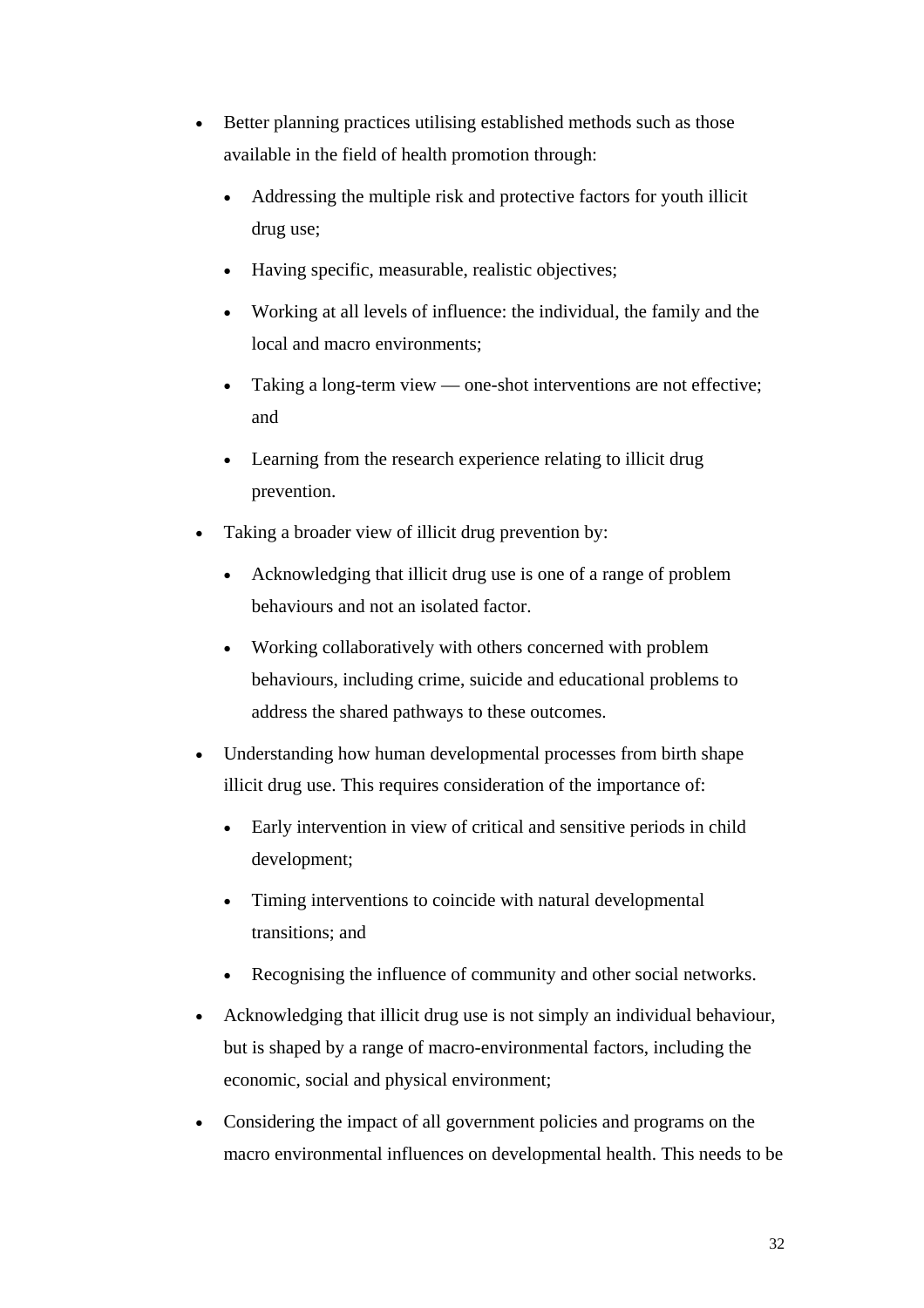- Better planning practices utilising established methods such as those available in the field of health promotion through:
    - Addressing the multiple risk and protective factors for youth illicit drug use;
    - Having specific, measurable, realistic objectives;
    - Working at all levels of influence: the individual, the family and the local and macro environments;
    - Taking a long-term view — one-shot interventions are not effective; and
    - Learning from the research experience relating to illicit drug prevention.
- Taking a broader view of illicit drug prevention by:
    - Acknowledging that illicit drug use is one of a range of problem behaviours and not an isolated factor.
    - Working collaboratively with others concerned with problem behaviours, including crime, suicide and educational problems to address the shared pathways to these outcomes.
- Understanding how human developmental processes from birth shape illicit drug use. This requires consideration of the importance of:
    - Early intervention in view of critical and sensitive periods in child development;
    - Timing interventions to coincide with natural developmental transitions; and
    - Recognising the influence of community and other social networks.
- Acknowledging that illicit drug use is not simply an individual behaviour, but is shaped by a range of macro-environmental factors, including the economic, social and physical environment;
- Considering the impact of all government policies and programs on the macro environmental influences on developmental health. This needs to be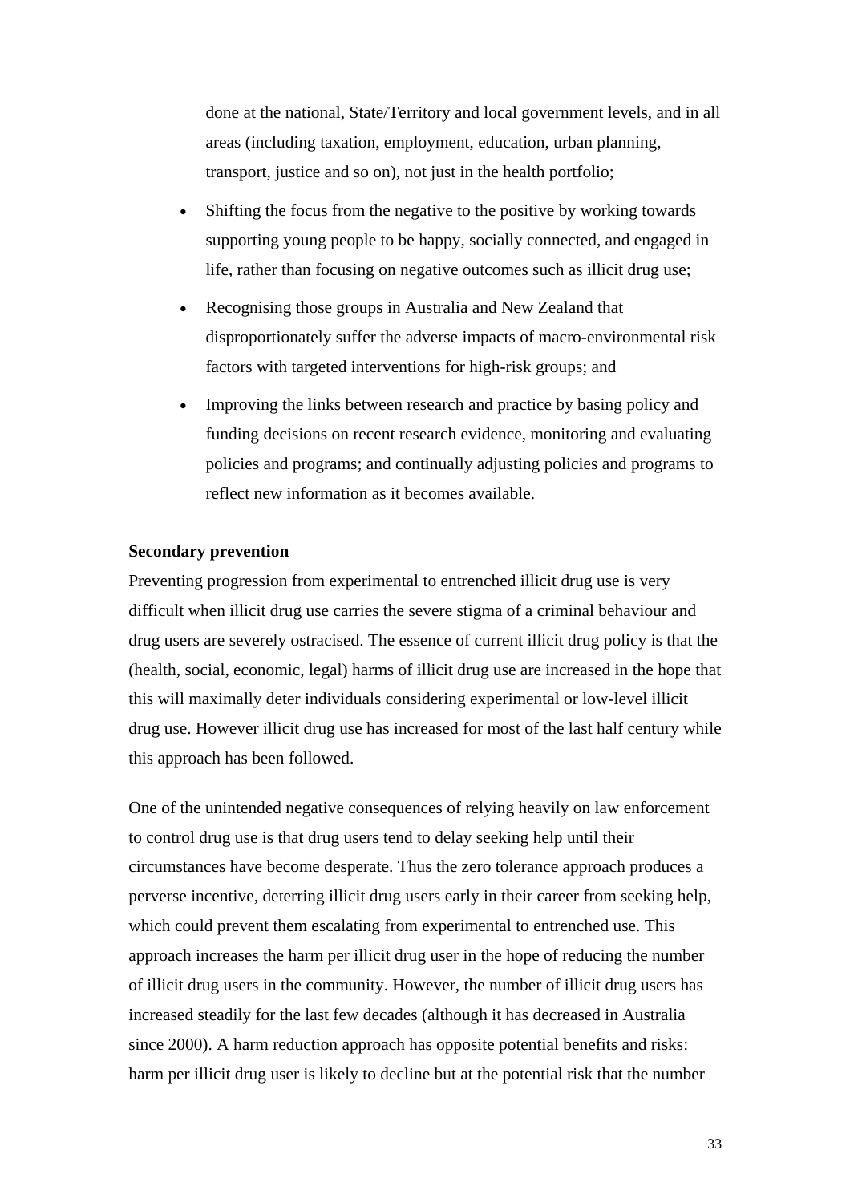done at the national, State/Territory and local government levels, and in all areas (including taxation, employment, education, urban planning, transport, justice and so on), not just in the health portfolio;

- Shifting the focus from the negative to the positive by working towards supporting young people to be happy, socially connected, and engaged in life, rather than focusing on negative outcomes such as illicit drug use;
- Recognising those groups in Australia and New Zealand that disproportionately suffer the adverse impacts of macro-environmental risk factors with targeted interventions for high-risk groups; and
- Improving the links between research and practice by basing policy and funding decisions on recent research evidence, monitoring and evaluating policies and programs; and continually adjusting policies and programs to reflect new information as it becomes available.

**Secondary prevention**

Preventing progression from experimental to entrenched illicit drug use is very difficult when illicit drug use carries the severe stigma of a criminal behaviour and drug users are severely ostracised. The essence of current illicit drug policy is that the (health, social, economic, legal) harms of illicit drug use are increased in the hope that this will maximally deter individuals considering experimental or low-level illicit drug use. However illicit drug use has increased for most of the last half century while this approach has been followed.

One of the unintended negative consequences of relying heavily on law enforcement to control drug use is that drug users tend to delay seeking help until their circumstances have become desperate. Thus the zero tolerance approach produces a perverse incentive, deterring illicit drug users early in their career from seeking help, which could prevent them escalating from experimental to entrenched use. This approach increases the harm per illicit drug user in the hope of reducing the number of illicit drug users in the community. However, the number of illicit drug users has increased steadily for the last few decades (although it has decreased in Australia since 2000). A harm reduction approach has opposite potential benefits and risks: harm per illicit drug user is likely to decline but at the potential risk that the number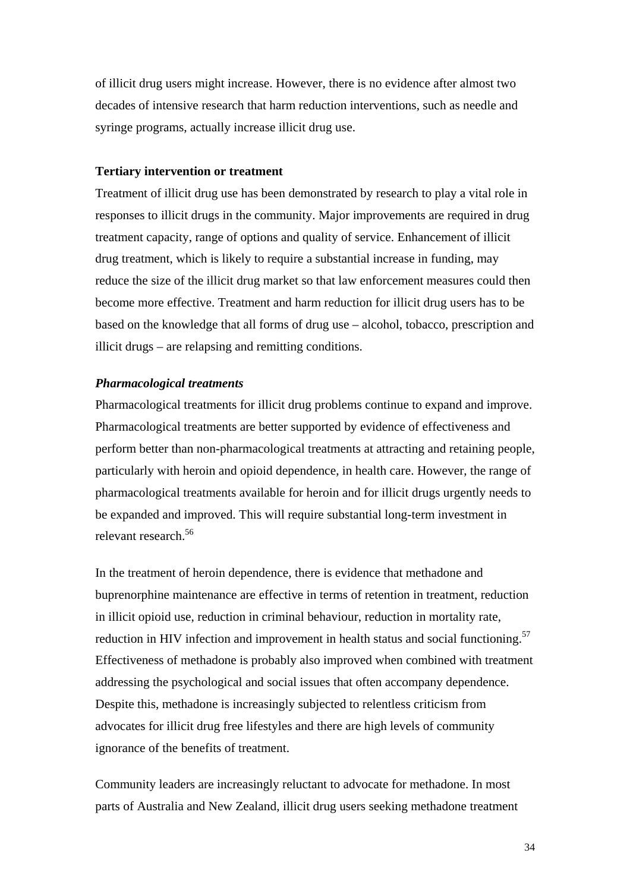of illicit drug users might increase. However, there is no evidence after almost two decades of intensive research that harm reduction interventions, such as needle and syringe programs, actually increase illicit drug use.

**Tertiary intervention or treatment**

Treatment of illicit drug use has been demonstrated by research to play a vital role in responses to illicit drugs in the community. Major improvements are required in drug treatment capacity, range of options and quality of service. Enhancement of illicit drug treatment, which is likely to require a substantial increase in funding, may reduce the size of the illicit drug market so that law enforcement measures could then become more effective. Treatment and harm reduction for illicit drug users has to be based on the knowledge that all forms of drug use – alcohol, tobacco, prescription and illicit drugs – are relapsing and remitting conditions.

***Pharmacological treatments***

Pharmacological treatments for illicit drug problems continue to expand and improve. Pharmacological treatments are better supported by evidence of effectiveness and perform better than non-pharmacological treatments at attracting and retaining people, particularly with heroin and opioid dependence, in health care. However, the range of pharmacological treatments available for heroin and for illicit drugs urgently needs to be expanded and improved. This will require substantial long-term investment in relevant research.[56]

In the treatment of heroin dependence, there is evidence that methadone and buprenorphine maintenance are effective in terms of retention in treatment, reduction in illicit opioid use, reduction in criminal behaviour, reduction in mortality rate, reduction in HIV infection and improvement in health status and social functioning.[57] Effectiveness of methadone is probably also improved when combined with treatment addressing the psychological and social issues that often accompany dependence. Despite this, methadone is increasingly subjected to relentless criticism from advocates for illicit drug free lifestyles and there are high levels of community ignorance of the benefits of treatment.

Community leaders are increasingly reluctant to advocate for methadone. In most parts of Australia and New Zealand, illicit drug users seeking methadone treatment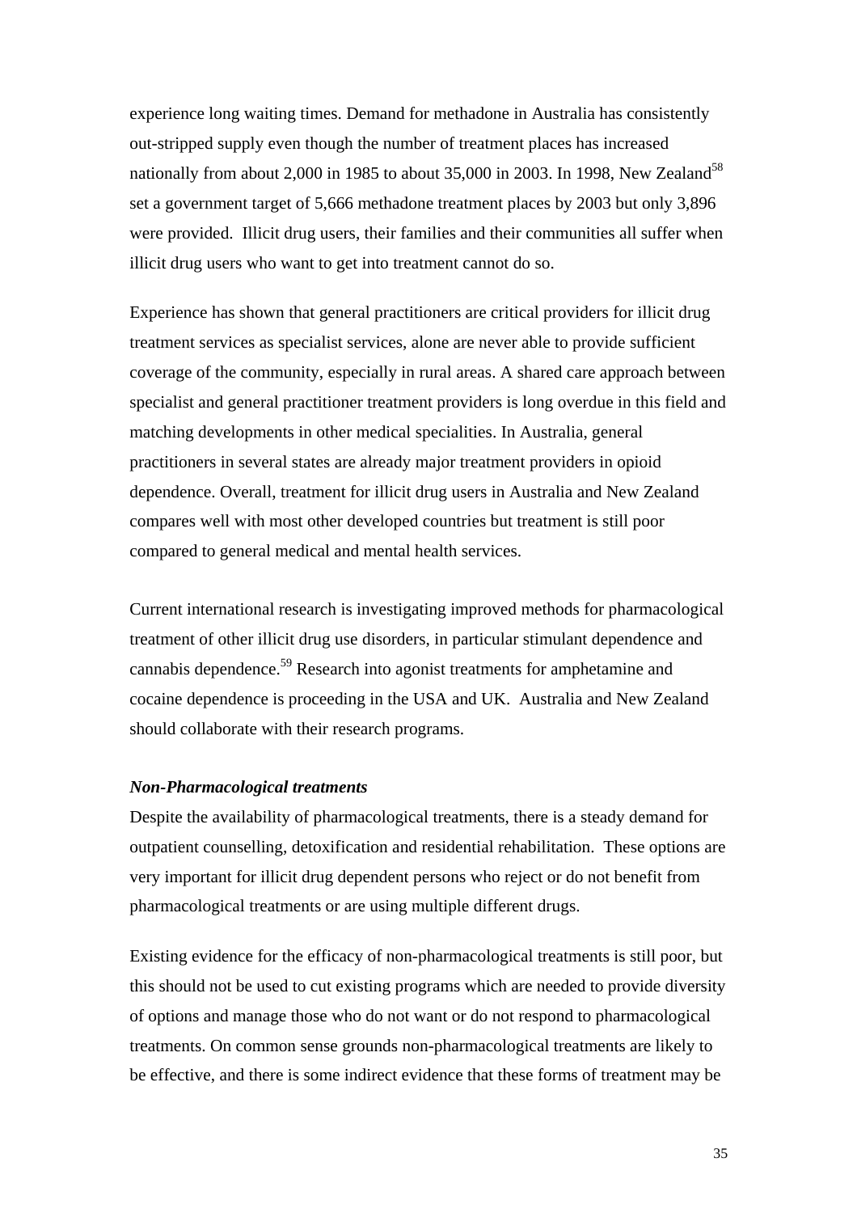experience long waiting times. Demand for methadone in Australia has consistently out-stripped supply even though the number of treatment places has increased nationally from about 2,000 in 1985 to about 35,000 in 2003. In 1998, New Zealand[58] set a government target of 5,666 methadone treatment places by 2003 but only 3,896 were provided. Illicit drug users, their families and their communities all suffer when illicit drug users who want to get into treatment cannot do so.

Experience has shown that general practitioners are critical providers for illicit drug treatment services as specialist services, alone are never able to provide sufficient coverage of the community, especially in rural areas. A shared care approach between specialist and general practitioner treatment providers is long overdue in this field and matching developments in other medical specialities. In Australia, general practitioners in several states are already major treatment providers in opioid dependence. Overall, treatment for illicit drug users in Australia and New Zealand compares well with most other developed countries but treatment is still poor compared to general medical and mental health services.

Current international research is investigating improved methods for pharmacological treatment of other illicit drug use disorders, in particular stimulant dependence and cannabis dependence.[59] Research into agonist treatments for amphetamine and cocaine dependence is proceeding in the USA and UK. Australia and New Zealand should collaborate with their research programs.

***Non-Pharmacological treatments***

Despite the availability of pharmacological treatments, there is a steady demand for outpatient counselling, detoxification and residential rehabilitation. These options are very important for illicit drug dependent persons who reject or do not benefit from pharmacological treatments or are using multiple different drugs.

Existing evidence for the efficacy of non-pharmacological treatments is still poor, but this should not be used to cut existing programs which are needed to provide diversity of options and manage those who do not want or do not respond to pharmacological treatments. On common sense grounds non-pharmacological treatments are likely to be effective, and there is some indirect evidence that these forms of treatment may be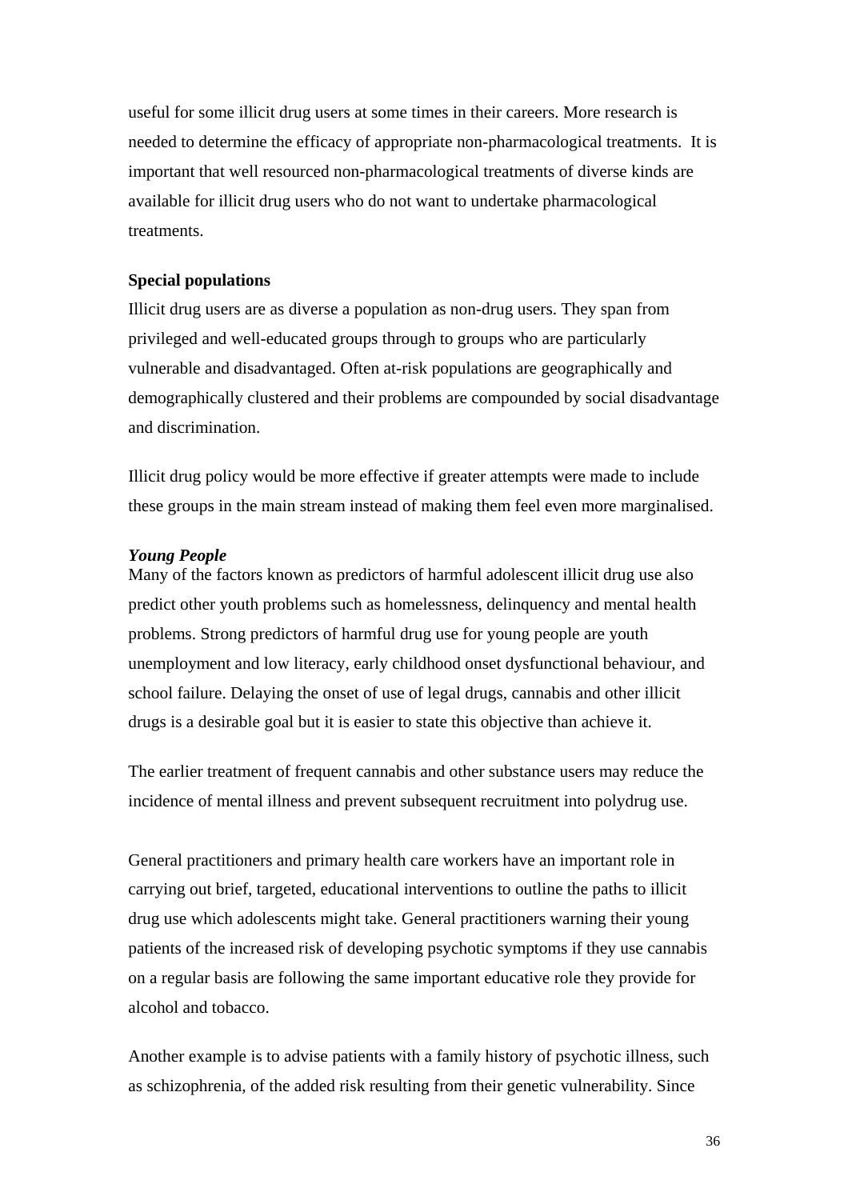useful for some illicit drug users at some times in their careers. More research is needed to determine the efficacy of appropriate non-pharmacological treatments. It is important that well resourced non-pharmacological treatments of diverse kinds are available for illicit drug users who do not want to undertake pharmacological treatments.

**Special populations**

Illicit drug users are as diverse a population as non-drug users. They span from privileged and well-educated groups through to groups who are particularly vulnerable and disadvantaged. Often at-risk populations are geographically and demographically clustered and their problems are compounded by social disadvantage and discrimination.

Illicit drug policy would be more effective if greater attempts were made to include these groups in the main stream instead of making them feel even more marginalised.

***Young People***

Many of the factors known as predictors of harmful adolescent illicit drug use also predict other youth problems such as homelessness, delinquency and mental health problems. Strong predictors of harmful drug use for young people are youth unemployment and low literacy, early childhood onset dysfunctional behaviour, and school failure. Delaying the onset of use of legal drugs, cannabis and other illicit drugs is a desirable goal but it is easier to state this objective than achieve it.

The earlier treatment of frequent cannabis and other substance users may reduce the incidence of mental illness and prevent subsequent recruitment into polydrug use.

General practitioners and primary health care workers have an important role in carrying out brief, targeted, educational interventions to outline the paths to illicit drug use which adolescents might take. General practitioners warning their young patients of the increased risk of developing psychotic symptoms if they use cannabis on a regular basis are following the same important educative role they provide for alcohol and tobacco.

Another example is to advise patients with a family history of psychotic illness, such as schizophrenia, of the added risk resulting from their genetic vulnerability. Since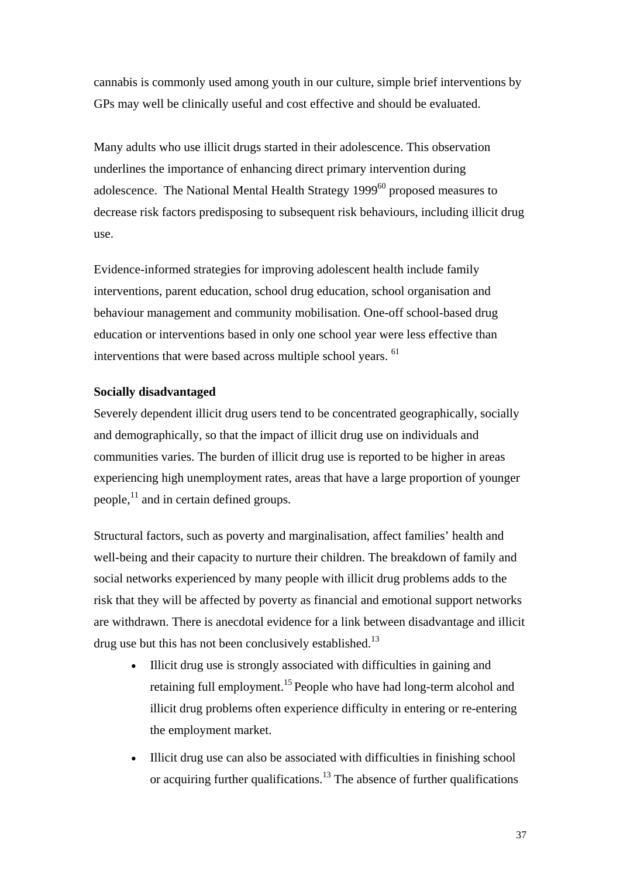cannabis is commonly used among youth in our culture, simple brief interventions by GPs may well be clinically useful and cost effective and should be evaluated.

Many adults who use illicit drugs started in their adolescence. This observation underlines the importance of enhancing direct primary intervention during adolescence. The National Mental Health Strategy 1999[60] proposed measures to decrease risk factors predisposing to subsequent risk behaviours, including illicit drug use.

Evidence-informed strategies for improving adolescent health include family interventions, parent education, school drug education, school organisation and behaviour management and community mobilisation. One-off school-based drug education or interventions based in only one school year were less effective than interventions that were based across multiple school years. [61]

**Socially disadvantaged**

Severely dependent illicit drug users tend to be concentrated geographically, socially and demographically, so that the impact of illicit drug use on individuals and communities varies. The burden of illicit drug use is reported to be higher in areas experiencing high unemployment rates, areas that have a large proportion of younger people,[11] and in certain defined groups.

Structural factors, such as poverty and marginalisation, affect families' health and well-being and their capacity to nurture their children. The breakdown of family and social networks experienced by many people with illicit drug problems adds to the risk that they will be affected by poverty as financial and emotional support networks are withdrawn. There is anecdotal evidence for a link between disadvantage and illicit drug use but this has not been conclusively established.[13]

- Illicit drug use is strongly associated with difficulties in gaining and retaining full employment.[15] People who have had long-term alcohol and illicit drug problems often experience difficulty in entering or re-entering the employment market.
- Illicit drug use can also be associated with difficulties in finishing school or acquiring further qualifications.[13] The absence of further qualifications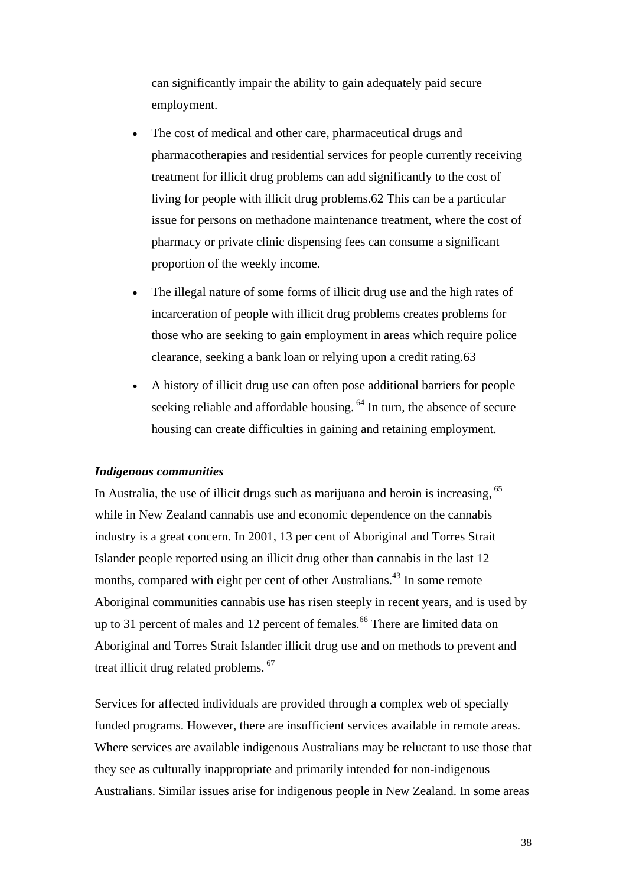can significantly impair the ability to gain adequately paid secure employment.

- The cost of medical and other care, pharmaceutical drugs and pharmacotherapies and residential services for people currently receiving treatment for illicit drug problems can add significantly to the cost of living for people with illicit drug problems.62 This can be a particular issue for persons on methadone maintenance treatment, where the cost of pharmacy or private clinic dispensing fees can consume a significant proportion of the weekly income.
- The illegal nature of some forms of illicit drug use and the high rates of incarceration of people with illicit drug problems creates problems for those who are seeking to gain employment in areas which require police clearance, seeking a bank loan or relying upon a credit rating.63
- A history of illicit drug use can often pose additional barriers for people seeking reliable and affordable housing. [64] In turn, the absence of secure housing can create difficulties in gaining and retaining employment.

***Indigenous communities***

In Australia, the use of illicit drugs such as marijuana and heroin is increasing, [65] while in New Zealand cannabis use and economic dependence on the cannabis industry is a great concern. In 2001, 13 per cent of Aboriginal and Torres Strait Islander people reported using an illicit drug other than cannabis in the last 12 months, compared with eight per cent of other Australians.[43] In some remote Aboriginal communities cannabis use has risen steeply in recent years, and is used by up to 31 percent of males and 12 percent of females.[66] There are limited data on Aboriginal and Torres Strait Islander illicit drug use and on methods to prevent and treat illicit drug related problems. [67]

Services for affected individuals are provided through a complex web of specially funded programs. However, there are insufficient services available in remote areas. Where services are available indigenous Australians may be reluctant to use those that they see as culturally inappropriate and primarily intended for non-indigenous Australians. Similar issues arise for indigenous people in New Zealand. In some areas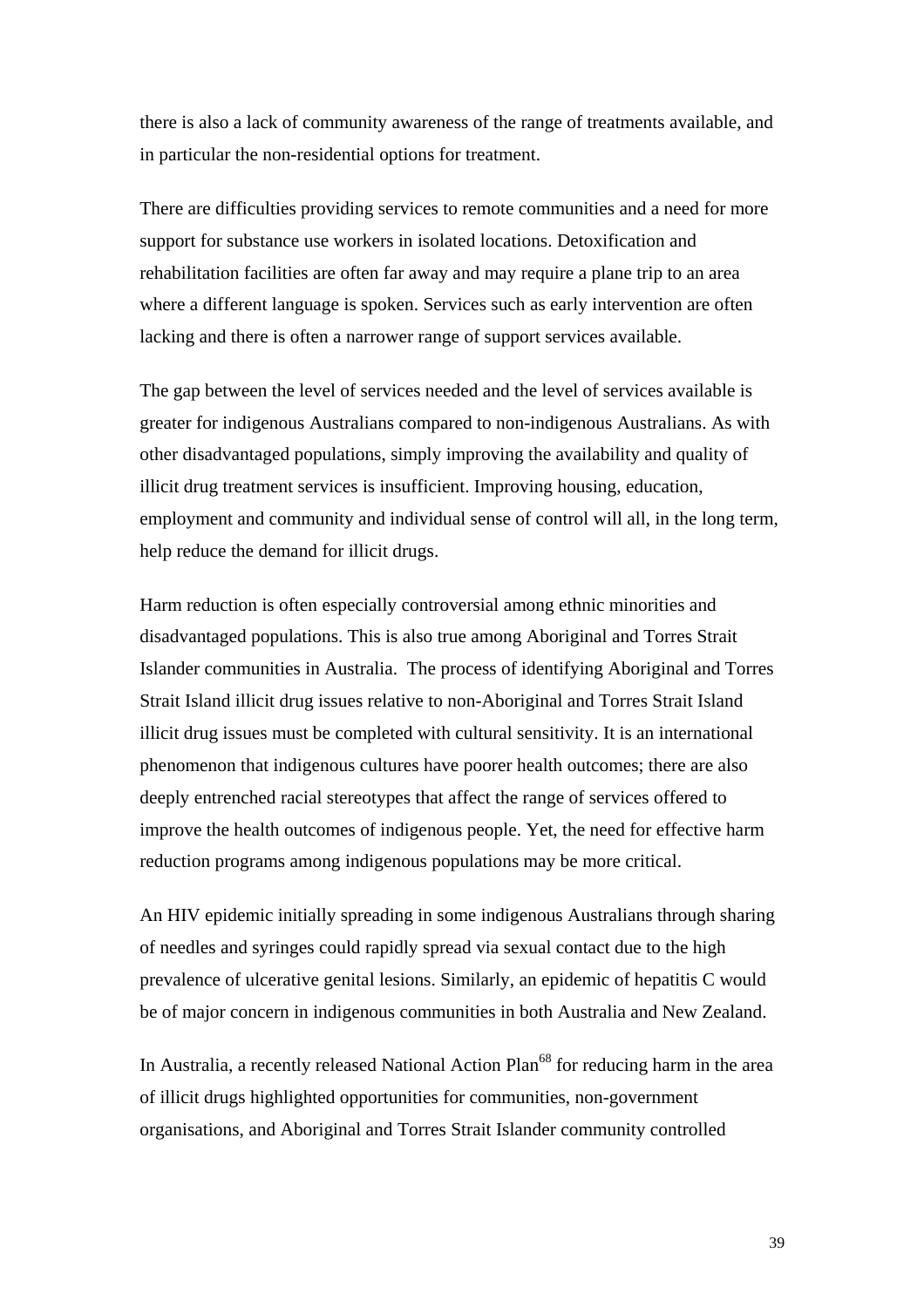there is also a lack of community awareness of the range of treatments available, and in particular the non-residential options for treatment.

There are difficulties providing services to remote communities and a need for more support for substance use workers in isolated locations. Detoxification and rehabilitation facilities are often far away and may require a plane trip to an area where a different language is spoken. Services such as early intervention are often lacking and there is often a narrower range of support services available.

The gap between the level of services needed and the level of services available is greater for indigenous Australians compared to non-indigenous Australians. As with other disadvantaged populations, simply improving the availability and quality of illicit drug treatment services is insufficient. Improving housing, education, employment and community and individual sense of control will all, in the long term, help reduce the demand for illicit drugs.

Harm reduction is often especially controversial among ethnic minorities and disadvantaged populations. This is also true among Aboriginal and Torres Strait Islander communities in Australia. The process of identifying Aboriginal and Torres Strait Island illicit drug issues relative to non-Aboriginal and Torres Strait Island illicit drug issues must be completed with cultural sensitivity. It is an international phenomenon that indigenous cultures have poorer health outcomes; there are also deeply entrenched racial stereotypes that affect the range of services offered to improve the health outcomes of indigenous people. Yet, the need for effective harm reduction programs among indigenous populations may be more critical.

An HIV epidemic initially spreading in some indigenous Australians through sharing of needles and syringes could rapidly spread via sexual contact due to the high prevalence of ulcerative genital lesions. Similarly, an epidemic of hepatitis C would be of major concern in indigenous communities in both Australia and New Zealand.

In Australia, a recently released National Action Plan[68] for reducing harm in the area of illicit drugs highlighted opportunities for communities, non-government organisations, and Aboriginal and Torres Strait Islander community controlled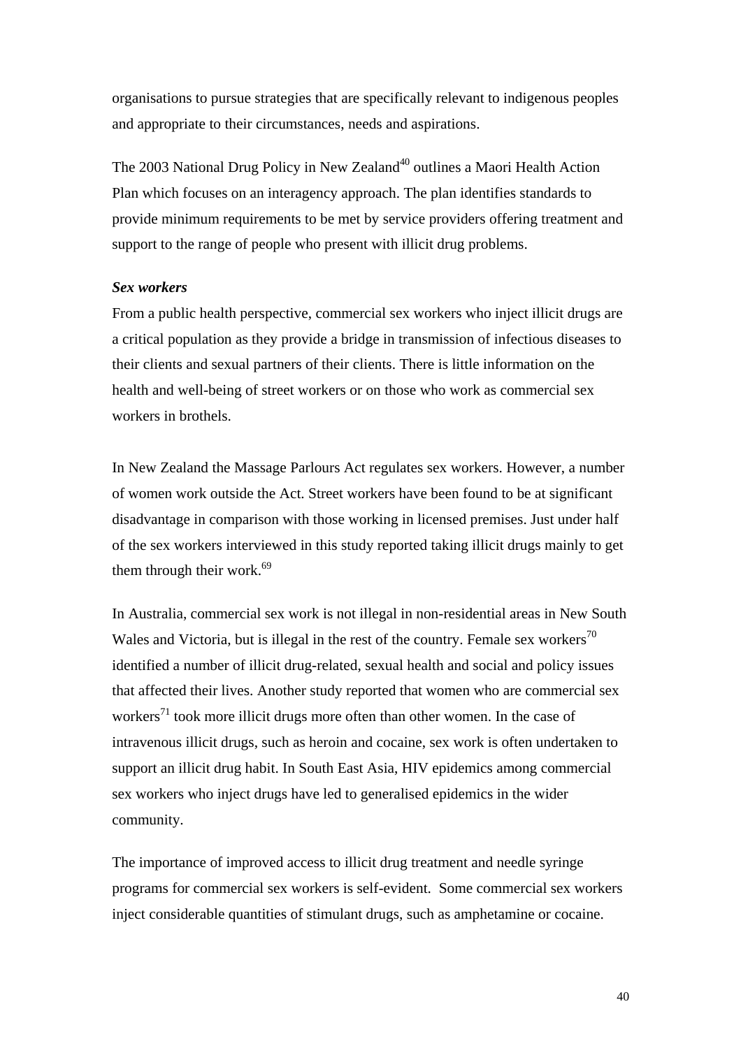organisations to pursue strategies that are specifically relevant to indigenous peoples and appropriate to their circumstances, needs and aspirations.

The 2003 National Drug Policy in New Zealand[40] outlines a Maori Health Action Plan which focuses on an interagency approach. The plan identifies standards to provide minimum requirements to be met by service providers offering treatment and support to the range of people who present with illicit drug problems.

***Sex workers***

From a public health perspective, commercial sex workers who inject illicit drugs are a critical population as they provide a bridge in transmission of infectious diseases to their clients and sexual partners of their clients. There is little information on the health and well-being of street workers or on those who work as commercial sex workers in brothels.

In New Zealand the Massage Parlours Act regulates sex workers. However, a number of women work outside the Act. Street workers have been found to be at significant disadvantage in comparison with those working in licensed premises. Just under half of the sex workers interviewed in this study reported taking illicit drugs mainly to get them through their work.[69]

In Australia, commercial sex work is not illegal in non-residential areas in New South Wales and Victoria, but is illegal in the rest of the country. Female sex workers[70] identified a number of illicit drug-related, sexual health and social and policy issues that affected their lives. Another study reported that women who are commercial sex workers[71] took more illicit drugs more often than other women. In the case of intravenous illicit drugs, such as heroin and cocaine, sex work is often undertaken to support an illicit drug habit. In South East Asia, HIV epidemics among commercial sex workers who inject drugs have led to generalised epidemics in the wider community.

The importance of improved access to illicit drug treatment and needle syringe programs for commercial sex workers is self-evident. Some commercial sex workers inject considerable quantities of stimulant drugs, such as amphetamine or cocaine.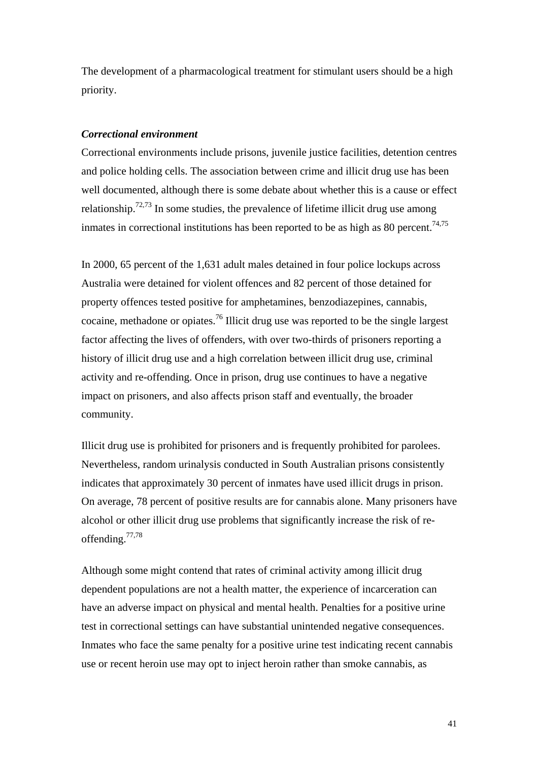The development of a pharmacological treatment for stimulant users should be a high priority.

***Correctional environment***

Correctional environments include prisons, juvenile justice facilities, detention centres and police holding cells. The association between crime and illicit drug use has been well documented, although there is some debate about whether this is a cause or effect relationship.[72,73] In some studies, the prevalence of lifetime illicit drug use among inmates in correctional institutions has been reported to be as high as 80 percent.[74,75]

In 2000, 65 percent of the 1,631 adult males detained in four police lockups across Australia were detained for violent offences and 82 percent of those detained for property offences tested positive for amphetamines, benzodiazepines, cannabis, cocaine, methadone or opiates.[76] Illicit drug use was reported to be the single largest factor affecting the lives of offenders, with over two-thirds of prisoners reporting a history of illicit drug use and a high correlation between illicit drug use, criminal activity and re-offending. Once in prison, drug use continues to have a negative impact on prisoners, and also affects prison staff and eventually, the broader community.

Illicit drug use is prohibited for prisoners and is frequently prohibited for parolees. Nevertheless, random urinalysis conducted in South Australian prisons consistently indicates that approximately 30 percent of inmates have used illicit drugs in prison. On average, 78 percent of positive results are for cannabis alone. Many prisoners have alcohol or other illicit drug use problems that significantly increase the risk of re-offending.[77,78]

Although some might contend that rates of criminal activity among illicit drug dependent populations are not a health matter, the experience of incarceration can have an adverse impact on physical and mental health. Penalties for a positive urine test in correctional settings can have substantial unintended negative consequences. Inmates who face the same penalty for a positive urine test indicating recent cannabis use or recent heroin use may opt to inject heroin rather than smoke cannabis, as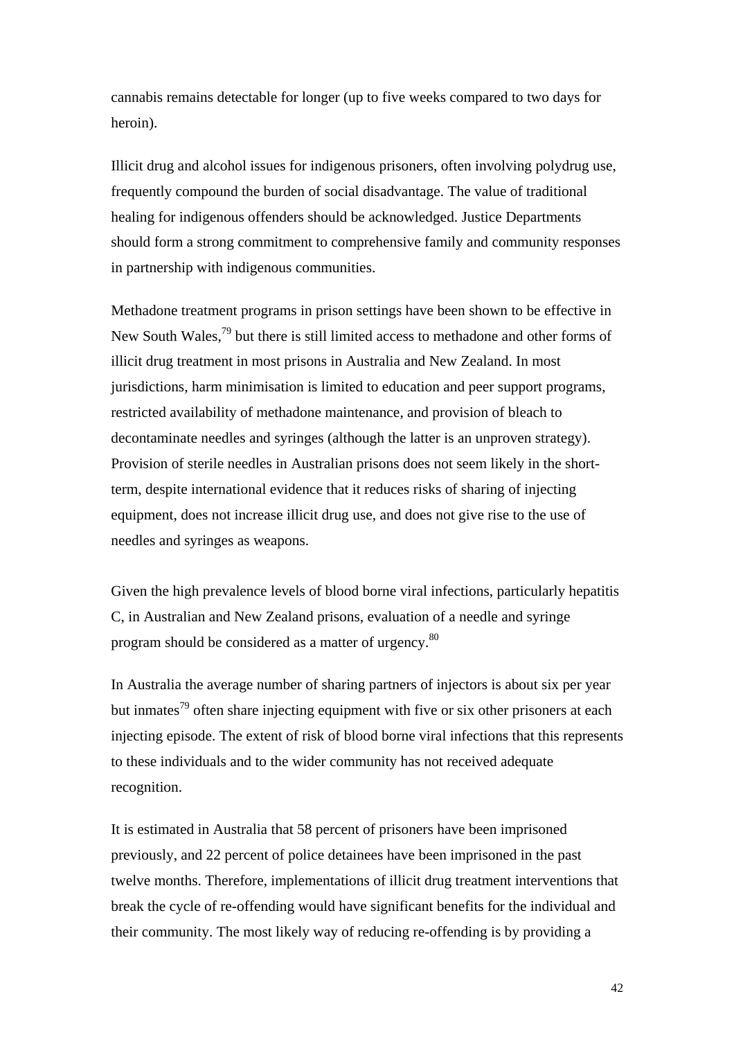cannabis remains detectable for longer (up to five weeks compared to two days for heroin).

Illicit drug and alcohol issues for indigenous prisoners, often involving polydrug use, frequently compound the burden of social disadvantage. The value of traditional healing for indigenous offenders should be acknowledged. Justice Departments should form a strong commitment to comprehensive family and community responses in partnership with indigenous communities.

Methadone treatment programs in prison settings have been shown to be effective in New South Wales,[79] but there is still limited access to methadone and other forms of illicit drug treatment in most prisons in Australia and New Zealand. In most jurisdictions, harm minimisation is limited to education and peer support programs, restricted availability of methadone maintenance, and provision of bleach to decontaminate needles and syringes (although the latter is an unproven strategy). Provision of sterile needles in Australian prisons does not seem likely in the short-term, despite international evidence that it reduces risks of sharing of injecting equipment, does not increase illicit drug use, and does not give rise to the use of needles and syringes as weapons.

Given the high prevalence levels of blood borne viral infections, particularly hepatitis C, in Australian and New Zealand prisons, evaluation of a needle and syringe program should be considered as a matter of urgency.[80]

In Australia the average number of sharing partners of injectors is about six per year but inmates[79] often share injecting equipment with five or six other prisoners at each injecting episode. The extent of risk of blood borne viral infections that this represents to these individuals and to the wider community has not received adequate recognition.

It is estimated in Australia that 58 percent of prisoners have been imprisoned previously, and 22 percent of police detainees have been imprisoned in the past twelve months. Therefore, implementations of illicit drug treatment interventions that break the cycle of re-offending would have significant benefits for the individual and their community. The most likely way of reducing re-offending is by providing a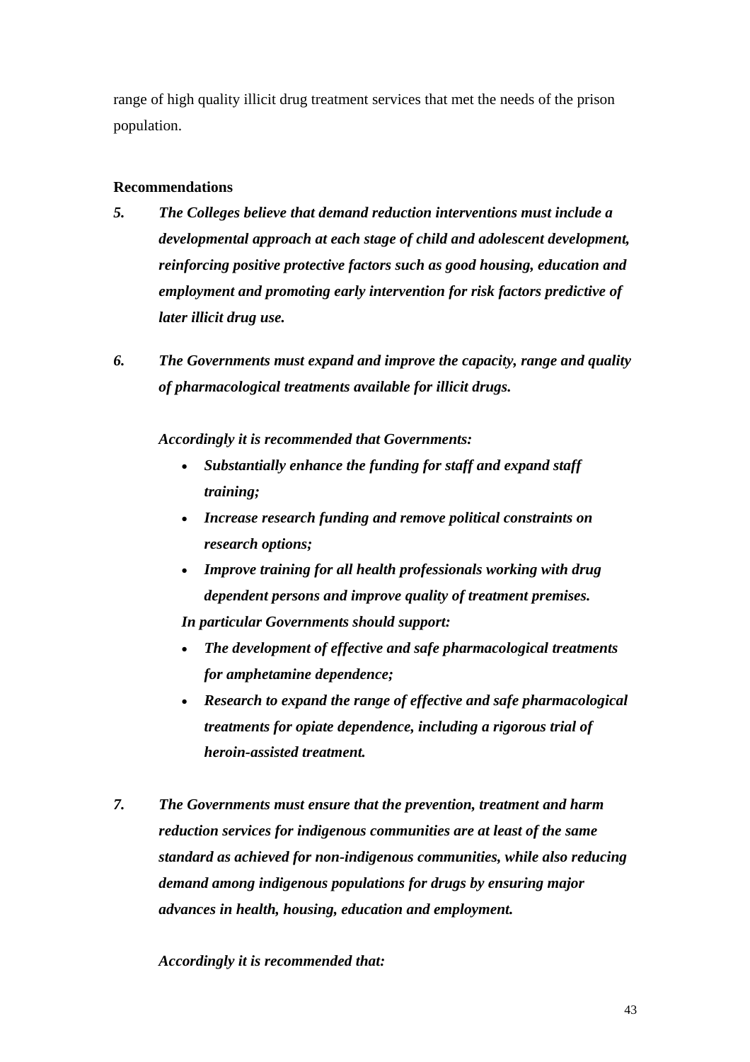range of high quality illicit drug treatment services that met the needs of the prison population.

**Recommendations**

***5.*** ***The Colleges believe that demand reduction interventions must include a developmental approach at each stage of child and adolescent development, reinforcing positive protective factors such as good housing, education and employment and promoting early intervention for risk factors predictive of later illicit drug use.***

***6.*** ***The Governments must expand and improve the capacity, range and quality of pharmacological treatments available for illicit drugs.***

***Accordingly it is recommended that Governments:***

- ***Substantially enhance the funding for staff and expand staff training;***
- ***Increase research funding and remove political constraints on research options;***
- ***Improve training for all health professionals working with drug dependent persons and improve quality of treatment premises.***

***In particular Governments should support:***

- ***The development of effective and safe pharmacological treatments for amphetamine dependence;***
- ***Research to expand the range of effective and safe pharmacological treatments for opiate dependence, including a rigorous trial of heroin-assisted treatment.***

***7.*** ***The Governments must ensure that the prevention, treatment and harm reduction services for indigenous communities are at least of the same standard as achieved for non-indigenous communities, while also reducing demand among indigenous populations for drugs by ensuring major advances in health, housing, education and employment.***

***Accordingly it is recommended that:***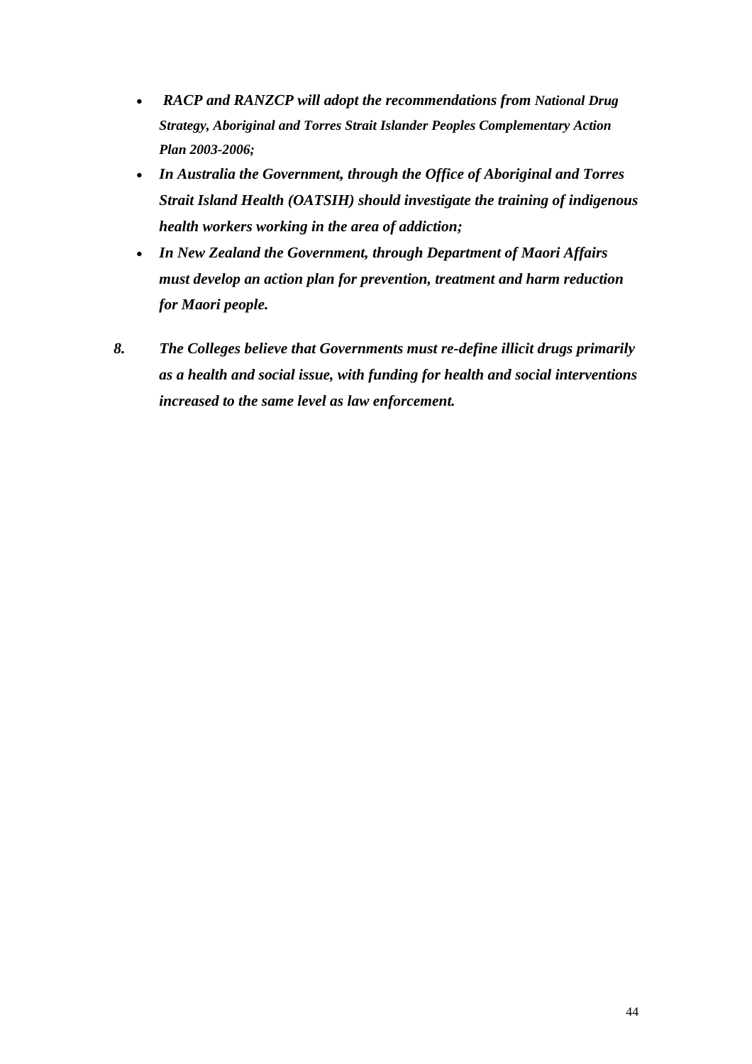- ***RACP and RANZCP will adopt the recommendations from National Drug Strategy, Aboriginal and Torres Strait Islander Peoples Complementary Action Plan 2003-2006;***
- ***In Australia the Government, through the Office of Aboriginal and Torres Strait Island Health (OATSIH) should investigate the training of indigenous health workers working in the area of addiction;***
- ***In New Zealand the Government, through Department of Maori Affairs must develop an action plan for prevention, treatment and harm reduction for Maori people.***

***8. The Colleges believe that Governments must re-define illicit drugs primarily as a health and social issue, with funding for health and social interventions increased to the same level as law enforcement.***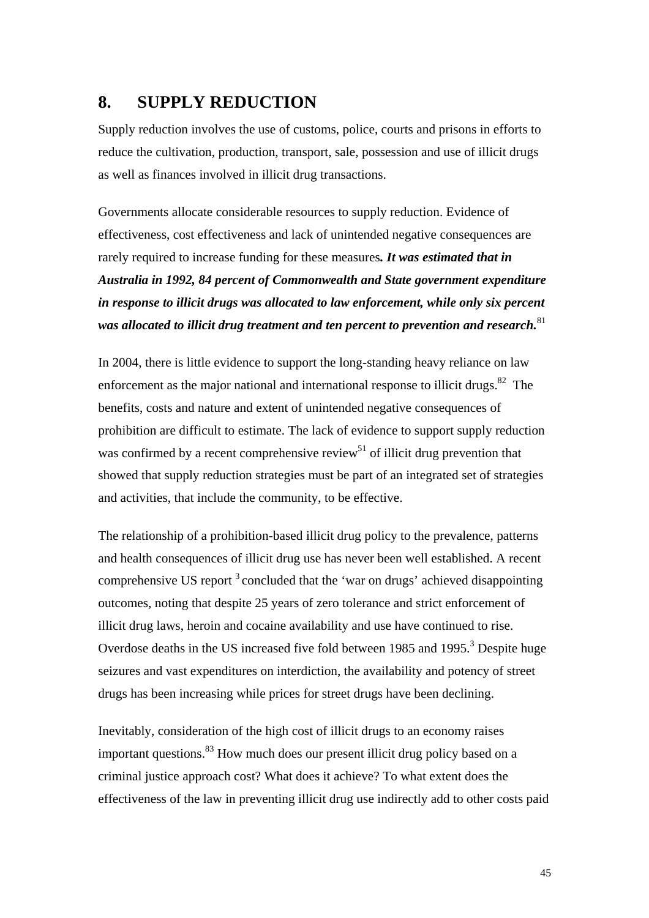# 8. SUPPLY REDUCTION

Supply reduction involves the use of customs, police, courts and prisons in efforts to reduce the cultivation, production, transport, sale, possession and use of illicit drugs as well as finances involved in illicit drug transactions.

Governments allocate considerable resources to supply reduction. Evidence of effectiveness, cost effectiveness and lack of unintended negative consequences are rarely required to increase funding for these measures***. It was estimated that in Australia in 1992, 84 percent of Commonwealth and State government expenditure in response to illicit drugs was allocated to law enforcement, while only six percent was allocated to illicit drug treatment and ten percent to prevention and research.***[81]

In 2004, there is little evidence to support the long-standing heavy reliance on law enforcement as the major national and international response to illicit drugs.[82] The benefits, costs and nature and extent of unintended negative consequences of prohibition are difficult to estimate. The lack of evidence to support supply reduction was confirmed by a recent comprehensive review[51] of illicit drug prevention that showed that supply reduction strategies must be part of an integrated set of strategies and activities, that include the community, to be effective.

The relationship of a prohibition-based illicit drug policy to the prevalence, patterns and health consequences of illicit drug use has never been well established. A recent comprehensive US report [3] concluded that the 'war on drugs' achieved disappointing outcomes, noting that despite 25 years of zero tolerance and strict enforcement of illicit drug laws, heroin and cocaine availability and use have continued to rise. Overdose deaths in the US increased five fold between 1985 and 1995.[3] Despite huge seizures and vast expenditures on interdiction, the availability and potency of street drugs has been increasing while prices for street drugs have been declining.

Inevitably, consideration of the high cost of illicit drugs to an economy raises important questions.[83] How much does our present illicit drug policy based on a criminal justice approach cost? What does it achieve? To what extent does the effectiveness of the law in preventing illicit drug use indirectly add to other costs paid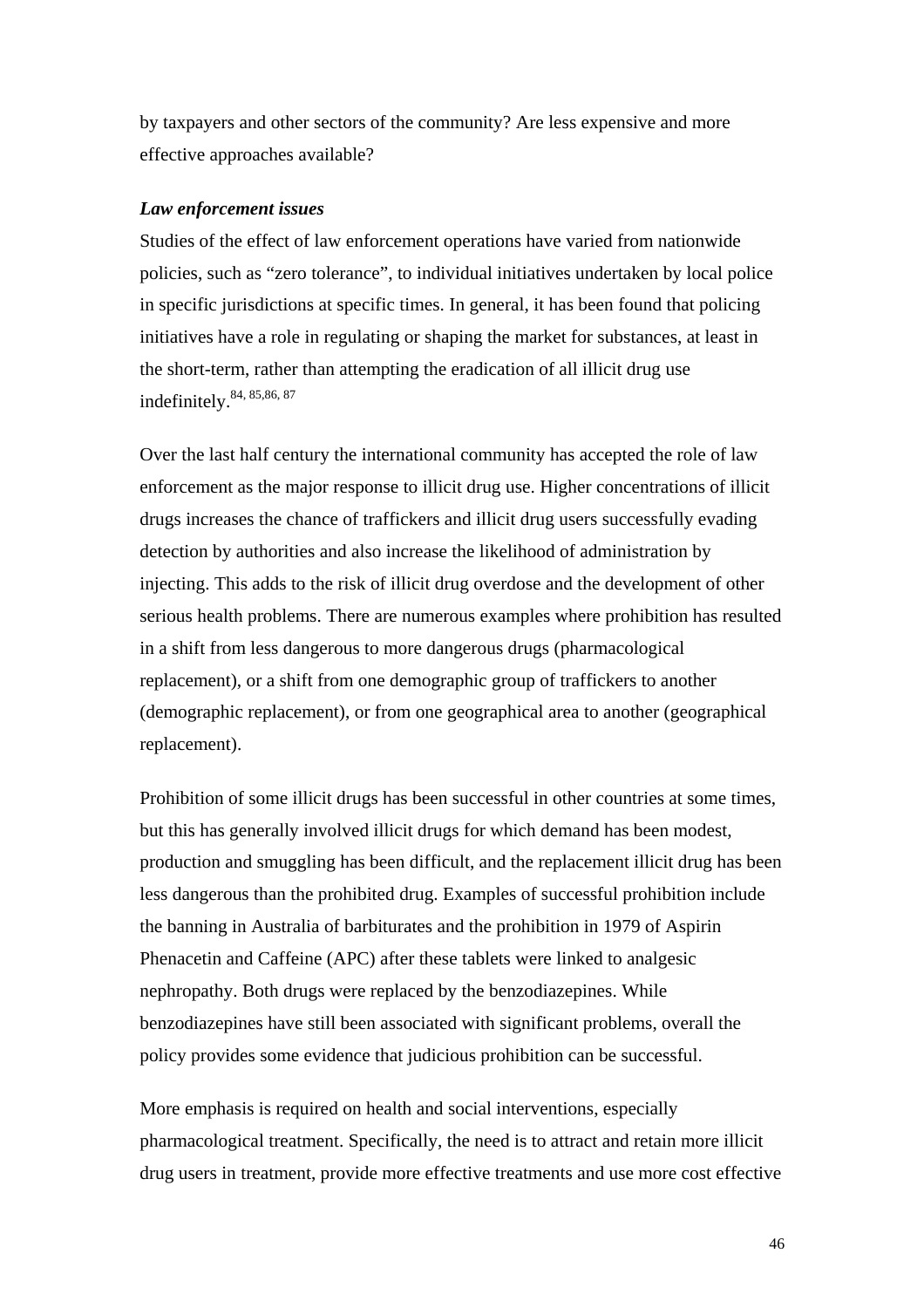by taxpayers and other sectors of the community? Are less expensive and more effective approaches available?

***Law enforcement issues***

Studies of the effect of law enforcement operations have varied from nationwide policies, such as "zero tolerance", to individual initiatives undertaken by local police in specific jurisdictions at specific times. In general, it has been found that policing initiatives have a role in regulating or shaping the market for substances, at least in the short-term, rather than attempting the eradication of all illicit drug use indefinitely.[84, 85,86, 87]

Over the last half century the international community has accepted the role of law enforcement as the major response to illicit drug use. Higher concentrations of illicit drugs increases the chance of traffickers and illicit drug users successfully evading detection by authorities and also increase the likelihood of administration by injecting. This adds to the risk of illicit drug overdose and the development of other serious health problems. There are numerous examples where prohibition has resulted in a shift from less dangerous to more dangerous drugs (pharmacological replacement), or a shift from one demographic group of traffickers to another (demographic replacement), or from one geographical area to another (geographical replacement).

Prohibition of some illicit drugs has been successful in other countries at some times, but this has generally involved illicit drugs for which demand has been modest, production and smuggling has been difficult, and the replacement illicit drug has been less dangerous than the prohibited drug. Examples of successful prohibition include the banning in Australia of barbiturates and the prohibition in 1979 of Aspirin Phenacetin and Caffeine (APC) after these tablets were linked to analgesic nephropathy. Both drugs were replaced by the benzodiazepines. While benzodiazepines have still been associated with significant problems, overall the policy provides some evidence that judicious prohibition can be successful.

More emphasis is required on health and social interventions, especially pharmacological treatment. Specifically, the need is to attract and retain more illicit drug users in treatment, provide more effective treatments and use more cost effective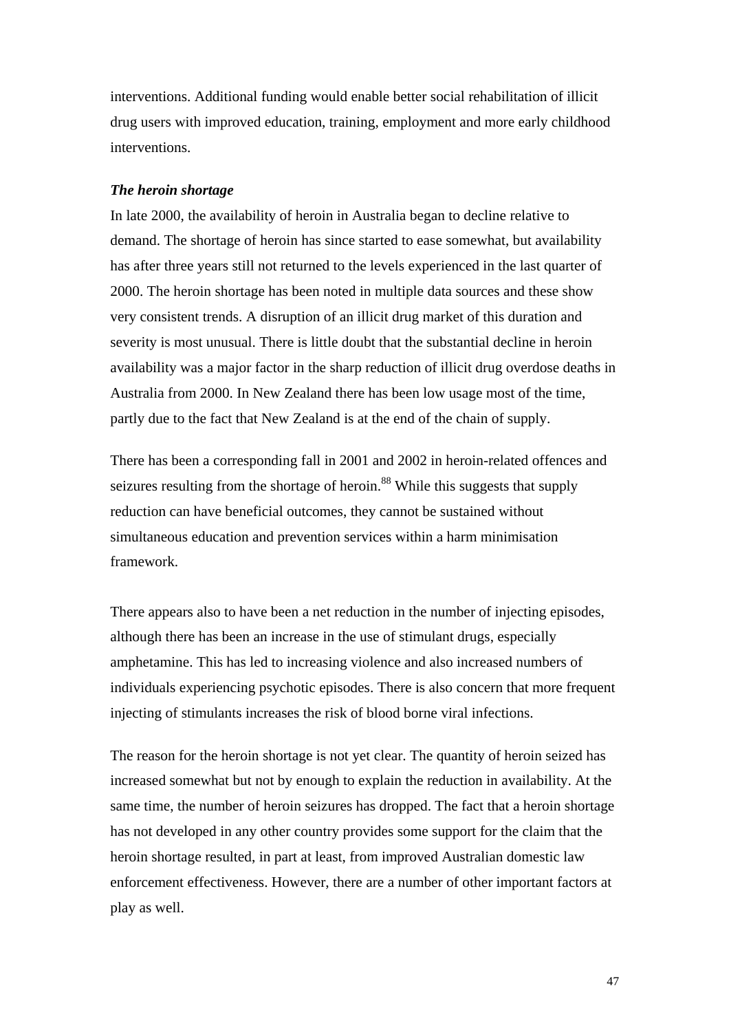interventions. Additional funding would enable better social rehabilitation of illicit drug users with improved education, training, employment and more early childhood interventions.

***The heroin shortage***

In late 2000, the availability of heroin in Australia began to decline relative to demand. The shortage of heroin has since started to ease somewhat, but availability has after three years still not returned to the levels experienced in the last quarter of 2000. The heroin shortage has been noted in multiple data sources and these show very consistent trends. A disruption of an illicit drug market of this duration and severity is most unusual. There is little doubt that the substantial decline in heroin availability was a major factor in the sharp reduction of illicit drug overdose deaths in Australia from 2000. In New Zealand there has been low usage most of the time, partly due to the fact that New Zealand is at the end of the chain of supply.

There has been a corresponding fall in 2001 and 2002 in heroin-related offences and seizures resulting from the shortage of heroin.[88] While this suggests that supply reduction can have beneficial outcomes, they cannot be sustained without simultaneous education and prevention services within a harm minimisation framework.

There appears also to have been a net reduction in the number of injecting episodes, although there has been an increase in the use of stimulant drugs, especially amphetamine. This has led to increasing violence and also increased numbers of individuals experiencing psychotic episodes. There is also concern that more frequent injecting of stimulants increases the risk of blood borne viral infections.

The reason for the heroin shortage is not yet clear. The quantity of heroin seized has increased somewhat but not by enough to explain the reduction in availability. At the same time, the number of heroin seizures has dropped. The fact that a heroin shortage has not developed in any other country provides some support for the claim that the heroin shortage resulted, in part at least, from improved Australian domestic law enforcement effectiveness. However, there are a number of other important factors at play as well.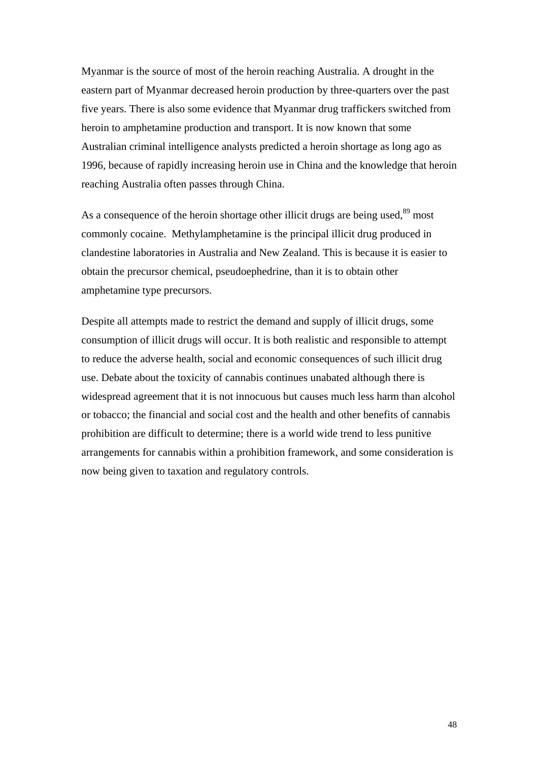Myanmar is the source of most of the heroin reaching Australia. A drought in the eastern part of Myanmar decreased heroin production by three-quarters over the past five years. There is also some evidence that Myanmar drug traffickers switched from heroin to amphetamine production and transport. It is now known that some Australian criminal intelligence analysts predicted a heroin shortage as long ago as 1996, because of rapidly increasing heroin use in China and the knowledge that heroin reaching Australia often passes through China.

As a consequence of the heroin shortage other illicit drugs are being used,[89] most commonly cocaine. Methylamphetamine is the principal illicit drug produced in clandestine laboratories in Australia and New Zealand. This is because it is easier to obtain the precursor chemical, pseudoephedrine, than it is to obtain other amphetamine type precursors.

Despite all attempts made to restrict the demand and supply of illicit drugs, some consumption of illicit drugs will occur. It is both realistic and responsible to attempt to reduce the adverse health, social and economic consequences of such illicit drug use. Debate about the toxicity of cannabis continues unabated although there is widespread agreement that it is not innocuous but causes much less harm than alcohol or tobacco; the financial and social cost and the health and other benefits of cannabis prohibition are difficult to determine; there is a world wide trend to less punitive arrangements for cannabis within a prohibition framework, and some consideration is now being given to taxation and regulatory controls.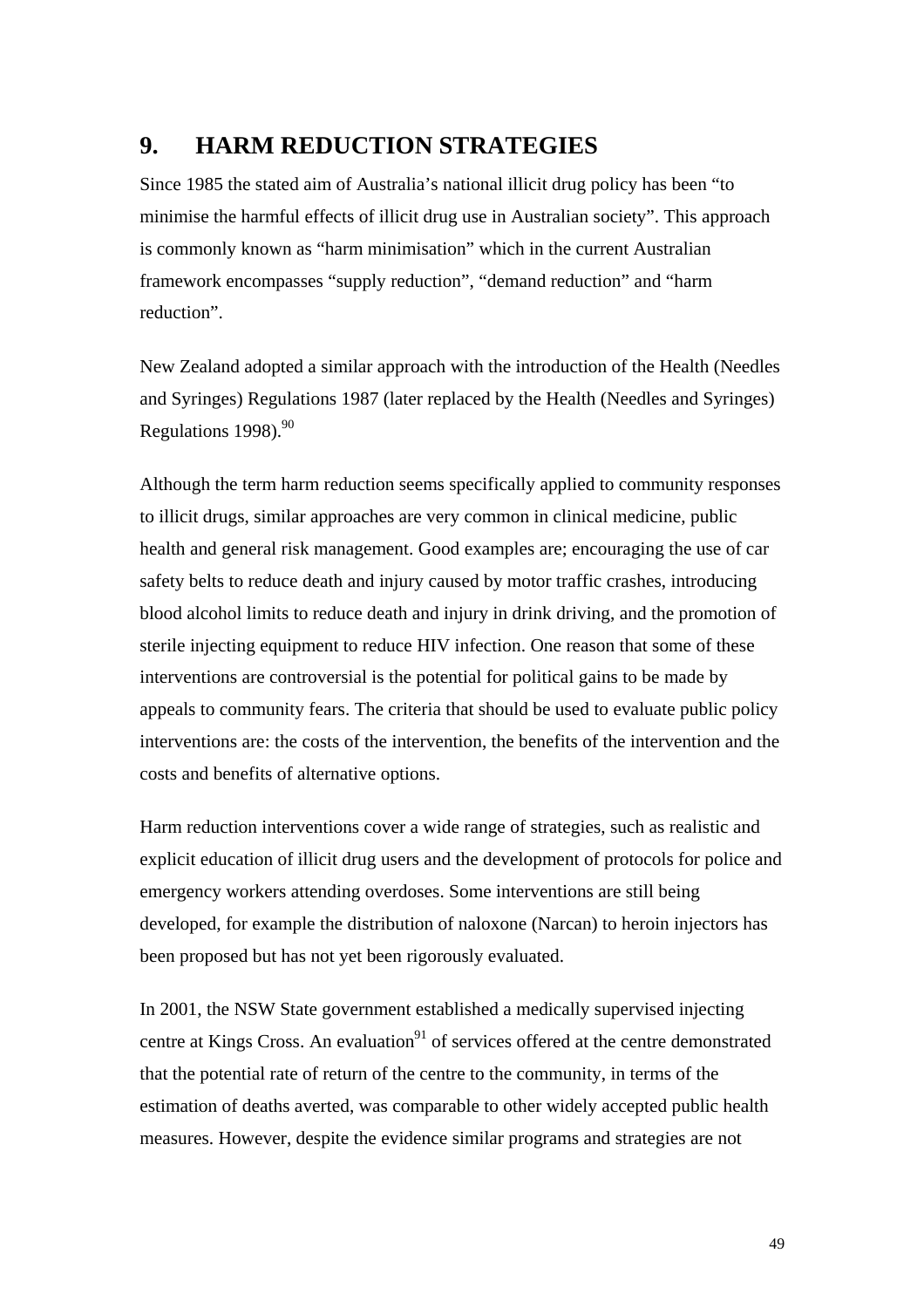# 9. HARM REDUCTION STRATEGIES

Since 1985 the stated aim of Australia's national illicit drug policy has been "to minimise the harmful effects of illicit drug use in Australian society". This approach is commonly known as "harm minimisation" which in the current Australian framework encompasses "supply reduction", "demand reduction" and "harm reduction".

New Zealand adopted a similar approach with the introduction of the Health (Needles and Syringes) Regulations 1987 (later replaced by the Health (Needles and Syringes) Regulations 1998).[90]

Although the term harm reduction seems specifically applied to community responses to illicit drugs, similar approaches are very common in clinical medicine, public health and general risk management. Good examples are; encouraging the use of car safety belts to reduce death and injury caused by motor traffic crashes, introducing blood alcohol limits to reduce death and injury in drink driving, and the promotion of sterile injecting equipment to reduce HIV infection. One reason that some of these interventions are controversial is the potential for political gains to be made by appeals to community fears. The criteria that should be used to evaluate public policy interventions are: the costs of the intervention, the benefits of the intervention and the costs and benefits of alternative options.

Harm reduction interventions cover a wide range of strategies, such as realistic and explicit education of illicit drug users and the development of protocols for police and emergency workers attending overdoses. Some interventions are still being developed, for example the distribution of naloxone (Narcan) to heroin injectors has been proposed but has not yet been rigorously evaluated.

In 2001, the NSW State government established a medically supervised injecting centre at Kings Cross. An evaluation[91] of services offered at the centre demonstrated that the potential rate of return of the centre to the community, in terms of the estimation of deaths averted, was comparable to other widely accepted public health measures. However, despite the evidence similar programs and strategies are not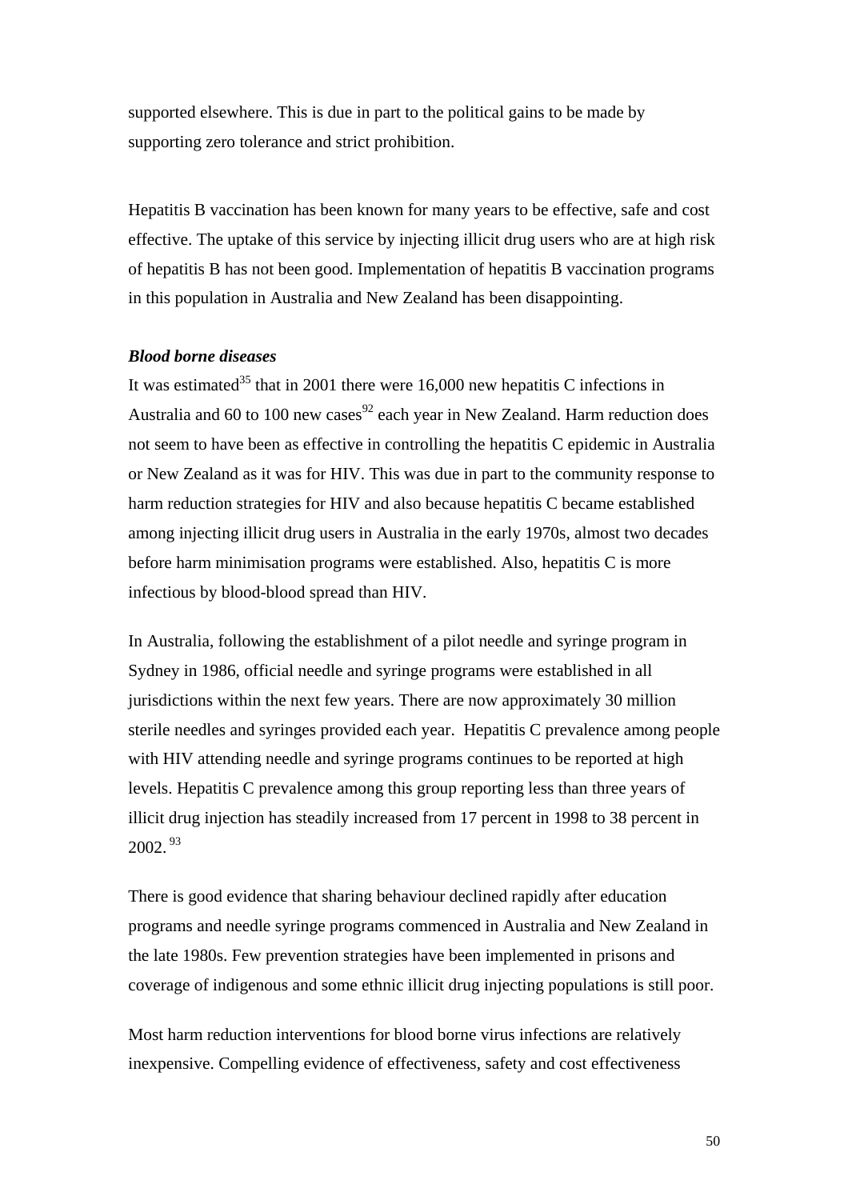supported elsewhere. This is due in part to the political gains to be made by supporting zero tolerance and strict prohibition.

Hepatitis B vaccination has been known for many years to be effective, safe and cost effective. The uptake of this service by injecting illicit drug users who are at high risk of hepatitis B has not been good. Implementation of hepatitis B vaccination programs in this population in Australia and New Zealand has been disappointing.

***Blood borne diseases***

It was estimated[35] that in 2001 there were 16,000 new hepatitis C infections in Australia and 60 to 100 new cases[92] each year in New Zealand. Harm reduction does not seem to have been as effective in controlling the hepatitis C epidemic in Australia or New Zealand as it was for HIV. This was due in part to the community response to harm reduction strategies for HIV and also because hepatitis C became established among injecting illicit drug users in Australia in the early 1970s, almost two decades before harm minimisation programs were established. Also, hepatitis C is more infectious by blood-blood spread than HIV.

In Australia, following the establishment of a pilot needle and syringe program in Sydney in 1986, official needle and syringe programs were established in all jurisdictions within the next few years. There are now approximately 30 million sterile needles and syringes provided each year. Hepatitis C prevalence among people with HIV attending needle and syringe programs continues to be reported at high levels. Hepatitis C prevalence among this group reporting less than three years of illicit drug injection has steadily increased from 17 percent in 1998 to 38 percent in 2002. [93]

There is good evidence that sharing behaviour declined rapidly after education programs and needle syringe programs commenced in Australia and New Zealand in the late 1980s. Few prevention strategies have been implemented in prisons and coverage of indigenous and some ethnic illicit drug injecting populations is still poor.

Most harm reduction interventions for blood borne virus infections are relatively inexpensive. Compelling evidence of effectiveness, safety and cost effectiveness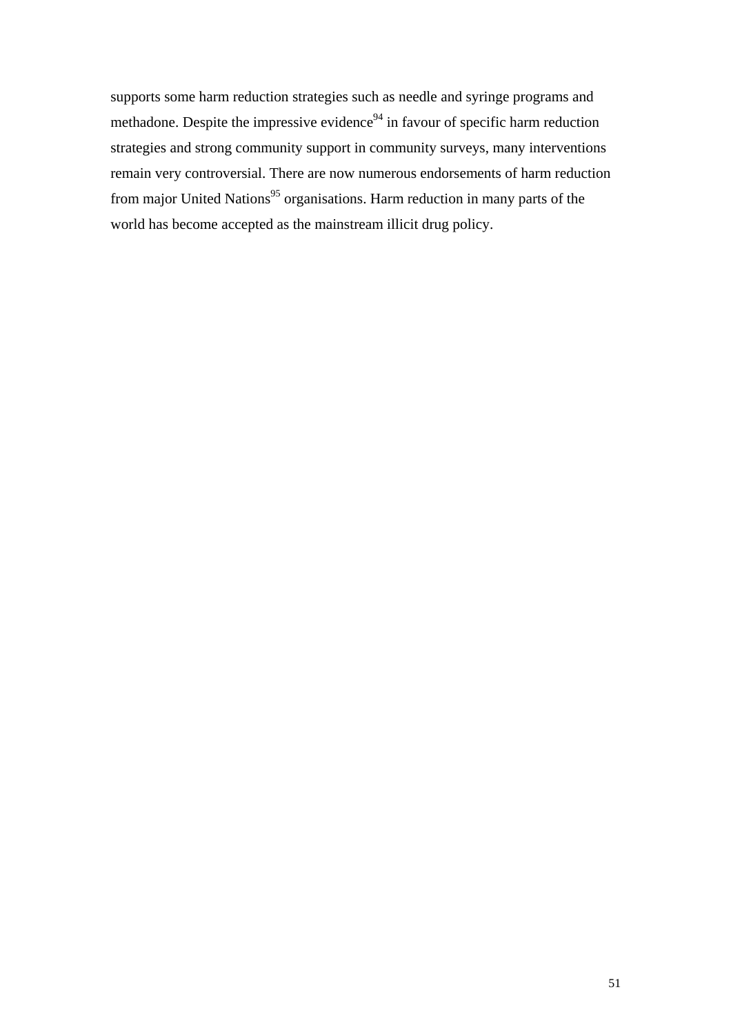supports some harm reduction strategies such as needle and syringe programs and methadone. Despite the impressive evidence[94] in favour of specific harm reduction strategies and strong community support in community surveys, many interventions remain very controversial. There are now numerous endorsements of harm reduction from major United Nations[95] organisations. Harm reduction in many parts of the world has become accepted as the mainstream illicit drug policy.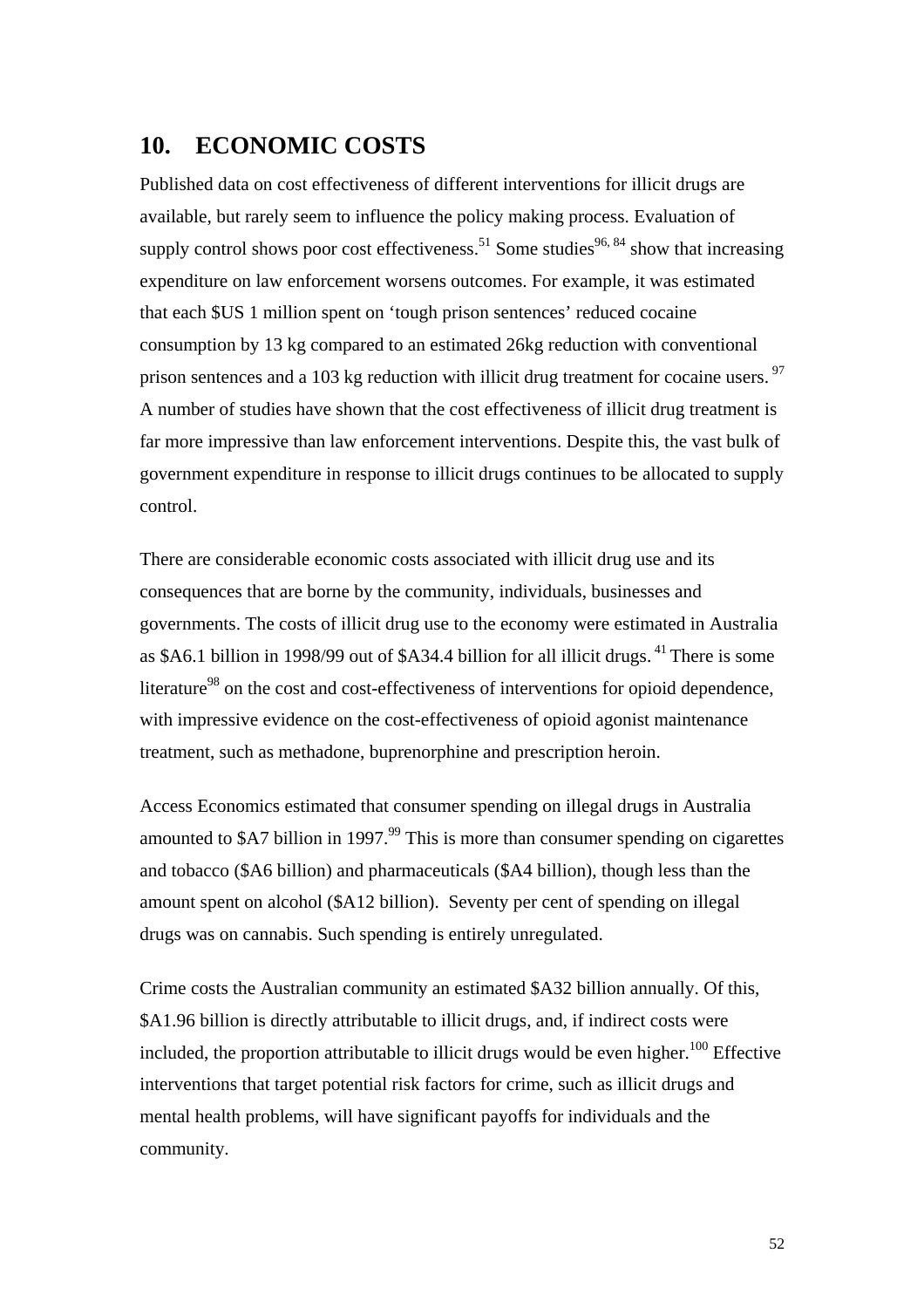# 10. ECONOMIC COSTS

Published data on cost effectiveness of different interventions for illicit drugs are available, but rarely seem to influence the policy making process. Evaluation of supply control shows poor cost effectiveness.[51] Some studies[96, 84] show that increasing expenditure on law enforcement worsens outcomes. For example, it was estimated that each $US 1 million spent on 'tough prison sentences' reduced cocaine consumption by 13 kg compared to an estimated 26kg reduction with conventional prison sentences and a 103 kg reduction with illicit drug treatment for cocaine users.[97] A number of studies have shown that the cost effectiveness of illicit drug treatment is far more impressive than law enforcement interventions. Despite this, the vast bulk of government expenditure in response to illicit drugs continues to be allocated to supply control.

There are considerable economic costs associated with illicit drug use and its consequences that are borne by the community, individuals, businesses and governments. The costs of illicit drug use to the economy were estimated in Australia as $A6.1 billion in 1998/99 out of $A34.4 billion for all illicit drugs.[41] There is some literature[98] on the cost and cost-effectiveness of interventions for opioid dependence, with impressive evidence on the cost-effectiveness of opioid agonist maintenance treatment, such as methadone, buprenorphine and prescription heroin.

Access Economics estimated that consumer spending on illegal drugs in Australia amounted to $A7 billion in 1997.[99] This is more than consumer spending on cigarettes and tobacco ($A6 billion) and pharmaceuticals ($A4 billion), though less than the amount spent on alcohol ($A12 billion). Seventy per cent of spending on illegal drugs was on cannabis. Such spending is entirely unregulated.

Crime costs the Australian community an estimated $A32 billion annually. Of this, $A1.96 billion is directly attributable to illicit drugs, and, if indirect costs were included, the proportion attributable to illicit drugs would be even higher.[100] Effective interventions that target potential risk factors for crime, such as illicit drugs and mental health problems, will have significant payoffs for individuals and the community.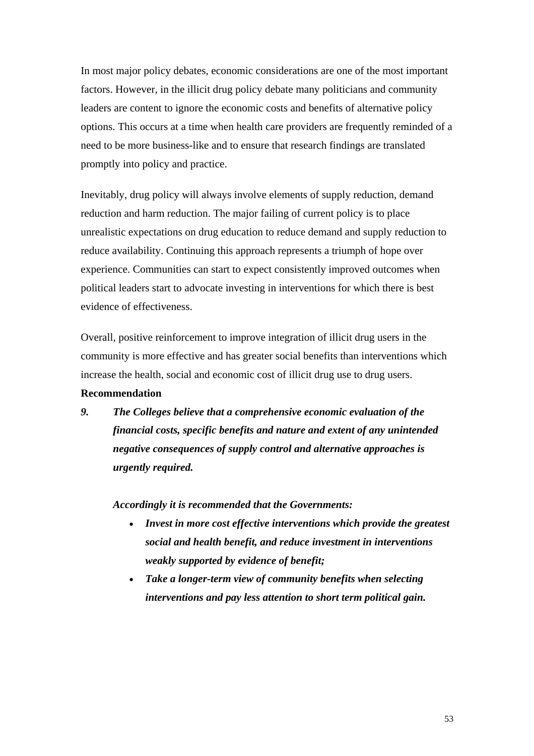In most major policy debates, economic considerations are one of the most important factors. However, in the illicit drug policy debate many politicians and community leaders are content to ignore the economic costs and benefits of alternative policy options. This occurs at a time when health care providers are frequently reminded of a need to be more business-like and to ensure that research findings are translated promptly into policy and practice.

Inevitably, drug policy will always involve elements of supply reduction, demand reduction and harm reduction. The major failing of current policy is to place unrealistic expectations on drug education to reduce demand and supply reduction to reduce availability. Continuing this approach represents a triumph of hope over experience. Communities can start to expect consistently improved outcomes when political leaders start to advocate investing in interventions for which there is best evidence of effectiveness.

Overall, positive reinforcement to improve integration of illicit drug users in the community is more effective and has greater social benefits than interventions which increase the health, social and economic cost of illicit drug use to drug users.

**Recommendation**

***9. The Colleges believe that a comprehensive economic evaluation of the financial costs, specific benefits and nature and extent of any unintended negative consequences of supply control and alternative approaches is urgently required.***

***Accordingly it is recommended that the Governments:***

- ***Invest in more cost effective interventions which provide the greatest social and health benefit, and reduce investment in interventions weakly supported by evidence of benefit;***
- ***Take a longer-term view of community benefits when selecting interventions and pay less attention to short term political gain.***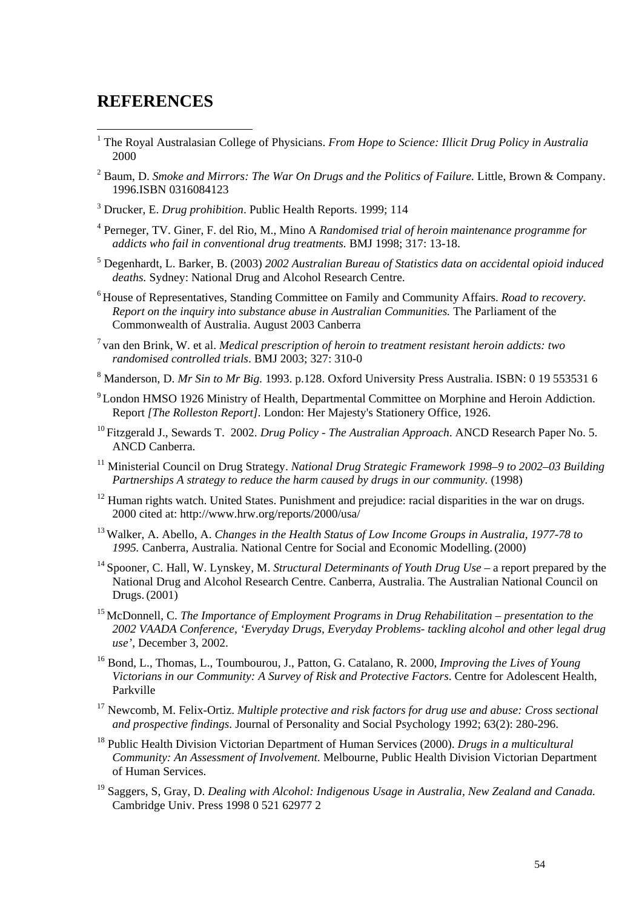## REFERENCES

[1] The Royal Australasian College of Physicians. *From Hope to Science: Illicit Drug Policy in Australia* 2000

[2] Baum, D. *Smoke and Mirrors: The War On Drugs and the Politics of Failure.* Little, Brown & Company. 1996.ISBN 0316084123

[3] Drucker, E. *Drug prohibition*. Public Health Reports. 1999; 114

[4] Perneger, TV. Giner, F. del Rio, M., Mino A *Randomised trial of heroin maintenance programme for addicts who fail in conventional drug treatments.* BMJ 1998; 317: 13-18.

[5] Degenhardt, L. Barker, B. (2003) *2002 Australian Bureau of Statistics data on accidental opioid induced deaths.* Sydney: National Drug and Alcohol Research Centre.

[6] House of Representatives, Standing Committee on Family and Community Affairs. *Road to recovery. Report on the inquiry into substance abuse in Australian Communities.* The Parliament of the Commonwealth of Australia. August 2003 Canberra

[7] van den Brink, W. et al. *Medical prescription of heroin to treatment resistant heroin addicts: two randomised controlled trials*. BMJ 2003; 327: 310-0

[8] Manderson, D. *Mr Sin to Mr Big.* 1993. p.128. Oxford University Press Australia. ISBN: 0 19 553531 6

[9] London HMSO 1926 Ministry of Health, Departmental Committee on Morphine and Heroin Addiction. Report *[The Rolleston Report]*. London: Her Majesty's Stationery Office, 1926.

[10] Fitzgerald J., Sewards T. 2002. *Drug Policy - The Australian Approach*. ANCD Research Paper No. 5. ANCD Canberra.

[11] Ministerial Council on Drug Strategy. *National Drug Strategic Framework 1998–9 to 2002–03 Building Partnerships A strategy to reduce the harm caused by drugs in our community.* (1998)

[12] Human rights watch. United States. Punishment and prejudice: racial disparities in the war on drugs. 2000 cited at: http://www.hrw.org/reports/2000/usa/

[13] Walker, A. Abello, A. *Changes in the Health Status of Low Income Groups in Australia, 1977-78 to 1995.* Canberra, Australia. National Centre for Social and Economic Modelling. (2000)

[14] Spooner, C. Hall, W. Lynskey, M. *Structural Determinants of Youth Drug Use* – a report prepared by the National Drug and Alcohol Research Centre. Canberra, Australia. The Australian National Council on Drugs. (2001)

[15] McDonnell, C. *The Importance of Employment Programs in Drug Rehabilitation – presentation to the 2002 VAADA Conference, 'Everyday Drugs, Everyday Problems- tackling alcohol and other legal drug use'*, December 3, 2002.

[16] Bond, L., Thomas, L., Toumbourou, J., Patton, G. Catalano, R. 2000, *Improving the Lives of Young Victorians in our Community: A Survey of Risk and Protective Factors*. Centre for Adolescent Health, Parkville

[17] Newcomb, M. Felix-Ortiz. *Multiple protective and risk factors for drug use and abuse: Cross sectional and prospective findings*. Journal of Personality and Social Psychology 1992; 63(2): 280-296.

[18] Public Health Division Victorian Department of Human Services (2000). *Drugs in a multicultural Community: An Assessment of Involvement*. Melbourne, Public Health Division Victorian Department of Human Services.

[19] Saggers, S, Gray, D. *Dealing with Alcohol: Indigenous Usage in Australia, New Zealand and Canada.* Cambridge Univ. Press 1998 0 521 62977 2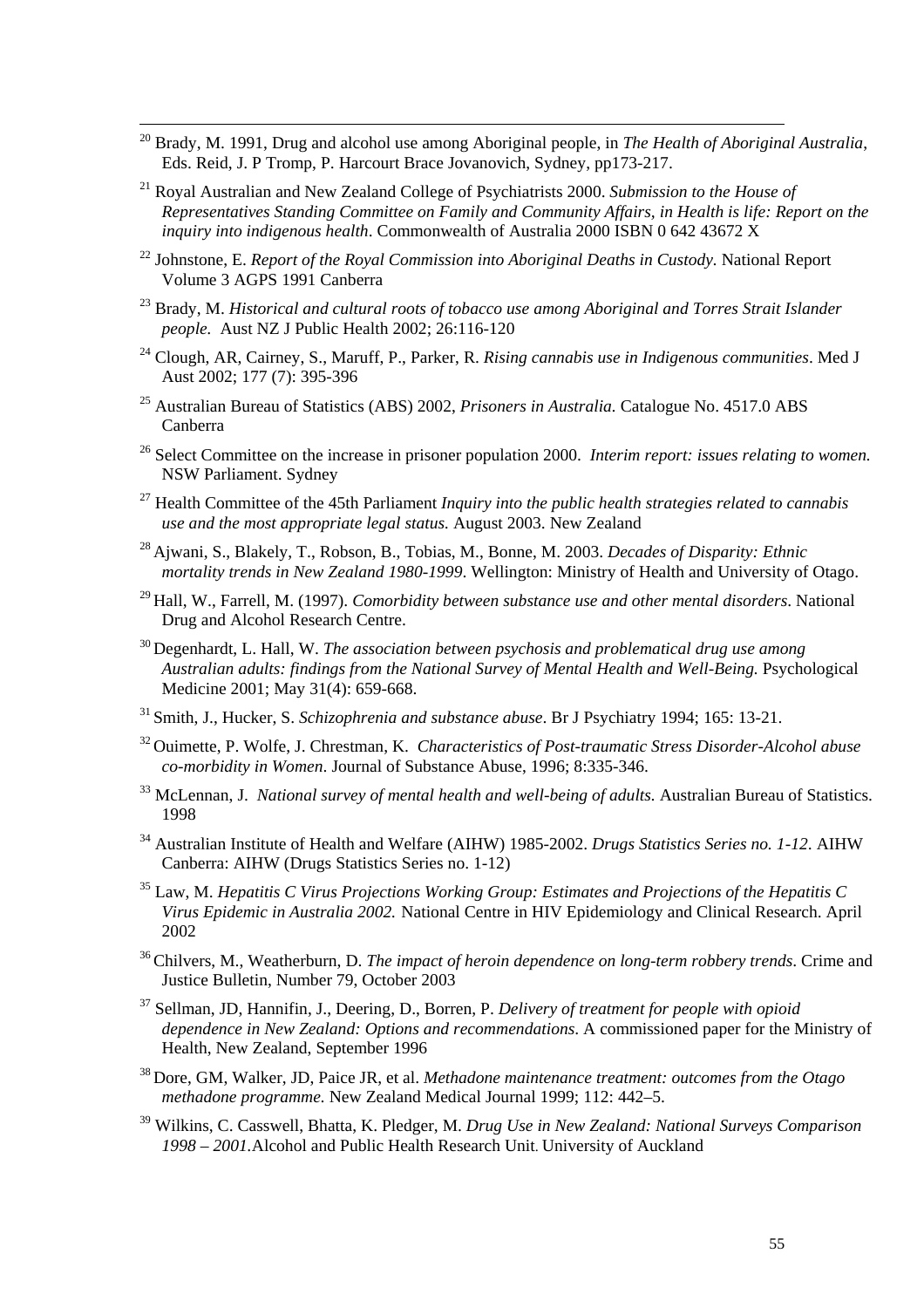[20] Brady, M. 1991, Drug and alcohol use among Aboriginal people, in *The Health of Aboriginal Australia*, Eds. Reid, J. P Tromp, P. Harcourt Brace Jovanovich, Sydney, pp173-217.

[21] Royal Australian and New Zealand College of Psychiatrists 2000. *Submission to the House of Representatives Standing Committee on Family and Community Affairs, in Health is life: Report on the inquiry into indigenous health*. Commonwealth of Australia 2000 ISBN 0 642 43672 X

[22] Johnstone, E. *Report of the Royal Commission into Aboriginal Deaths in Custody*. National Report Volume 3 AGPS 1991 Canberra

[23] Brady, M. *Historical and cultural roots of tobacco use among Aboriginal and Torres Strait Islander people.* Aust NZ J Public Health 2002; 26:116-120

[24] Clough, AR, Cairney, S., Maruff, P., Parker, R. *Rising cannabis use in Indigenous communities*. Med J Aust 2002; 177 (7): 395-396

[25] Australian Bureau of Statistics (ABS) 2002, *Prisoners in Australia.* Catalogue No. 4517.0 ABS Canberra

[26] Select Committee on the increase in prisoner population 2000. *Interim report: issues relating to women.* NSW Parliament. Sydney

[27] Health Committee of the 45th Parliament *Inquiry into the public health strategies related to cannabis use and the most appropriate legal status.* August 2003. New Zealand

[28] Ajwani, S., Blakely, T., Robson, B., Tobias, M., Bonne, M. 2003. *Decades of Disparity: Ethnic mortality trends in New Zealand 1980-1999*. Wellington: Ministry of Health and University of Otago.

[29] Hall, W., Farrell, M. (1997). *Comorbidity between substance use and other mental disorders*. National Drug and Alcohol Research Centre.

[30] Degenhardt, L. Hall, W. *The association between psychosis and problematical drug use among Australian adults: findings from the National Survey of Mental Health and Well-Being.* Psychological Medicine 2001; May 31(4): 659-668.

[31] Smith, J., Hucker, S. *Schizophrenia and substance abuse*. Br J Psychiatry 1994; 165: 13-21.

[32] Ouimette, P. Wolfe, J. Chrestman, K. *Characteristics of Post-traumatic Stress Disorder-Alcohol abuse co-morbidity in Women*. Journal of Substance Abuse, 1996; 8:335-346.

[33] McLennan, J. *National survey of mental health and well-being of adults.* Australian Bureau of Statistics. 1998

[34] Australian Institute of Health and Welfare (AIHW) 1985-2002. *Drugs Statistics Series no. 1-12*. AIHW Canberra: AIHW (Drugs Statistics Series no. 1-12)

[35] Law, M. *Hepatitis C Virus Projections Working Group: Estimates and Projections of the Hepatitis C Virus Epidemic in Australia 2002.* National Centre in HIV Epidemiology and Clinical Research. April 2002

[36] Chilvers, M., Weatherburn, D. *The impact of heroin dependence on long-term robbery trends*. Crime and Justice Bulletin, Number 79, October 2003

[37] Sellman, JD, Hannifin, J., Deering, D., Borren, P. *Delivery of treatment for people with opioid dependence in New Zealand: Options and recommendations*. A commissioned paper for the Ministry of Health, New Zealand, September 1996

[38] Dore, GM, Walker, JD, Paice JR, et al. *Methadone maintenance treatment: outcomes from the Otago methadone programme.* New Zealand Medical Journal 1999; 112: 442–5.

[39] Wilkins, C. Casswell, Bhatta, K. Pledger, M. *Drug Use in New Zealand: National Surveys Comparison 1998 – 2001.*Alcohol and Public Health Research Unit. University of Auckland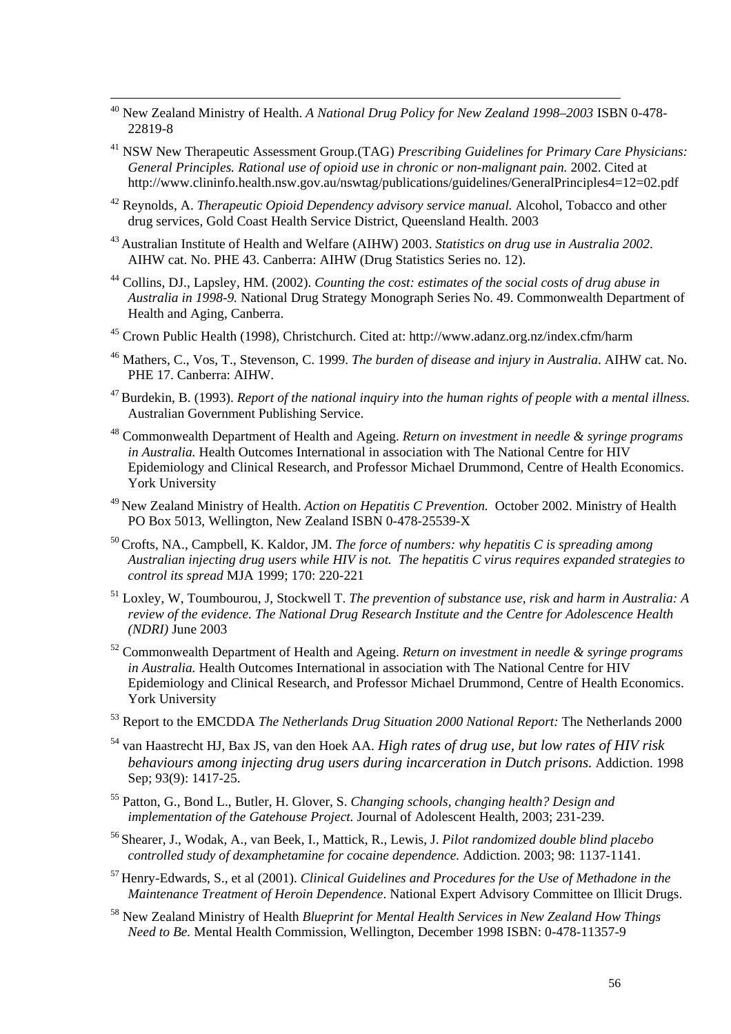[40] New Zealand Ministry of Health. *A National Drug Policy for New Zealand 1998–2003* ISBN 0-478-22819-8

[41] NSW New Therapeutic Assessment Group.(TAG) *Prescribing Guidelines for Primary Care Physicians: General Principles. Rational use of opioid use in chronic or non-malignant pain.* 2002. Cited at http://www.clininfo.health.nsw.gov.au/nswtag/publications/guidelines/GeneralPrinciples4=12=02.pdf

[42] Reynolds, A. *Therapeutic Opioid Dependency advisory service manual.* Alcohol, Tobacco and other drug services, Gold Coast Health Service District, Queensland Health. 2003

[43] Australian Institute of Health and Welfare (AIHW) 2003. *Statistics on drug use in Australia 2002*. AIHW cat. No. PHE 43. Canberra: AIHW (Drug Statistics Series no. 12).

[44] Collins, DJ., Lapsley, HM. (2002). *Counting the cost: estimates of the social costs of drug abuse in Australia in 1998-9.* National Drug Strategy Monograph Series No. 49. Commonwealth Department of Health and Aging, Canberra.

[45] Crown Public Health (1998), Christchurch. Cited at: http://www.adanz.org.nz/index.cfm/harm

[46] Mathers, C., Vos, T., Stevenson, C. 1999. *The burden of disease and injury in Australia*. AIHW cat. No. PHE 17. Canberra: AIHW.

[47] Burdekin, B. (1993). *Report of the national inquiry into the human rights of people with a mental illness.* Australian Government Publishing Service.

[48] Commonwealth Department of Health and Ageing. *Return on investment in needle & syringe programs in Australia.* Health Outcomes International in association with The National Centre for HIV Epidemiology and Clinical Research, and Professor Michael Drummond, Centre of Health Economics. York University

[49] New Zealand Ministry of Health. *Action on Hepatitis C Prevention.* October 2002. Ministry of Health PO Box 5013, Wellington, New Zealand ISBN 0-478-25539-X

[50] Crofts, NA., Campbell, K. Kaldor, JM. *The force of numbers: why hepatitis C is spreading among Australian injecting drug users while HIV is not. The hepatitis C virus requires expanded strategies to control its spread* MJA 1999; 170: 220-221

[51] Loxley, W, Toumbourou, J, Stockwell T. *The prevention of substance use, risk and harm in Australia: A review of the evidence. The National Drug Research Institute and the Centre for Adolescence Health (NDRI)* June 2003

[52] Commonwealth Department of Health and Ageing. *Return on investment in needle & syringe programs in Australia.* Health Outcomes International in association with The National Centre for HIV Epidemiology and Clinical Research, and Professor Michael Drummond, Centre of Health Economics. York University

[53] Report to the EMCDDA *The Netherlands Drug Situation 2000 National Report:* The Netherlands 2000

[54] van Haastrecht HJ, Bax JS, van den Hoek AA. *High rates of drug use, but low rates of HIV risk behaviours among injecting drug users during incarceration in Dutch prisons.* Addiction. 1998 Sep; 93(9): 1417-25.

[55] Patton, G., Bond L., Butler, H. Glover, S. *Changing schools, changing health? Design and implementation of the Gatehouse Project.* Journal of Adolescent Health, 2003; 231-239.

[56] Shearer, J., Wodak, A., van Beek, I., Mattick, R., Lewis, J. *Pilot randomized double blind placebo controlled study of dexamphetamine for cocaine dependence.* Addiction. 2003; 98: 1137-1141.

[57] Henry-Edwards, S., et al (2001). *Clinical Guidelines and Procedures for the Use of Methadone in the Maintenance Treatment of Heroin Dependence*. National Expert Advisory Committee on Illicit Drugs.

[58] New Zealand Ministry of Health *Blueprint for Mental Health Services in New Zealand How Things Need to Be.* Mental Health Commission, Wellington, December 1998 ISBN: 0-478-11357-9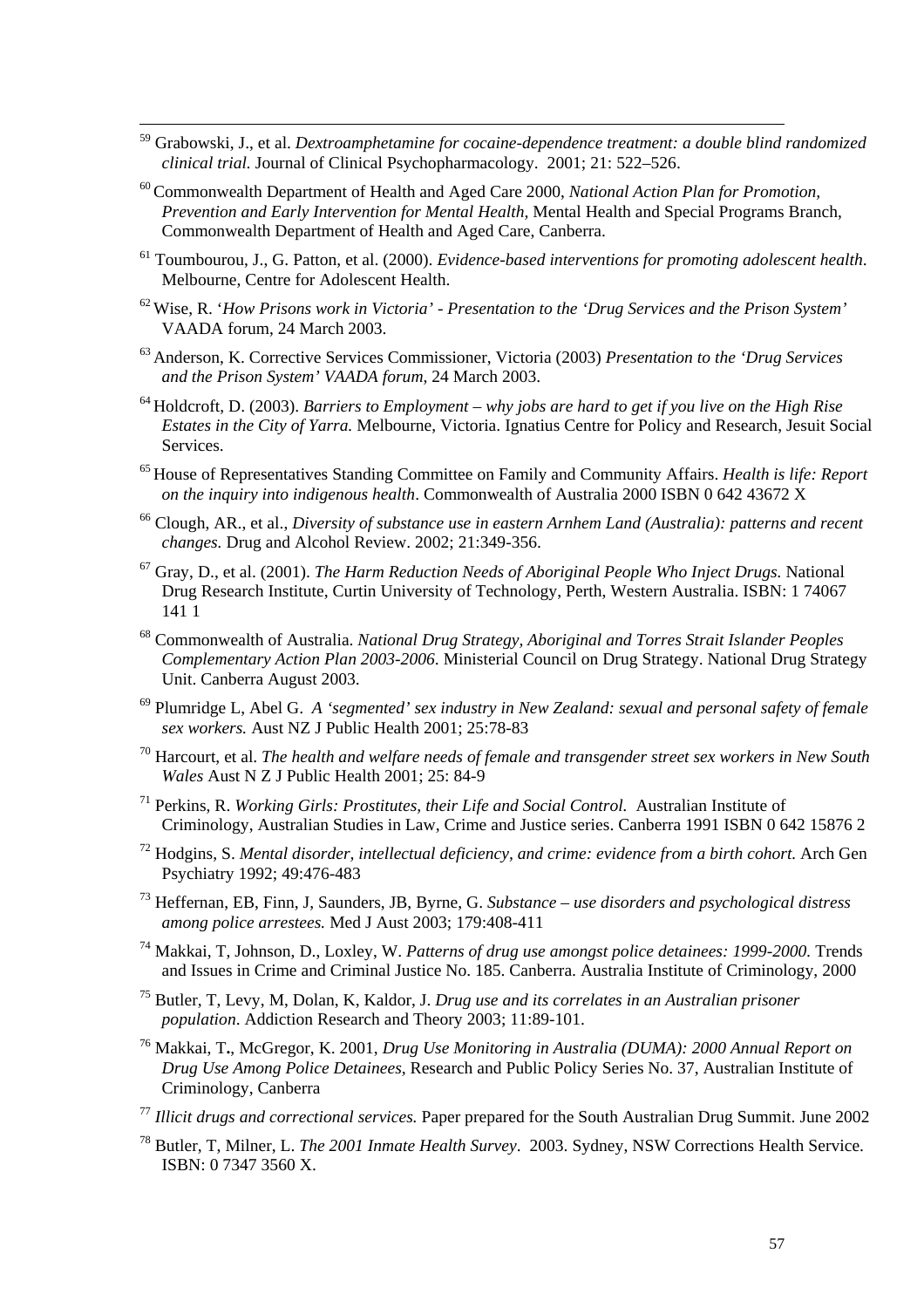[59] Grabowski, J., et al. *Dextroamphetamine for cocaine-dependence treatment: a double blind randomized clinical trial.* Journal of Clinical Psychopharmacology. 2001; 21: 522–526.

[60] Commonwealth Department of Health and Aged Care 2000, *National Action Plan for Promotion, Prevention and Early Intervention for Mental Health*, Mental Health and Special Programs Branch, Commonwealth Department of Health and Aged Care, Canberra.

[61] Toumbourou, J., G. Patton, et al. (2000). *Evidence-based interventions for promoting adolescent health*. Melbourne, Centre for Adolescent Health.

[62] Wise, R. '*How Prisons work in Victoria' - Presentation to the 'Drug Services and the Prison System'* VAADA forum, 24 March 2003.

[63] Anderson, K. Corrective Services Commissioner, Victoria (2003) *Presentation to the 'Drug Services and the Prison System' VAADA forum,* 24 March 2003.

[64] Holdcroft, D. (2003). *Barriers to Employment – why jobs are hard to get if you live on the High Rise Estates in the City of Yarra.* Melbourne, Victoria. Ignatius Centre for Policy and Research, Jesuit Social Services.

[65] House of Representatives Standing Committee on Family and Community Affairs. *Health is life: Report on the inquiry into indigenous health*. Commonwealth of Australia 2000 ISBN 0 642 43672 X

[66] Clough, AR., et al., *Diversity of substance use in eastern Arnhem Land (Australia): patterns and recent changes.* Drug and Alcohol Review. 2002; 21:349-356.

[67] Gray, D., et al. (2001). *The Harm Reduction Needs of Aboriginal People Who Inject Drugs.* National Drug Research Institute, Curtin University of Technology, Perth, Western Australia. ISBN: 1 74067 141 1

[68] Commonwealth of Australia. *National Drug Strategy, Aboriginal and Torres Strait Islander Peoples Complementary Action Plan 2003-2006*. Ministerial Council on Drug Strategy. National Drug Strategy Unit. Canberra August 2003.

[69] Plumridge L, Abel G. *A 'segmented' sex industry in New Zealand: sexual and personal safety of female sex workers.* Aust NZ J Public Health 2001; 25:78-83

[70] Harcourt, et al. *The health and welfare needs of female and transgender street sex workers in New South Wales* Aust N Z J Public Health 2001; 25: 84-9

[71] Perkins, R. *Working Girls: Prostitutes, their Life and Social Control.* Australian Institute of Criminology, Australian Studies in Law, Crime and Justice series. Canberra 1991 ISBN 0 642 15876 2

[72] Hodgins, S. *Mental disorder, intellectual deficiency, and crime: evidence from a birth cohort.* Arch Gen Psychiatry 1992; 49:476-483

[73] Heffernan, EB, Finn, J, Saunders, JB, Byrne, G. *Substance – use disorders and psychological distress among police arrestees.* Med J Aust 2003; 179:408-411

[74] Makkai, T, Johnson, D., Loxley, W. *Patterns of drug use amongst police detainees: 1999-2000.* Trends and Issues in Crime and Criminal Justice No. 185. Canberra. Australia Institute of Criminology, 2000

[75] Butler, T, Levy, M, Dolan, K, Kaldor, J. *Drug use and its correlates in an Australian prisoner population*. Addiction Research and Theory 2003; 11:89-101.

[76] Makkai, T**.**, McGregor, K. 2001, *Drug Use Monitoring in Australia (DUMA): 2000 Annual Report on Drug Use Among Police Detainees*, Research and Public Policy Series No. 37, Australian Institute of Criminology, Canberra

[77] *Illicit drugs and correctional services.* Paper prepared for the South Australian Drug Summit. June 2002

[78] Butler, T, Milner, L. *The 2001 Inmate Health Survey*. 2003. Sydney, NSW Corrections Health Service. ISBN: 0 7347 3560 X.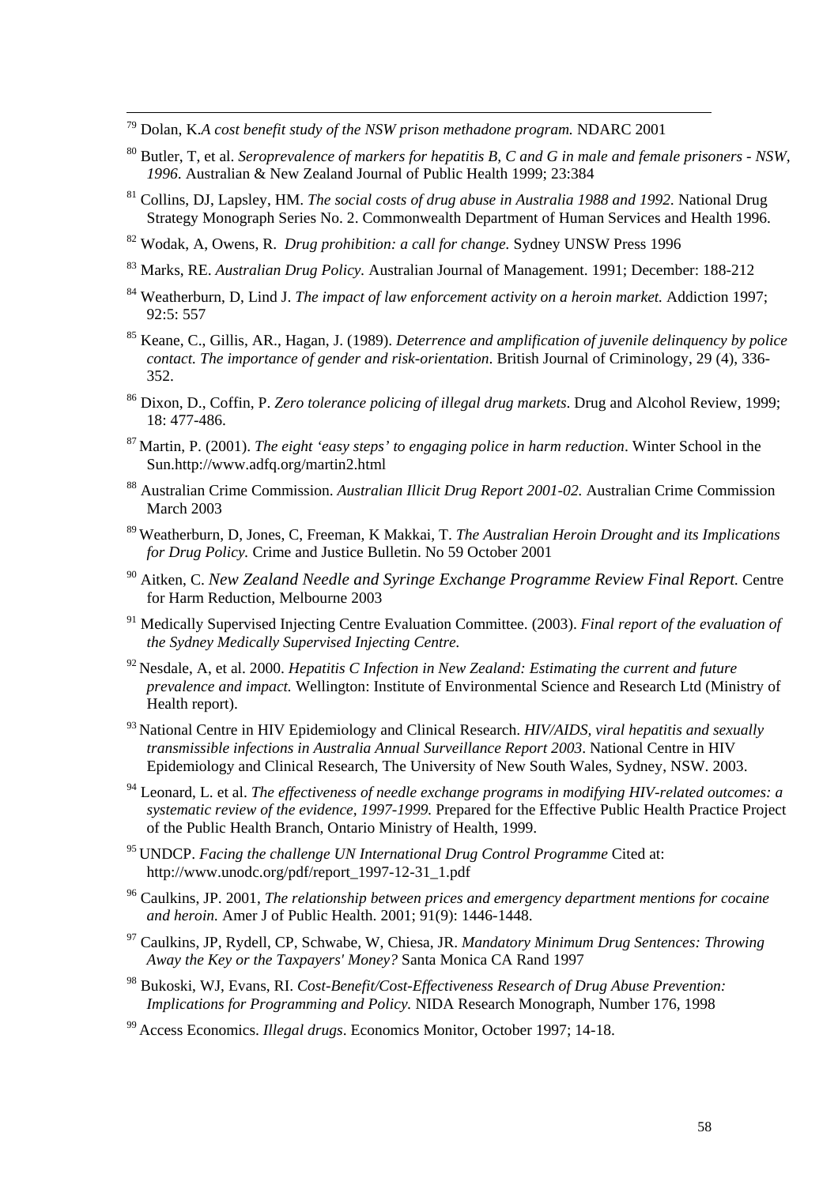[79] Dolan, K.*A cost benefit study of the NSW prison methadone program.* NDARC 2001

[80] Butler, T, et al. *Seroprevalence of markers for hepatitis B, C and G in male and female prisoners - NSW, 1996*. Australian & New Zealand Journal of Public Health 1999; 23:384

[81] Collins, DJ, Lapsley, HM. *The social costs of drug abuse in Australia 1988 and 1992.* National Drug Strategy Monograph Series No. 2. Commonwealth Department of Human Services and Health 1996.

[82] Wodak, A, Owens, R. *Drug prohibition: a call for change.* Sydney UNSW Press 1996

[83] Marks, RE. *Australian Drug Policy.* Australian Journal of Management. 1991; December: 188-212

[84] Weatherburn, D, Lind J. *The impact of law enforcement activity on a heroin market.* Addiction 1997; 92:5: 557

[85] Keane, C., Gillis, AR., Hagan, J. (1989). *Deterrence and amplification of juvenile delinquency by police contact. The importance of gender and risk-orientation*. British Journal of Criminology, 29 (4), 336-352.

[86] Dixon, D., Coffin, P. *Zero tolerance policing of illegal drug markets*. Drug and Alcohol Review, 1999; 18: 477-486.

[87] Martin, P. (2001). *The eight 'easy steps' to engaging police in harm reduction*. Winter School in the Sun.http://www.adfq.org/martin2.html

[88] Australian Crime Commission. *Australian Illicit Drug Report 2001-02.* Australian Crime Commission March 2003

[89] Weatherburn, D, Jones, C, Freeman, K Makkai, T. *The Australian Heroin Drought and its Implications for Drug Policy.* Crime and Justice Bulletin. No 59 October 2001

[90] Aitken, C. *New Zealand Needle and Syringe Exchange Programme Review Final Report.* Centre for Harm Reduction, Melbourne 2003

[91] Medically Supervised Injecting Centre Evaluation Committee. (2003). *Final report of the evaluation of the Sydney Medically Supervised Injecting Centre.*

[92] Nesdale, A, et al. 2000. *Hepatitis C Infection in New Zealand: Estimating the current and future prevalence and impact.* Wellington: Institute of Environmental Science and Research Ltd (Ministry of Health report).

[93] National Centre in HIV Epidemiology and Clinical Research. *HIV/AIDS, viral hepatitis and sexually transmissible infections in Australia Annual Surveillance Report 2003*. National Centre in HIV Epidemiology and Clinical Research, The University of New South Wales, Sydney, NSW. 2003.

[94] Leonard, L. et al. *The effectiveness of needle exchange programs in modifying HIV-related outcomes: a systematic review of the evidence, 1997-1999.* Prepared for the Effective Public Health Practice Project of the Public Health Branch, Ontario Ministry of Health, 1999.

[95] UNDCP. *Facing the challenge UN International Drug Control Programme* Cited at: http://www.unodc.org/pdf/report_1997-12-31_1.pdf

[96] Caulkins, JP. 2001, *The relationship between prices and emergency department mentions for cocaine and heroin.* Amer J of Public Health. 2001; 91(9): 1446-1448.

[97] Caulkins, JP, Rydell, CP, Schwabe, W, Chiesa, JR. *Mandatory Minimum Drug Sentences: Throwing Away the Key or the Taxpayers' Money?* Santa Monica CA Rand 1997

[98] Bukoski, WJ, Evans, RI. *Cost-Benefit/Cost-Effectiveness Research of Drug Abuse Prevention: Implications for Programming and Policy.* NIDA Research Monograph, Number 176, 1998

[99] Access Economics. *Illegal drugs*. Economics Monitor, October 1997; 14-18.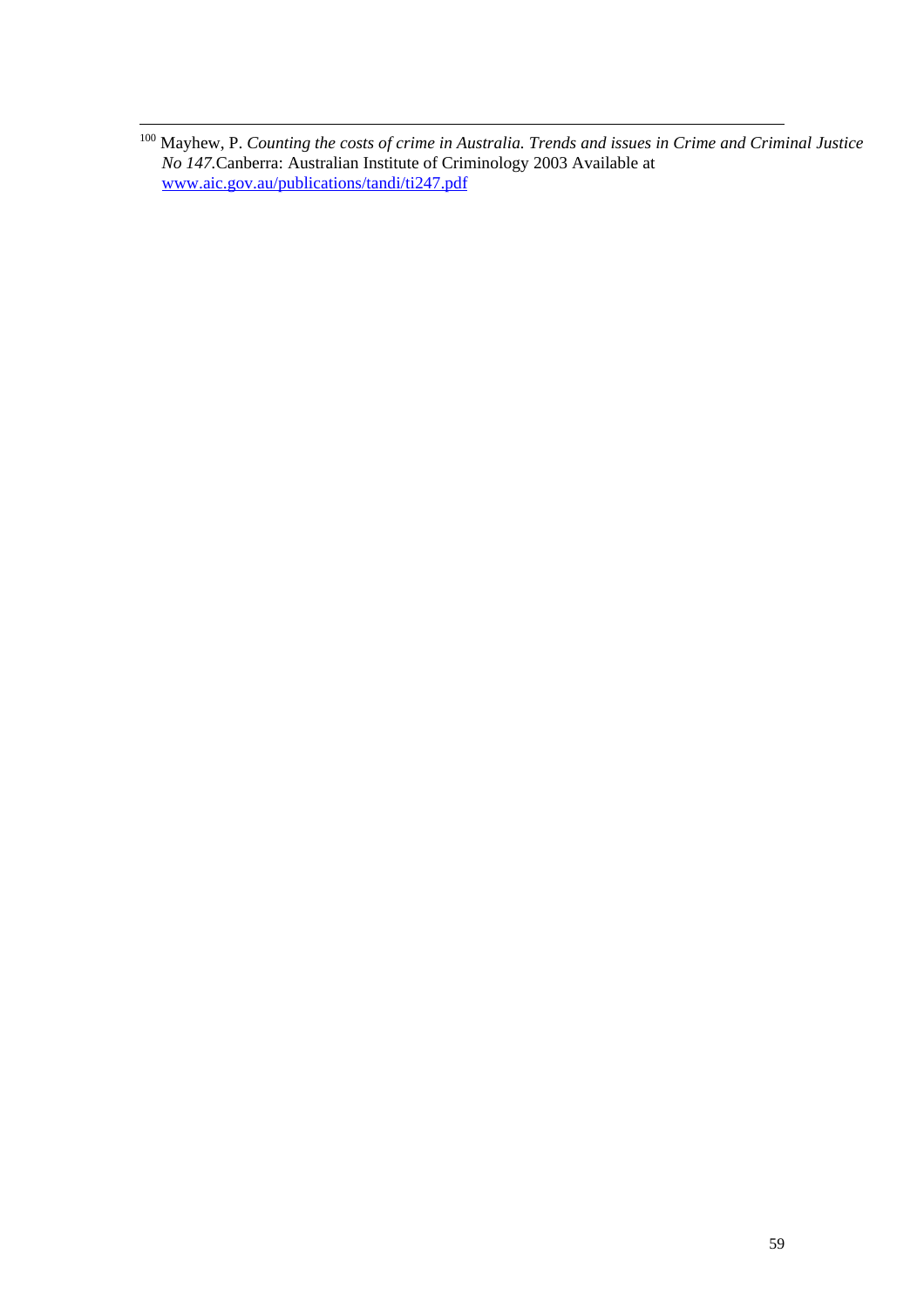[100] Mayhew, P. *Counting the costs of crime in Australia. Trends and issues in Crime and Criminal Justice No 147.*Canberra: Australian Institute of Criminology 2003 Available at www.aic.gov.au/publications/tandi/ti247.pdf